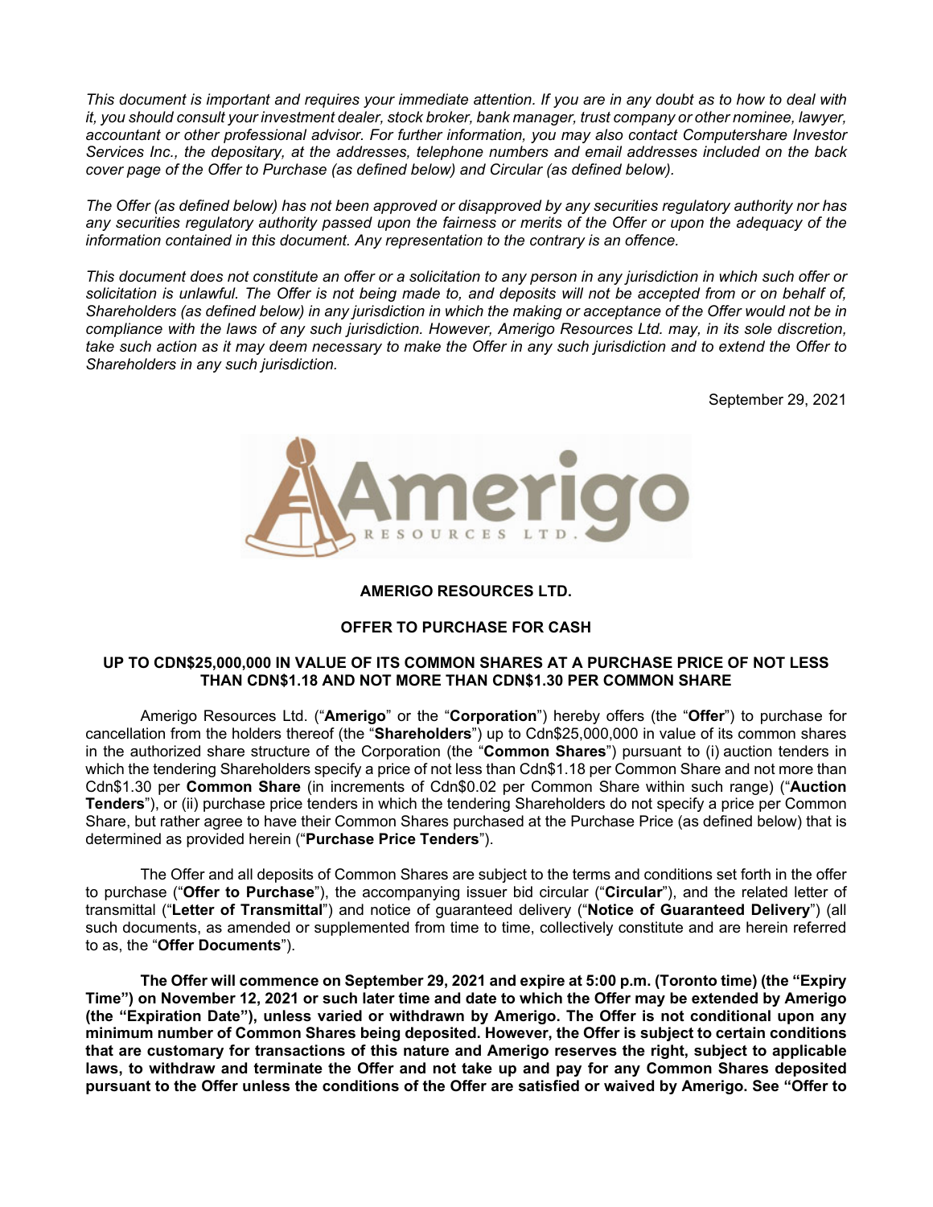*This document is important and requires your immediate attention. If you are in any doubt as to how to deal with it, you should consult your investment dealer, stock broker, bank manager, trust company or other nominee, lawyer, accountant or other professional advisor. For further information, you may also contact Computershare Investor Services Inc., the depositary, at the addresses, telephone numbers and email addresses included on the back cover page of the Offer to Purchase (as defined below) and Circular (as defined below).*

*The Offer (as defined below) has not been approved or disapproved by any securities regulatory authority nor has any securities regulatory authority passed upon the fairness or merits of the Offer or upon the adequacy of the information contained in this document. Any representation to the contrary is an offence.*

*This document does not constitute an offer or a solicitation to any person in any jurisdiction in which such offer or solicitation is unlawful. The Offer is not being made to, and deposits will not be accepted from or on behalf of, Shareholders (as defined below) in any jurisdiction in which the making or acceptance of the Offer would not be in compliance with the laws of any such jurisdiction. However, Amerigo Resources Ltd. may, in its sole discretion, take such action as it may deem necessary to make the Offer in any such jurisdiction and to extend the Offer to Shareholders in any such jurisdiction.*

September 29, 2021

**AMERIGO RESOURCES LTD.**

**OFFER TO PURCHASE FOR CASH**

**UP TO CDN$25,000,000 IN VALUE OF ITS COMMON SHARES AT A PURCHASE PRICE OF NOT LESS THAN CDN$1.18 AND NOT MORE THAN CDN$1.30 PER COMMON SHARE**

Amerigo Resources Ltd. ("**Amerigo**" or the "**Corporation**") hereby offers (the "**Offer**") to purchase for cancellation from the holders thereof (the "**Shareholders**") up to Cdn$25,000,000 in value of its common shares in the authorized share structure of the Corporation (the "**Common Shares**") pursuant to (i) auction tenders in which the tendering Shareholders specify a price of not less than Cdn$1.18 per Common Share and not more than Cdn$1.30 per **Common Share** (in increments of Cdn$0.02 per Common Share within such range) ("**Auction Tenders**"), or (ii) purchase price tenders in which the tendering Shareholders do not specify a price per Common Share, but rather agree to have their Common Shares purchased at the Purchase Price (as defined below) that is determined as provided herein ("**Purchase Price Tenders**").

The Offer and all deposits of Common Shares are subject to the terms and conditions set forth in the offer to purchase ("**Offer to Purchase**"), the accompanying issuer bid circular ("**Circular**"), and the related letter of transmittal ("**Letter of Transmittal**") and notice of guaranteed delivery ("**Notice of Guaranteed Delivery**") (all such documents, as amended or supplemented from time to time, collectively constitute and are herein referred to as, the "**Offer Documents**").

**The Offer will commence on September 29, 2021 and expire at 5:00 p.m. (Toronto time) (the "Expiry Time") on November 12, 2021 or such later time and date to which the Offer may be extended by Amerigo (the "Expiration Date"), unless varied or withdrawn by Amerigo. The Offer is not conditional upon any minimum number of Common Shares being deposited. However, the Offer is subject to certain conditions that are customary for transactions of this nature and Amerigo reserves the right, subject to applicable laws, to withdraw and terminate the Offer and not take up and pay for any Common Shares deposited pursuant to the Offer unless the conditions of the Offer are satisfied or waived by Amerigo. See "Offer to**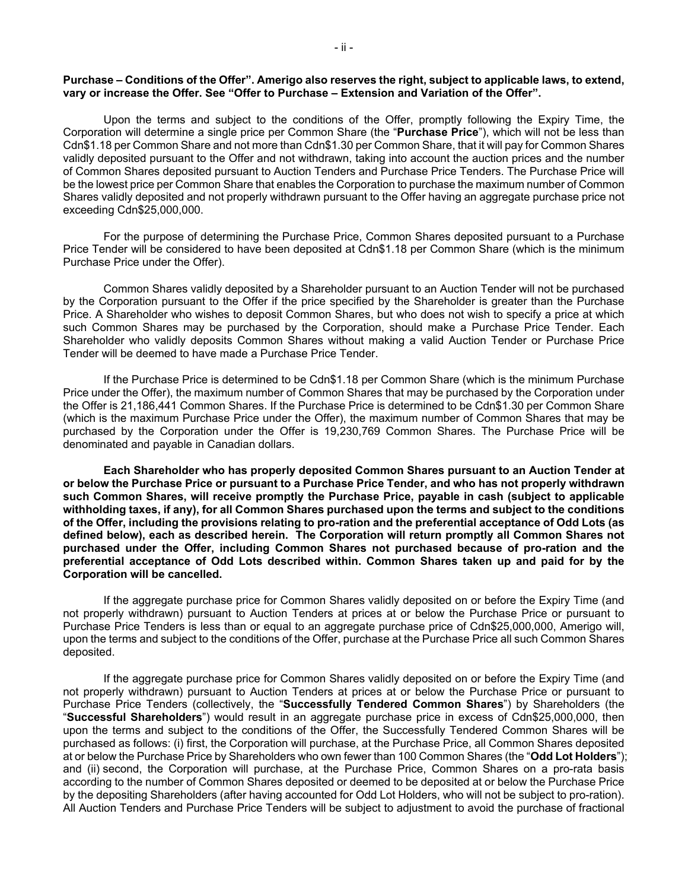**Purchase – Conditions of the Offer". Amerigo also reserves the right, subject to applicable laws, to extend, vary or increase the Offer. See "Offer to Purchase – Extension and Variation of the Offer".**

Upon the terms and subject to the conditions of the Offer, promptly following the Expiry Time, the Corporation will determine a single price per Common Share (the "**Purchase Price**"), which will not be less than Cdn$1.18 per Common Share and not more than Cdn$1.30 per Common Share, that it will pay for Common Shares validly deposited pursuant to the Offer and not withdrawn, taking into account the auction prices and the number of Common Shares deposited pursuant to Auction Tenders and Purchase Price Tenders. The Purchase Price will be the lowest price per Common Share that enables the Corporation to purchase the maximum number of Common Shares validly deposited and not properly withdrawn pursuant to the Offer having an aggregate purchase price not exceeding Cdn$25,000,000.

For the purpose of determining the Purchase Price, Common Shares deposited pursuant to a Purchase Price Tender will be considered to have been deposited at Cdn$1.18 per Common Share (which is the minimum Purchase Price under the Offer).

Common Shares validly deposited by a Shareholder pursuant to an Auction Tender will not be purchased by the Corporation pursuant to the Offer if the price specified by the Shareholder is greater than the Purchase Price. A Shareholder who wishes to deposit Common Shares, but who does not wish to specify a price at which such Common Shares may be purchased by the Corporation, should make a Purchase Price Tender. Each Shareholder who validly deposits Common Shares without making a valid Auction Tender or Purchase Price Tender will be deemed to have made a Purchase Price Tender.

If the Purchase Price is determined to be Cdn$1.18 per Common Share (which is the minimum Purchase Price under the Offer), the maximum number of Common Shares that may be purchased by the Corporation under the Offer is 21,186,441 Common Shares. If the Purchase Price is determined to be Cdn$1.30 per Common Share (which is the maximum Purchase Price under the Offer), the maximum number of Common Shares that may be purchased by the Corporation under the Offer is 19,230,769 Common Shares. The Purchase Price will be denominated and payable in Canadian dollars.

**Each Shareholder who has properly deposited Common Shares pursuant to an Auction Tender at or below the Purchase Price or pursuant to a Purchase Price Tender, and who has not properly withdrawn such Common Shares, will receive promptly the Purchase Price, payable in cash (subject to applicable withholding taxes, if any), for all Common Shares purchased upon the terms and subject to the conditions of the Offer, including the provisions relating to pro-ration and the preferential acceptance of Odd Lots (as defined below), each as described herein. The Corporation will return promptly all Common Shares not purchased under the Offer, including Common Shares not purchased because of pro-ration and the preferential acceptance of Odd Lots described within. Common Shares taken up and paid for by the Corporation will be cancelled.**

If the aggregate purchase price for Common Shares validly deposited on or before the Expiry Time (and not properly withdrawn) pursuant to Auction Tenders at prices at or below the Purchase Price or pursuant to Purchase Price Tenders is less than or equal to an aggregate purchase price of Cdn$25,000,000, Amerigo will, upon the terms and subject to the conditions of the Offer, purchase at the Purchase Price all such Common Shares deposited.

If the aggregate purchase price for Common Shares validly deposited on or before the Expiry Time (and not properly withdrawn) pursuant to Auction Tenders at prices at or below the Purchase Price or pursuant to Purchase Price Tenders (collectively, the "**Successfully Tendered Common Shares**") by Shareholders (the "**Successful Shareholders**") would result in an aggregate purchase price in excess of Cdn$25,000,000, then upon the terms and subject to the conditions of the Offer, the Successfully Tendered Common Shares will be purchased as follows: (i) first, the Corporation will purchase, at the Purchase Price, all Common Shares deposited at or below the Purchase Price by Shareholders who own fewer than 100 Common Shares (the "**Odd Lot Holders**"); and (ii) second, the Corporation will purchase, at the Purchase Price, Common Shares on a pro-rata basis according to the number of Common Shares deposited or deemed to be deposited at or below the Purchase Price by the depositing Shareholders (after having accounted for Odd Lot Holders, who will not be subject to pro-ration). All Auction Tenders and Purchase Price Tenders will be subject to adjustment to avoid the purchase of fractional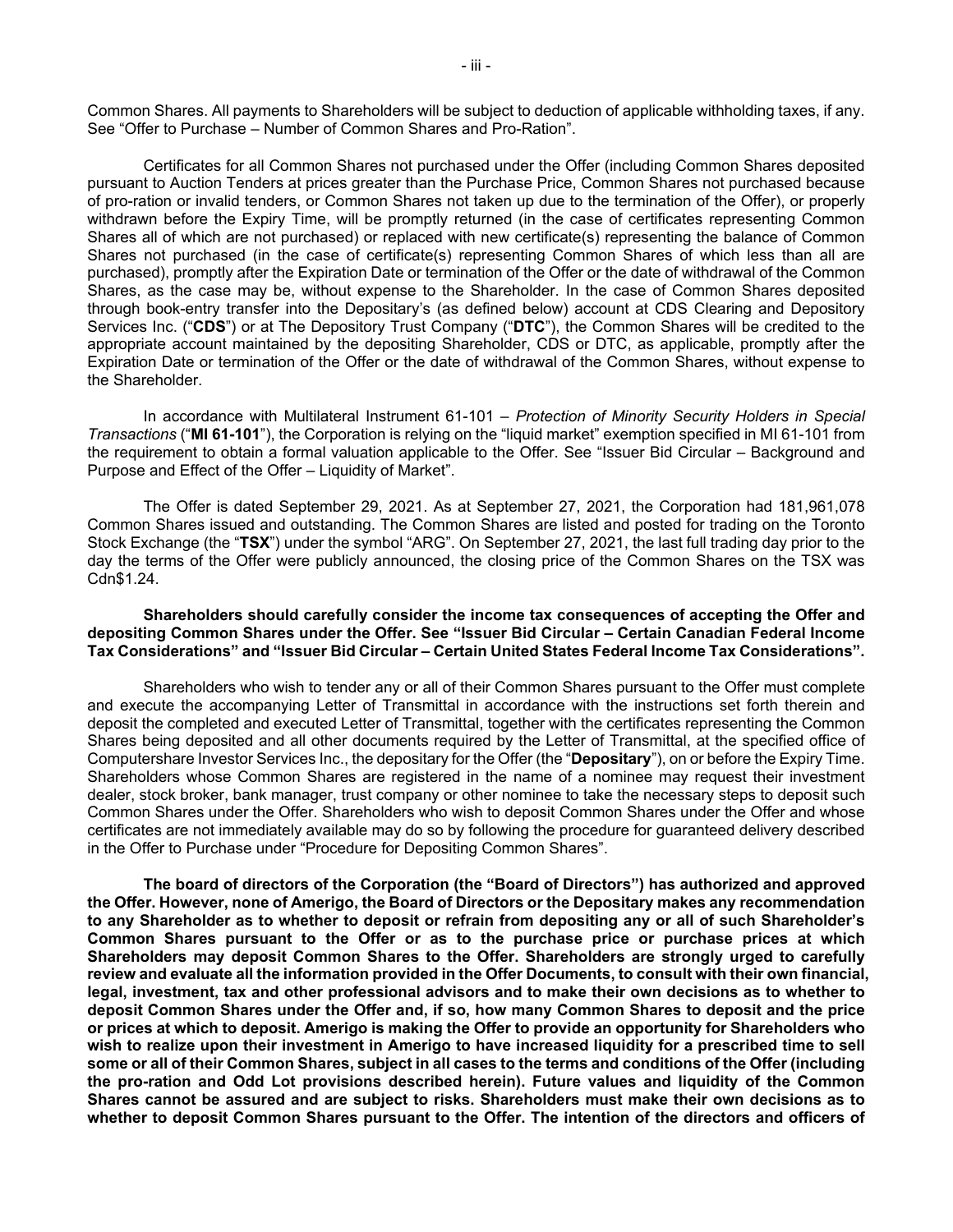Common Shares. All payments to Shareholders will be subject to deduction of applicable withholding taxes, if any. See "Offer to Purchase – Number of Common Shares and Pro-Ration".

Certificates for all Common Shares not purchased under the Offer (including Common Shares deposited pursuant to Auction Tenders at prices greater than the Purchase Price, Common Shares not purchased because of pro-ration or invalid tenders, or Common Shares not taken up due to the termination of the Offer), or properly withdrawn before the Expiry Time, will be promptly returned (in the case of certificates representing Common Shares all of which are not purchased) or replaced with new certificate(s) representing the balance of Common Shares not purchased (in the case of certificate(s) representing Common Shares of which less than all are purchased), promptly after the Expiration Date or termination of the Offer or the date of withdrawal of the Common Shares, as the case may be, without expense to the Shareholder. In the case of Common Shares deposited through book-entry transfer into the Depositary's (as defined below) account at CDS Clearing and Depository Services Inc. ("**CDS**") or at The Depository Trust Company ("**DTC**"), the Common Shares will be credited to the appropriate account maintained by the depositing Shareholder, CDS or DTC, as applicable, promptly after the Expiration Date or termination of the Offer or the date of withdrawal of the Common Shares, without expense to the Shareholder.

In accordance with Multilateral Instrument 61-101 – *Protection of Minority Security Holders in Special Transactions* ("**MI 61-101**"), the Corporation is relying on the "liquid market" exemption specified in MI 61-101 from the requirement to obtain a formal valuation applicable to the Offer. See "Issuer Bid Circular – Background and Purpose and Effect of the Offer – Liquidity of Market".

The Offer is dated September 29, 2021. As at September 27, 2021, the Corporation had 181,961,078 Common Shares issued and outstanding. The Common Shares are listed and posted for trading on the Toronto Stock Exchange (the "**TSX**") under the symbol "ARG". On September 27, 2021, the last full trading day prior to the day the terms of the Offer were publicly announced, the closing price of the Common Shares on the TSX was Cdn$1.24.

**Shareholders should carefully consider the income tax consequences of accepting the Offer and depositing Common Shares under the Offer. See "Issuer Bid Circular – Certain Canadian Federal Income Tax Considerations" and "Issuer Bid Circular – Certain United States Federal Income Tax Considerations".**

Shareholders who wish to tender any or all of their Common Shares pursuant to the Offer must complete and execute the accompanying Letter of Transmittal in accordance with the instructions set forth therein and deposit the completed and executed Letter of Transmittal, together with the certificates representing the Common Shares being deposited and all other documents required by the Letter of Transmittal, at the specified office of Computershare Investor Services Inc., the depositary for the Offer (the "**Depositary**"), on or before the Expiry Time. Shareholders whose Common Shares are registered in the name of a nominee may request their investment dealer, stock broker, bank manager, trust company or other nominee to take the necessary steps to deposit such Common Shares under the Offer. Shareholders who wish to deposit Common Shares under the Offer and whose certificates are not immediately available may do so by following the procedure for guaranteed delivery described in the Offer to Purchase under "Procedure for Depositing Common Shares".

**The board of directors of the Corporation (the "Board of Directors") has authorized and approved the Offer. However, none of Amerigo, the Board of Directors or the Depositary makes any recommendation to any Shareholder as to whether to deposit or refrain from depositing any or all of such Shareholder's Common Shares pursuant to the Offer or as to the purchase price or purchase prices at which Shareholders may deposit Common Shares to the Offer. Shareholders are strongly urged to carefully review and evaluate all the information provided in the Offer Documents, to consult with their own financial, legal, investment, tax and other professional advisors and to make their own decisions as to whether to deposit Common Shares under the Offer and, if so, how many Common Shares to deposit and the price or prices at which to deposit. Amerigo is making the Offer to provide an opportunity for Shareholders who wish to realize upon their investment in Amerigo to have increased liquidity for a prescribed time to sell some or all of their Common Shares, subject in all cases to the terms and conditions of the Offer (including the pro-ration and Odd Lot provisions described herein). Future values and liquidity of the Common Shares cannot be assured and are subject to risks. Shareholders must make their own decisions as to whether to deposit Common Shares pursuant to the Offer. The intention of the directors and officers of**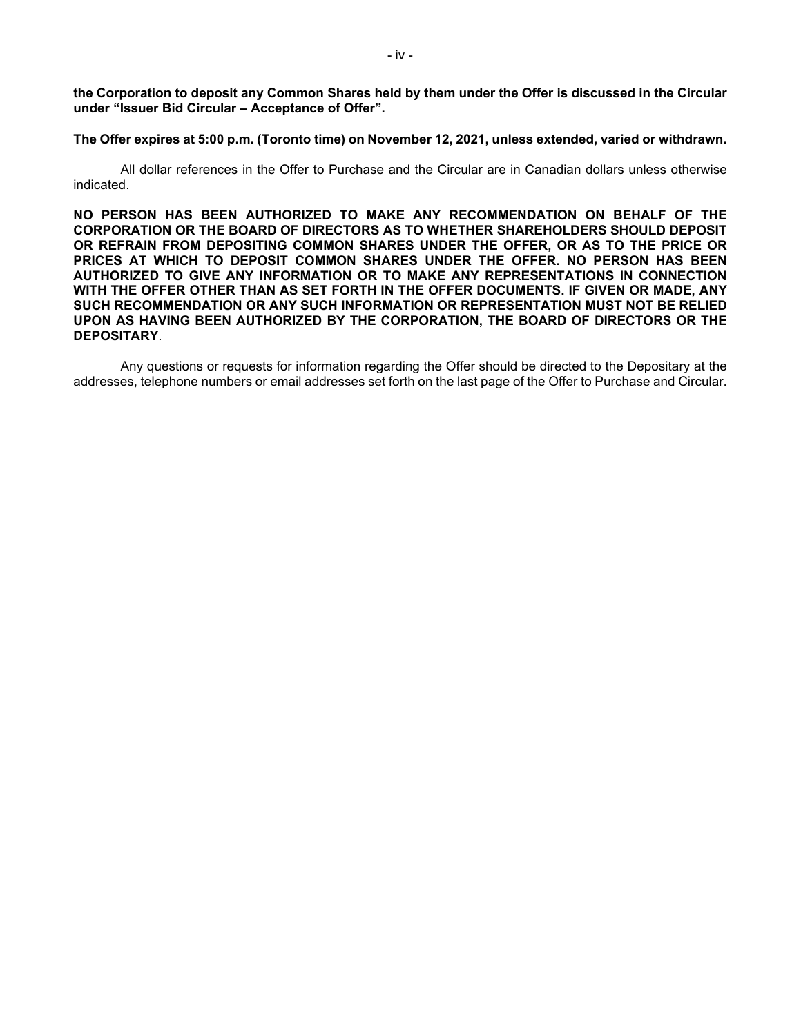**the Corporation to deposit any Common Shares held by them under the Offer is discussed in the Circular under "Issuer Bid Circular – Acceptance of Offer".**

**The Offer expires at 5:00 p.m. (Toronto time) on November 12, 2021, unless extended, varied or withdrawn.**

All dollar references in the Offer to Purchase and the Circular are in Canadian dollars unless otherwise indicated.

**NO PERSON HAS BEEN AUTHORIZED TO MAKE ANY RECOMMENDATION ON BEHALF OF THE CORPORATION OR THE BOARD OF DIRECTORS AS TO WHETHER SHAREHOLDERS SHOULD DEPOSIT OR REFRAIN FROM DEPOSITING COMMON SHARES UNDER THE OFFER, OR AS TO THE PRICE OR PRICES AT WHICH TO DEPOSIT COMMON SHARES UNDER THE OFFER. NO PERSON HAS BEEN AUTHORIZED TO GIVE ANY INFORMATION OR TO MAKE ANY REPRESENTATIONS IN CONNECTION WITH THE OFFER OTHER THAN AS SET FORTH IN THE OFFER DOCUMENTS. IF GIVEN OR MADE, ANY SUCH RECOMMENDATION OR ANY SUCH INFORMATION OR REPRESENTATION MUST NOT BE RELIED UPON AS HAVING BEEN AUTHORIZED BY THE CORPORATION, THE BOARD OF DIRECTORS OR THE DEPOSITARY**.

Any questions or requests for information regarding the Offer should be directed to the Depositary at the addresses, telephone numbers or email addresses set forth on the last page of the Offer to Purchase and Circular.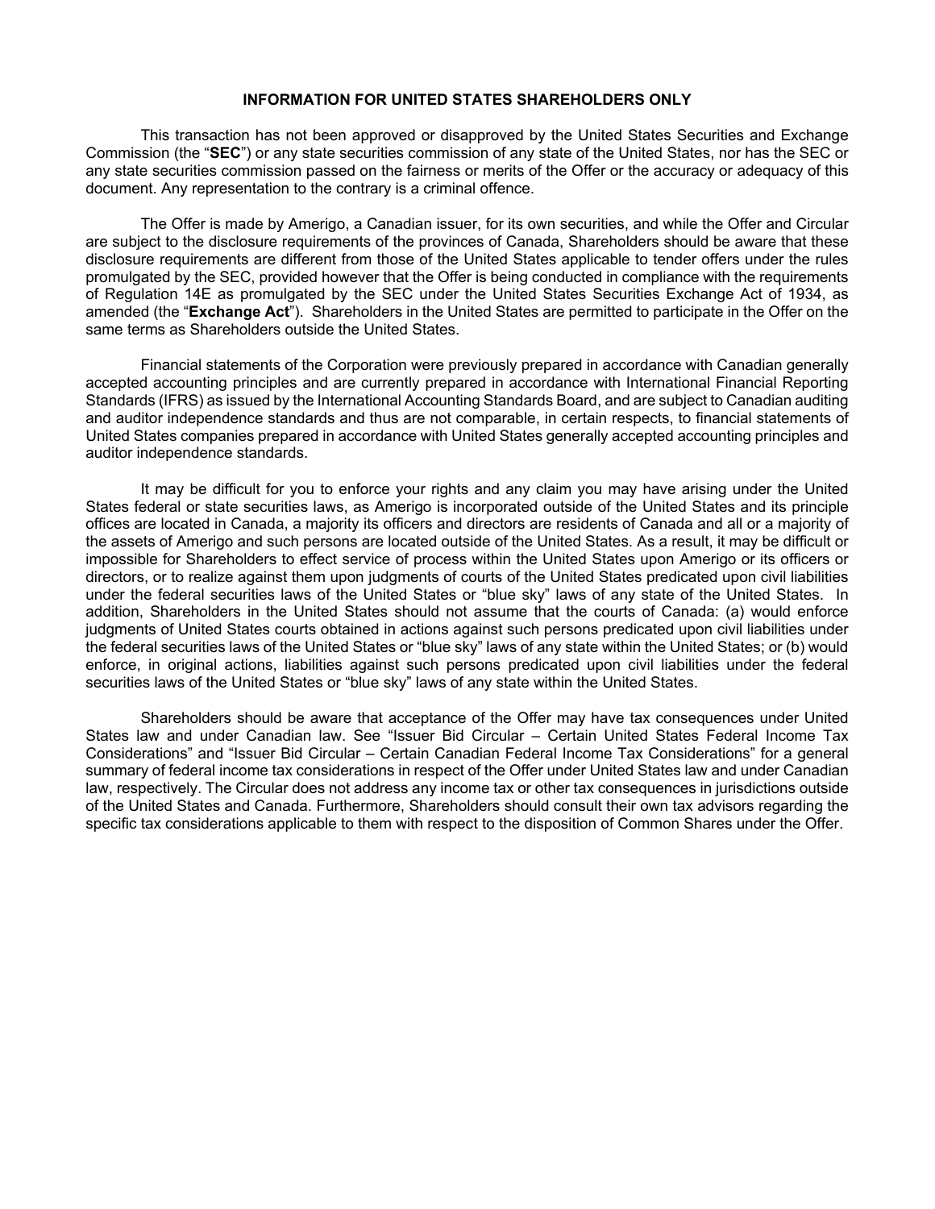## INFORMATION FOR UNITED STATES SHAREHOLDERS ONLY

This transaction has not been approved or disapproved by the United States Securities and Exchange Commission (the "**SEC**") or any state securities commission of any state of the United States, nor has the SEC or any state securities commission passed on the fairness or merits of the Offer or the accuracy or adequacy of this document. Any representation to the contrary is a criminal offence.

The Offer is made by Amerigo, a Canadian issuer, for its own securities, and while the Offer and Circular are subject to the disclosure requirements of the provinces of Canada, Shareholders should be aware that these disclosure requirements are different from those of the United States applicable to tender offers under the rules promulgated by the SEC, provided however that the Offer is being conducted in compliance with the requirements of Regulation 14E as promulgated by the SEC under the United States Securities Exchange Act of 1934, as amended (the "**Exchange Act**"). Shareholders in the United States are permitted to participate in the Offer on the same terms as Shareholders outside the United States.

Financial statements of the Corporation were previously prepared in accordance with Canadian generally accepted accounting principles and are currently prepared in accordance with International Financial Reporting Standards (IFRS) as issued by the International Accounting Standards Board, and are subject to Canadian auditing and auditor independence standards and thus are not comparable, in certain respects, to financial statements of United States companies prepared in accordance with United States generally accepted accounting principles and auditor independence standards.

It may be difficult for you to enforce your rights and any claim you may have arising under the United States federal or state securities laws, as Amerigo is incorporated outside of the United States and its principle offices are located in Canada, a majority its officers and directors are residents of Canada and all or a majority of the assets of Amerigo and such persons are located outside of the United States. As a result, it may be difficult or impossible for Shareholders to effect service of process within the United States upon Amerigo or its officers or directors, or to realize against them upon judgments of courts of the United States predicated upon civil liabilities under the federal securities laws of the United States or "blue sky" laws of any state of the United States. In addition, Shareholders in the United States should not assume that the courts of Canada: (a) would enforce judgments of United States courts obtained in actions against such persons predicated upon civil liabilities under the federal securities laws of the United States or "blue sky" laws of any state within the United States; or (b) would enforce, in original actions, liabilities against such persons predicated upon civil liabilities under the federal securities laws of the United States or "blue sky" laws of any state within the United States.

Shareholders should be aware that acceptance of the Offer may have tax consequences under United States law and under Canadian law. See "Issuer Bid Circular – Certain United States Federal Income Tax Considerations" and "Issuer Bid Circular – Certain Canadian Federal Income Tax Considerations" for a general summary of federal income tax considerations in respect of the Offer under United States law and under Canadian law, respectively. The Circular does not address any income tax or other tax consequences in jurisdictions outside of the United States and Canada. Furthermore, Shareholders should consult their own tax advisors regarding the specific tax considerations applicable to them with respect to the disposition of Common Shares under the Offer.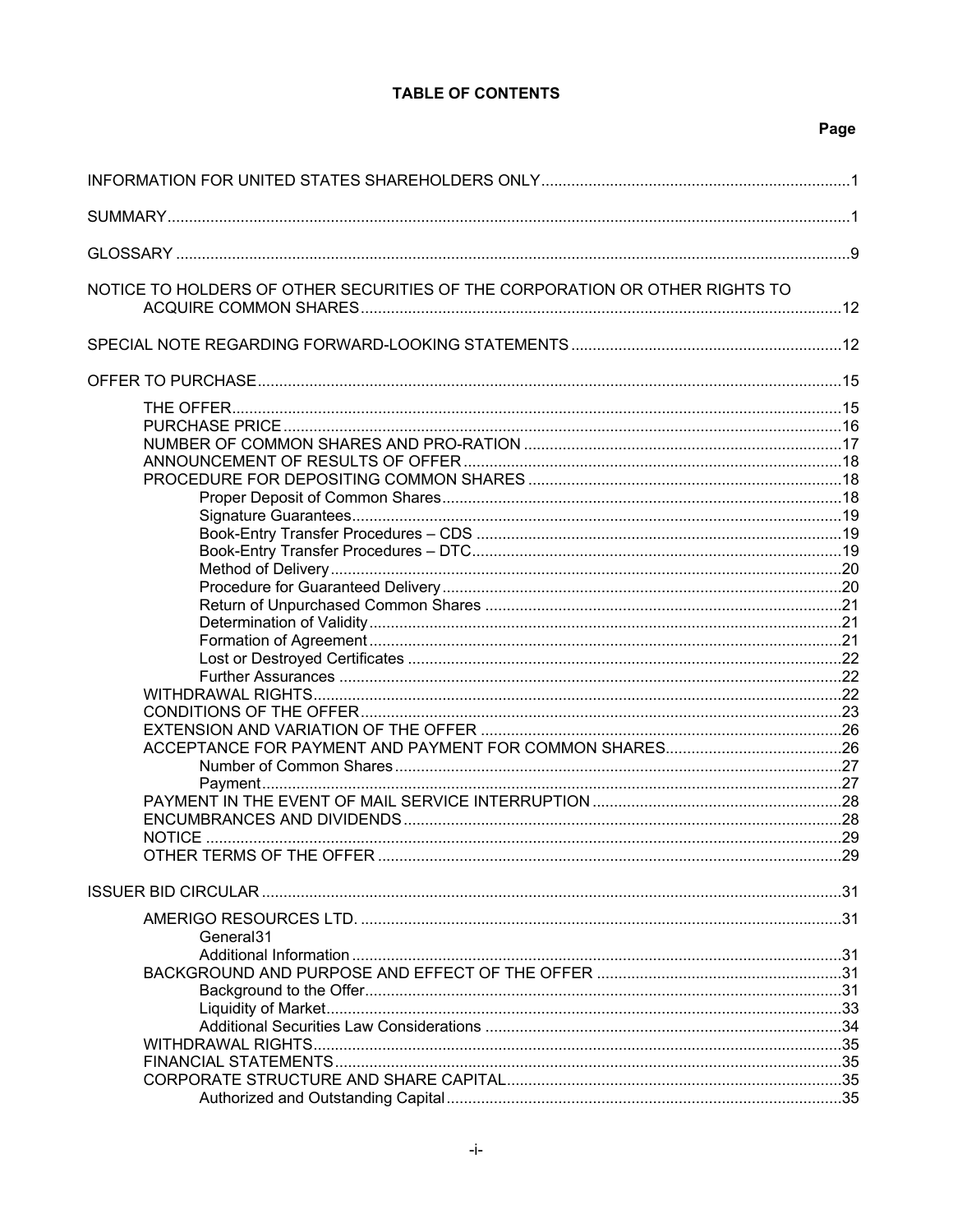**TABLE OF CONTENTS**

| | Page |
|---|---|
| INFORMATION FOR UNITED STATES SHAREHOLDERS ONLY | 1 |
| SUMMARY | 1 |
| GLOSSARY | 9 |
| NOTICE TO HOLDERS OF OTHER SECURITIES OF THE CORPORATION OR OTHER RIGHTS TO ACQUIRE COMMON SHARES | 12 |
| SPECIAL NOTE REGARDING FORWARD-LOOKING STATEMENTS | 12 |
| OFFER TO PURCHASE | 15 |
| THE OFFER | 15 |
| PURCHASE PRICE | 16 |
| NUMBER OF COMMON SHARES AND PRO-RATION | 17 |
| ANNOUNCEMENT OF RESULTS OF OFFER | 18 |
| PROCEDURE FOR DEPOSITING COMMON SHARES | 18 |
| Proper Deposit of Common Shares | 18 |
| Signature Guarantees | 19 |
| Book-Entry Transfer Procedures – CDS | 19 |
| Book-Entry Transfer Procedures – DTC | 19 |
| Method of Delivery | 20 |
| Procedure for Guaranteed Delivery | 20 |
| Return of Unpurchased Common Shares | 21 |
| Determination of Validity | 21 |
| Formation of Agreement | 21 |
| Lost or Destroyed Certificates | 22 |
| Further Assurances | 22 |
| WITHDRAWAL RIGHTS | 22 |
| CONDITIONS OF THE OFFER | 23 |
| EXTENSION AND VARIATION OF THE OFFER | 26 |
| ACCEPTANCE FOR PAYMENT AND PAYMENT FOR COMMON SHARES | 26 |
| Number of Common Shares | 27 |
| Payment | 27 |
| PAYMENT IN THE EVENT OF MAIL SERVICE INTERRUPTION | 28 |
| ENCUMBRANCES AND DIVIDENDS | 28 |
| NOTICE | 29 |
| OTHER TERMS OF THE OFFER | 29 |
| ISSUER BID CIRCULAR | 31 |
| AMERIGO RESOURCES LTD. | 31 |
| General | 31 |
| Additional Information | 31 |
| BACKGROUND AND PURPOSE AND EFFECT OF THE OFFER | 31 |
| Background to the Offer | 31 |
| Liquidity of Market | 33 |
| Additional Securities Law Considerations | 34 |
| WITHDRAWAL RIGHTS | 35 |
| FINANCIAL STATEMENTS | 35 |
| CORPORATE STRUCTURE AND SHARE CAPITAL | 35 |
| Authorized and Outstanding Capital | 35 |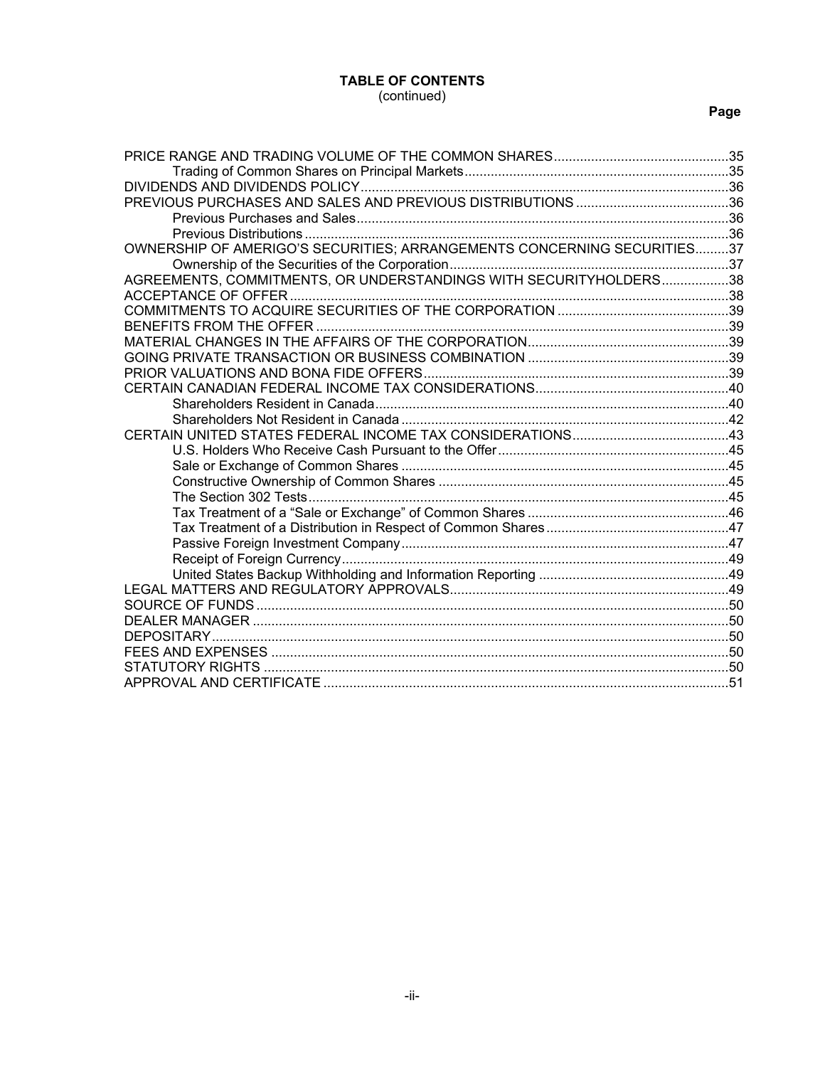**TABLE OF CONTENTS**
(continued)

| | Page |
|---|---|
| PRICE RANGE AND TRADING VOLUME OF THE COMMON SHARES | 35 |
| Trading of Common Shares on Principal Markets | 35 |
| DIVIDENDS AND DIVIDENDS POLICY | 36 |
| PREVIOUS PURCHASES AND SALES AND PREVIOUS DISTRIBUTIONS | 36 |
| Previous Purchases and Sales | 36 |
| Previous Distributions | 36 |
| OWNERSHIP OF AMERIGO'S SECURITIES; ARRANGEMENTS CONCERNING SECURITIES | 37 |
| Ownership of the Securities of the Corporation | 37 |
| AGREEMENTS, COMMITMENTS, OR UNDERSTANDINGS WITH SECURITYHOLDERS | 38 |
| ACCEPTANCE OF OFFER | 38 |
| COMMITMENTS TO ACQUIRE SECURITIES OF THE CORPORATION | 39 |
| BENEFITS FROM THE OFFER | 39 |
| MATERIAL CHANGES IN THE AFFAIRS OF THE CORPORATION | 39 |
| GOING PRIVATE TRANSACTION OR BUSINESS COMBINATION | 39 |
| PRIOR VALUATIONS AND BONA FIDE OFFERS | 39 |
| CERTAIN CANADIAN FEDERAL INCOME TAX CONSIDERATIONS | 40 |
| Shareholders Resident in Canada | 40 |
| Shareholders Not Resident in Canada | 42 |
| CERTAIN UNITED STATES FEDERAL INCOME TAX CONSIDERATIONS | 43 |
| U.S. Holders Who Receive Cash Pursuant to the Offer | 45 |
| Sale or Exchange of Common Shares | 45 |
| Constructive Ownership of Common Shares | 45 |
| The Section 302 Tests | 45 |
| Tax Treatment of a "Sale or Exchange" of Common Shares | 46 |
| Tax Treatment of a Distribution in Respect of Common Shares | 47 |
| Passive Foreign Investment Company | 47 |
| Receipt of Foreign Currency | 49 |
| United States Backup Withholding and Information Reporting | 49 |
| LEGAL MATTERS AND REGULATORY APPROVALS | 49 |
| SOURCE OF FUNDS | 50 |
| DEALER MANAGER | 50 |
| DEPOSITARY | 50 |
| FEES AND EXPENSES | 50 |
| STATUTORY RIGHTS | 50 |
| APPROVAL AND CERTIFICATE | 51 |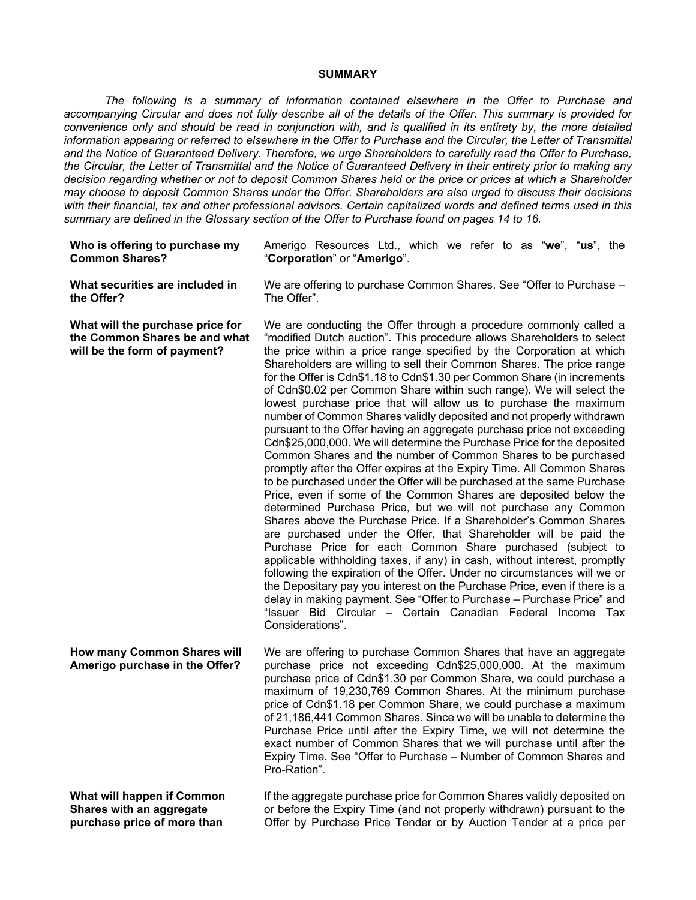# SUMMARY

*The following is a summary of information contained elsewhere in the Offer to Purchase and accompanying Circular and does not fully describe all of the details of the Offer. This summary is provided for convenience only and should be read in conjunction with, and is qualified in its entirety by, the more detailed information appearing or referred to elsewhere in the Offer to Purchase and the Circular, the Letter of Transmittal and the Notice of Guaranteed Delivery. Therefore, we urge Shareholders to carefully read the Offer to Purchase, the Circular, the Letter of Transmittal and the Notice of Guaranteed Delivery in their entirety prior to making any decision regarding whether or not to deposit Common Shares held or the price or prices at which a Shareholder may choose to deposit Common Shares under the Offer. Shareholders are also urged to discuss their decisions with their financial, tax and other professional advisors. Certain capitalized words and defined terms used in this summary are defined in the Glossary section of the Offer to Purchase found on pages 14 to 16.*

**Who is offering to purchase my Common Shares?**

Amerigo Resources Ltd., which we refer to as "**we**", "**us**", the "**Corporation**" or "**Amerigo**".

**What securities are included in the Offer?**

We are offering to purchase Common Shares. See "Offer to Purchase – The Offer".

**What will the purchase price for the Common Shares be and what will be the form of payment?**

We are conducting the Offer through a procedure commonly called a "modified Dutch auction". This procedure allows Shareholders to select the price within a price range specified by the Corporation at which Shareholders are willing to sell their Common Shares. The price range for the Offer is Cdn$1.18 to Cdn$1.30 per Common Share (in increments of Cdn$0.02 per Common Share within such range). We will select the lowest purchase price that will allow us to purchase the maximum number of Common Shares validly deposited and not properly withdrawn pursuant to the Offer having an aggregate purchase price not exceeding Cdn$25,000,000. We will determine the Purchase Price for the deposited Common Shares and the number of Common Shares to be purchased promptly after the Offer expires at the Expiry Time. All Common Shares to be purchased under the Offer will be purchased at the same Purchase Price, even if some of the Common Shares are deposited below the determined Purchase Price, but we will not purchase any Common Shares above the Purchase Price. If a Shareholder's Common Shares are purchased under the Offer, that Shareholder will be paid the Purchase Price for each Common Share purchased (subject to applicable withholding taxes, if any) in cash, without interest, promptly following the expiration of the Offer. Under no circumstances will we or the Depositary pay you interest on the Purchase Price, even if there is a delay in making payment. See "Offer to Purchase – Purchase Price" and "Issuer Bid Circular – Certain Canadian Federal Income Tax Considerations".

**How many Common Shares will Amerigo purchase in the Offer?**

We are offering to purchase Common Shares that have an aggregate purchase price not exceeding Cdn$25,000,000. At the maximum purchase price of Cdn$1.30 per Common Share, we could purchase a maximum of 19,230,769 Common Shares. At the minimum purchase price of Cdn$1.18 per Common Share, we could purchase a maximum of 21,186,441 Common Shares. Since we will be unable to determine the Purchase Price until after the Expiry Time, we will not determine the exact number of Common Shares that we will purchase until after the Expiry Time. See "Offer to Purchase – Number of Common Shares and Pro-Ration".

**What will happen if Common Shares with an aggregate purchase price of more than**

If the aggregate purchase price for Common Shares validly deposited on or before the Expiry Time (and not properly withdrawn) pursuant to the Offer by Purchase Price Tender or by Auction Tender at a price per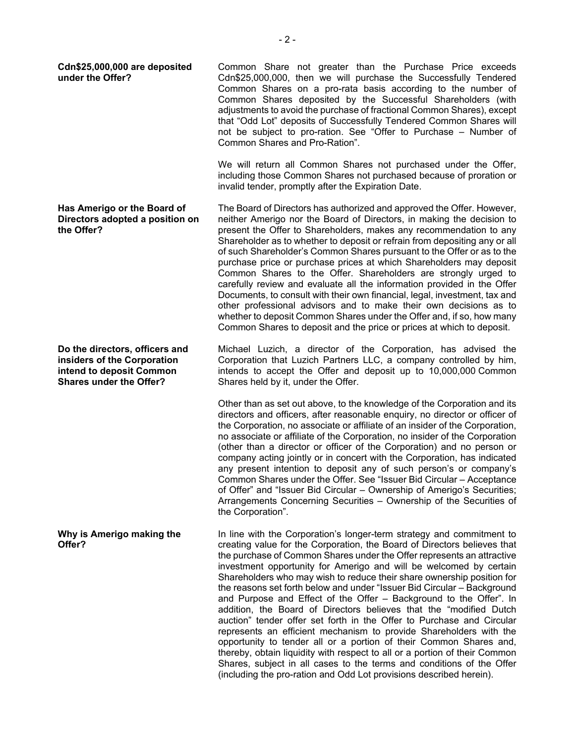**Cdn$25,000,000 are deposited under the Offer?**

Common Share not greater than the Purchase Price exceeds Cdn$25,000,000, then we will purchase the Successfully Tendered Common Shares on a pro-rata basis according to the number of Common Shares deposited by the Successful Shareholders (with adjustments to avoid the purchase of fractional Common Shares), except that "Odd Lot" deposits of Successfully Tendered Common Shares will not be subject to pro-ration. See "Offer to Purchase – Number of Common Shares and Pro-Ration".

We will return all Common Shares not purchased under the Offer, including those Common Shares not purchased because of proration or invalid tender, promptly after the Expiration Date.

**Has Amerigo or the Board of Directors adopted a position on the Offer?**

The Board of Directors has authorized and approved the Offer. However, neither Amerigo nor the Board of Directors, in making the decision to present the Offer to Shareholders, makes any recommendation to any Shareholder as to whether to deposit or refrain from depositing any or all of such Shareholder's Common Shares pursuant to the Offer or as to the purchase price or purchase prices at which Shareholders may deposit Common Shares to the Offer. Shareholders are strongly urged to carefully review and evaluate all the information provided in the Offer Documents, to consult with their own financial, legal, investment, tax and other professional advisors and to make their own decisions as to whether to deposit Common Shares under the Offer and, if so, how many Common Shares to deposit and the price or prices at which to deposit.

**Do the directors, officers and insiders of the Corporation intend to deposit Common Shares under the Offer?**

Michael Luzich, a director of the Corporation, has advised the Corporation that Luzich Partners LLC, a company controlled by him, intends to accept the Offer and deposit up to 10,000,000 Common Shares held by it, under the Offer.

Other than as set out above, to the knowledge of the Corporation and its directors and officers, after reasonable enquiry, no director or officer of the Corporation, no associate or affiliate of an insider of the Corporation, no associate or affiliate of the Corporation, no insider of the Corporation (other than a director or officer of the Corporation) and no person or company acting jointly or in concert with the Corporation, has indicated any present intention to deposit any of such person's or company's Common Shares under the Offer. See "Issuer Bid Circular – Acceptance of Offer" and "Issuer Bid Circular – Ownership of Amerigo's Securities; Arrangements Concerning Securities – Ownership of the Securities of the Corporation".

**Why is Amerigo making the Offer?**

In line with the Corporation's longer-term strategy and commitment to creating value for the Corporation, the Board of Directors believes that the purchase of Common Shares under the Offer represents an attractive investment opportunity for Amerigo and will be welcomed by certain Shareholders who may wish to reduce their share ownership position for the reasons set forth below and under "Issuer Bid Circular – Background and Purpose and Effect of the Offer – Background to the Offer". In addition, the Board of Directors believes that the "modified Dutch auction" tender offer set forth in the Offer to Purchase and Circular represents an efficient mechanism to provide Shareholders with the opportunity to tender all or a portion of their Common Shares and, thereby, obtain liquidity with respect to all or a portion of their Common Shares, subject in all cases to the terms and conditions of the Offer (including the pro-ration and Odd Lot provisions described herein).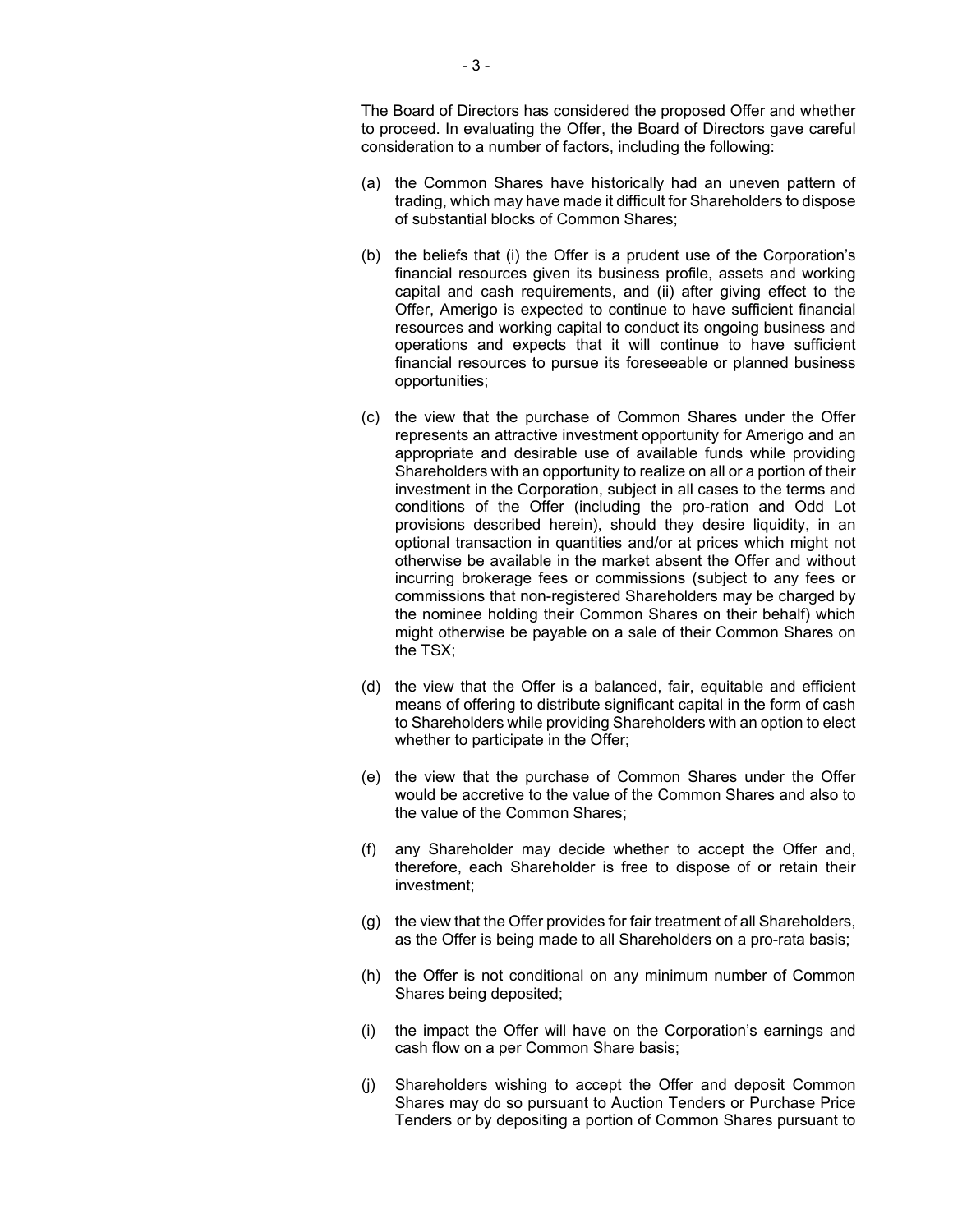The Board of Directors has considered the proposed Offer and whether to proceed. In evaluating the Offer, the Board of Directors gave careful consideration to a number of factors, including the following:

(a) the Common Shares have historically had an uneven pattern of trading, which may have made it difficult for Shareholders to dispose of substantial blocks of Common Shares;

(b) the beliefs that (i) the Offer is a prudent use of the Corporation's financial resources given its business profile, assets and working capital and cash requirements, and (ii) after giving effect to the Offer, Amerigo is expected to continue to have sufficient financial resources and working capital to conduct its ongoing business and operations and expects that it will continue to have sufficient financial resources to pursue its foreseeable or planned business opportunities;

(c) the view that the purchase of Common Shares under the Offer represents an attractive investment opportunity for Amerigo and an appropriate and desirable use of available funds while providing Shareholders with an opportunity to realize on all or a portion of their investment in the Corporation, subject in all cases to the terms and conditions of the Offer (including the pro-ration and Odd Lot provisions described herein), should they desire liquidity, in an optional transaction in quantities and/or at prices which might not otherwise be available in the market absent the Offer and without incurring brokerage fees or commissions (subject to any fees or commissions that non-registered Shareholders may be charged by the nominee holding their Common Shares on their behalf) which might otherwise be payable on a sale of their Common Shares on the TSX;

(d) the view that the Offer is a balanced, fair, equitable and efficient means of offering to distribute significant capital in the form of cash to Shareholders while providing Shareholders with an option to elect whether to participate in the Offer;

(e) the view that the purchase of Common Shares under the Offer would be accretive to the value of the Common Shares and also to the value of the Common Shares;

(f) any Shareholder may decide whether to accept the Offer and, therefore, each Shareholder is free to dispose of or retain their investment;

(g) the view that the Offer provides for fair treatment of all Shareholders, as the Offer is being made to all Shareholders on a pro-rata basis;

(h) the Offer is not conditional on any minimum number of Common Shares being deposited;

(i) the impact the Offer will have on the Corporation's earnings and cash flow on a per Common Share basis;

(j) Shareholders wishing to accept the Offer and deposit Common Shares may do so pursuant to Auction Tenders or Purchase Price Tenders or by depositing a portion of Common Shares pursuant to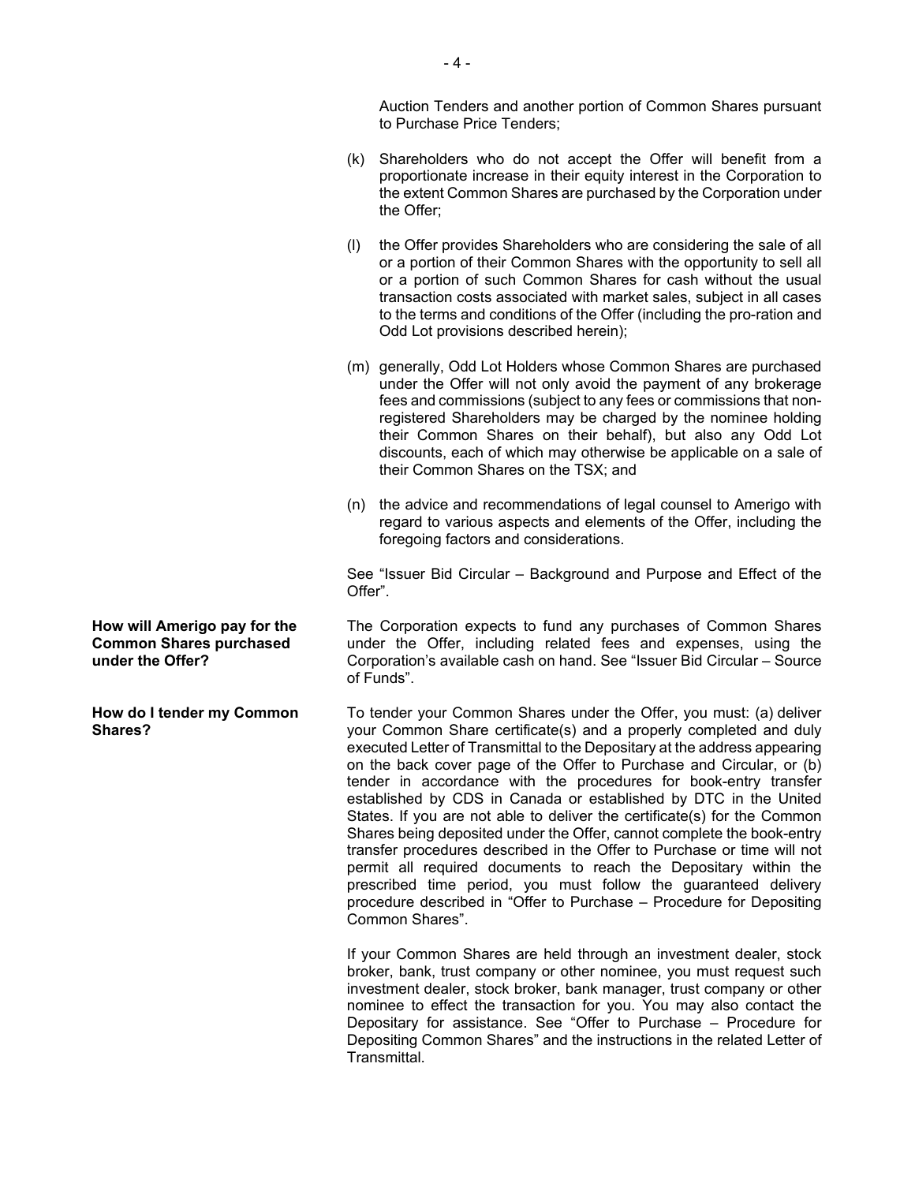Auction Tenders and another portion of Common Shares pursuant to Purchase Price Tenders;

(k) Shareholders who do not accept the Offer will benefit from a proportionate increase in their equity interest in the Corporation to the extent Common Shares are purchased by the Corporation under the Offer;

(l) the Offer provides Shareholders who are considering the sale of all or a portion of their Common Shares with the opportunity to sell all or a portion of such Common Shares for cash without the usual transaction costs associated with market sales, subject in all cases to the terms and conditions of the Offer (including the pro-ration and Odd Lot provisions described herein);

(m) generally, Odd Lot Holders whose Common Shares are purchased under the Offer will not only avoid the payment of any brokerage fees and commissions (subject to any fees or commissions that non-registered Shareholders may be charged by the nominee holding their Common Shares on their behalf), but also any Odd Lot discounts, each of which may otherwise be applicable on a sale of their Common Shares on the TSX; and

(n) the advice and recommendations of legal counsel to Amerigo with regard to various aspects and elements of the Offer, including the foregoing factors and considerations.

See "Issuer Bid Circular – Background and Purpose and Effect of the Offer".

**How will Amerigo pay for the Common Shares purchased under the Offer?**

The Corporation expects to fund any purchases of Common Shares under the Offer, including related fees and expenses, using the Corporation's available cash on hand. See "Issuer Bid Circular – Source of Funds".

**How do I tender my Common Shares?**

To tender your Common Shares under the Offer, you must: (a) deliver your Common Share certificate(s) and a properly completed and duly executed Letter of Transmittal to the Depositary at the address appearing on the back cover page of the Offer to Purchase and Circular, or (b) tender in accordance with the procedures for book-entry transfer established by CDS in Canada or established by DTC in the United States. If you are not able to deliver the certificate(s) for the Common Shares being deposited under the Offer, cannot complete the book-entry transfer procedures described in the Offer to Purchase or time will not permit all required documents to reach the Depositary within the prescribed time period, you must follow the guaranteed delivery procedure described in "Offer to Purchase – Procedure for Depositing Common Shares".

If your Common Shares are held through an investment dealer, stock broker, bank, trust company or other nominee, you must request such investment dealer, stock broker, bank manager, trust company or other nominee to effect the transaction for you. You may also contact the Depositary for assistance. See "Offer to Purchase – Procedure for Depositing Common Shares" and the instructions in the related Letter of Transmittal.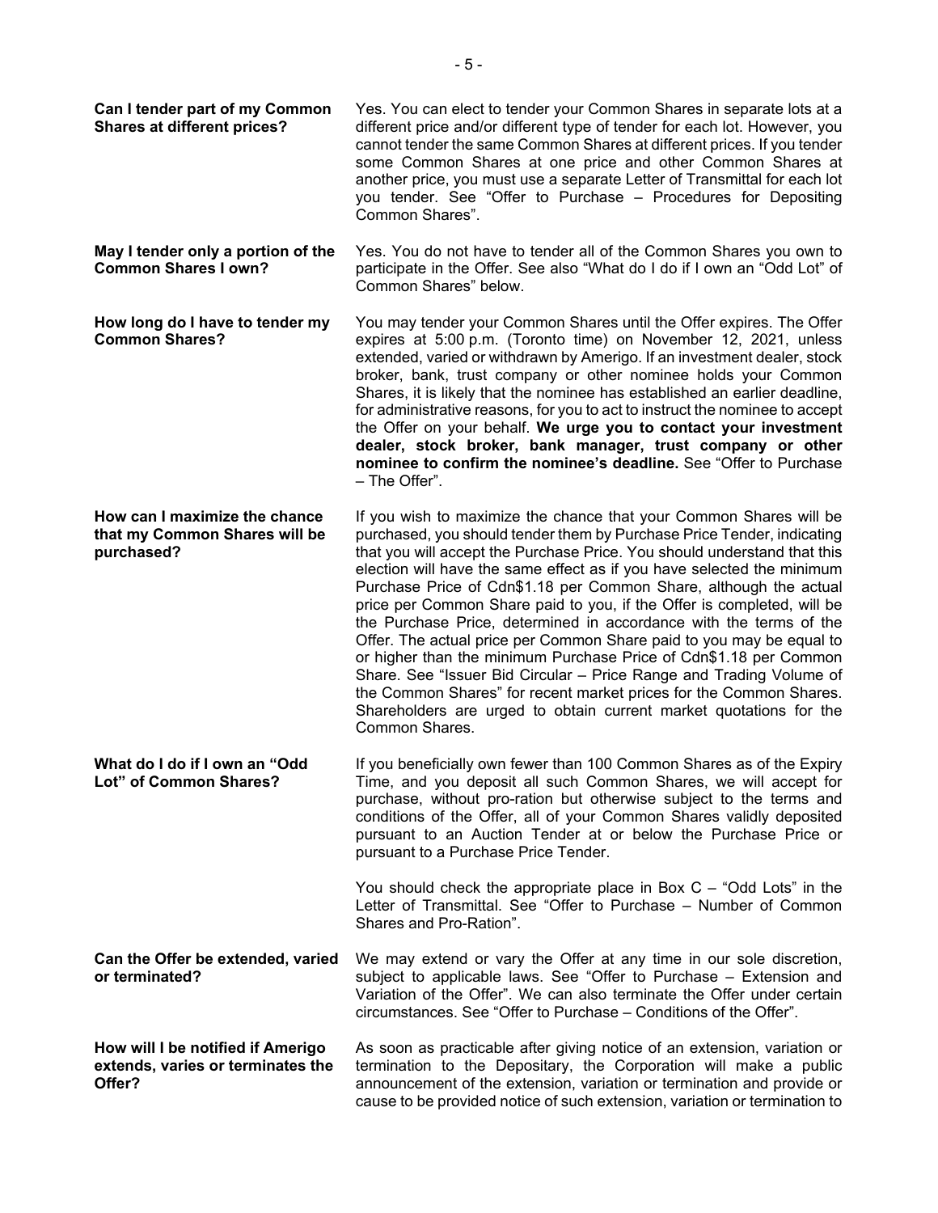**Can I tender part of my Common Shares at different prices?**

Yes. You can elect to tender your Common Shares in separate lots at a different price and/or different type of tender for each lot. However, you cannot tender the same Common Shares at different prices. If you tender some Common Shares at one price and other Common Shares at another price, you must use a separate Letter of Transmittal for each lot you tender. See "Offer to Purchase – Procedures for Depositing Common Shares".

**May I tender only a portion of the Common Shares I own?**

Yes. You do not have to tender all of the Common Shares you own to participate in the Offer. See also "What do I do if I own an "Odd Lot" of Common Shares" below.

**How long do I have to tender my Common Shares?**

You may tender your Common Shares until the Offer expires. The Offer expires at 5:00 p.m. (Toronto time) on November 12, 2021, unless extended, varied or withdrawn by Amerigo. If an investment dealer, stock broker, bank, trust company or other nominee holds your Common Shares, it is likely that the nominee has established an earlier deadline, for administrative reasons, for you to act to instruct the nominee to accept the Offer on your behalf. **We urge you to contact your investment dealer, stock broker, bank manager, trust company or other nominee to confirm the nominee's deadline.** See "Offer to Purchase – The Offer".

**How can I maximize the chance that my Common Shares will be purchased?**

If you wish to maximize the chance that your Common Shares will be purchased, you should tender them by Purchase Price Tender, indicating that you will accept the Purchase Price. You should understand that this election will have the same effect as if you have selected the minimum Purchase Price of Cdn$1.18 per Common Share, although the actual price per Common Share paid to you, if the Offer is completed, will be the Purchase Price, determined in accordance with the terms of the Offer. The actual price per Common Share paid to you may be equal to or higher than the minimum Purchase Price of Cdn$1.18 per Common Share. See "Issuer Bid Circular – Price Range and Trading Volume of the Common Shares" for recent market prices for the Common Shares. Shareholders are urged to obtain current market quotations for the Common Shares.

**What do I do if I own an "Odd Lot" of Common Shares?**

If you beneficially own fewer than 100 Common Shares as of the Expiry Time, and you deposit all such Common Shares, we will accept for purchase, without pro-ration but otherwise subject to the terms and conditions of the Offer, all of your Common Shares validly deposited pursuant to an Auction Tender at or below the Purchase Price or pursuant to a Purchase Price Tender.

You should check the appropriate place in Box C – "Odd Lots" in the Letter of Transmittal. See "Offer to Purchase – Number of Common Shares and Pro-Ration".

**Can the Offer be extended, varied or terminated?**

We may extend or vary the Offer at any time in our sole discretion, subject to applicable laws. See "Offer to Purchase – Extension and Variation of the Offer". We can also terminate the Offer under certain circumstances. See "Offer to Purchase – Conditions of the Offer".

**How will I be notified if Amerigo extends, varies or terminates the Offer?**

As soon as practicable after giving notice of an extension, variation or termination to the Depositary, the Corporation will make a public announcement of the extension, variation or termination and provide or cause to be provided notice of such extension, variation or termination to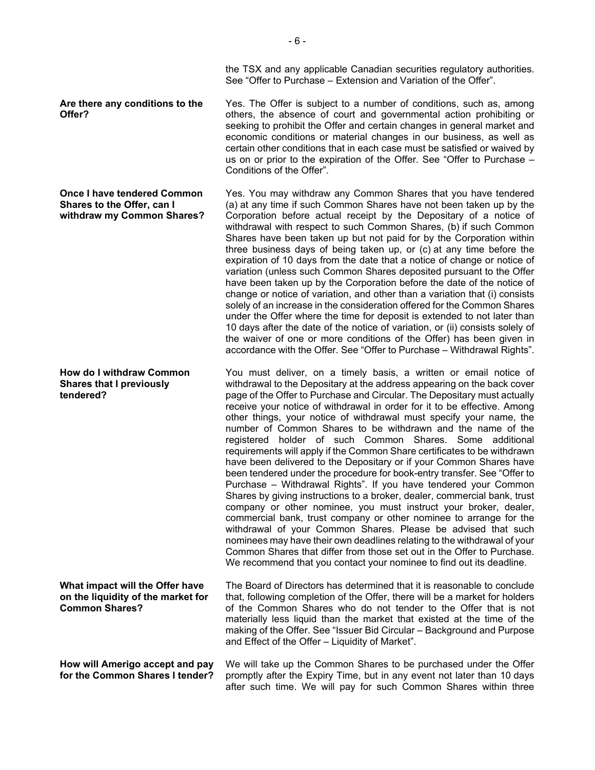the TSX and any applicable Canadian securities regulatory authorities. See "Offer to Purchase – Extension and Variation of the Offer".

**Are there any conditions to the Offer?**

Yes. The Offer is subject to a number of conditions, such as, among others, the absence of court and governmental action prohibiting or seeking to prohibit the Offer and certain changes in general market and economic conditions or material changes in our business, as well as certain other conditions that in each case must be satisfied or waived by us on or prior to the expiration of the Offer. See "Offer to Purchase – Conditions of the Offer".

**Once I have tendered Common Shares to the Offer, can I withdraw my Common Shares?**

Yes. You may withdraw any Common Shares that you have tendered (a) at any time if such Common Shares have not been taken up by the Corporation before actual receipt by the Depositary of a notice of withdrawal with respect to such Common Shares, (b) if such Common Shares have been taken up but not paid for by the Corporation within three business days of being taken up, or (c) at any time before the expiration of 10 days from the date that a notice of change or notice of variation (unless such Common Shares deposited pursuant to the Offer have been taken up by the Corporation before the date of the notice of change or notice of variation, and other than a variation that (i) consists solely of an increase in the consideration offered for the Common Shares under the Offer where the time for deposit is extended to not later than 10 days after the date of the notice of variation, or (ii) consists solely of the waiver of one or more conditions of the Offer) has been given in accordance with the Offer. See "Offer to Purchase – Withdrawal Rights".

**How do I withdraw Common Shares that I previously tendered?**

You must deliver, on a timely basis, a written or email notice of withdrawal to the Depositary at the address appearing on the back cover page of the Offer to Purchase and Circular. The Depositary must actually receive your notice of withdrawal in order for it to be effective. Among other things, your notice of withdrawal must specify your name, the number of Common Shares to be withdrawn and the name of the registered holder of such Common Shares. Some additional requirements will apply if the Common Share certificates to be withdrawn have been delivered to the Depositary or if your Common Shares have been tendered under the procedure for book-entry transfer. See "Offer to Purchase – Withdrawal Rights". If you have tendered your Common Shares by giving instructions to a broker, dealer, commercial bank, trust company or other nominee, you must instruct your broker, dealer, commercial bank, trust company or other nominee to arrange for the withdrawal of your Common Shares. Please be advised that such nominees may have their own deadlines relating to the withdrawal of your Common Shares that differ from those set out in the Offer to Purchase. We recommend that you contact your nominee to find out its deadline.

**What impact will the Offer have on the liquidity of the market for Common Shares?**

The Board of Directors has determined that it is reasonable to conclude that, following completion of the Offer, there will be a market for holders of the Common Shares who do not tender to the Offer that is not materially less liquid than the market that existed at the time of the making of the Offer. See "Issuer Bid Circular – Background and Purpose and Effect of the Offer – Liquidity of Market".

**How will Amerigo accept and pay for the Common Shares I tender?**

We will take up the Common Shares to be purchased under the Offer promptly after the Expiry Time, but in any event not later than 10 days after such time. We will pay for such Common Shares within three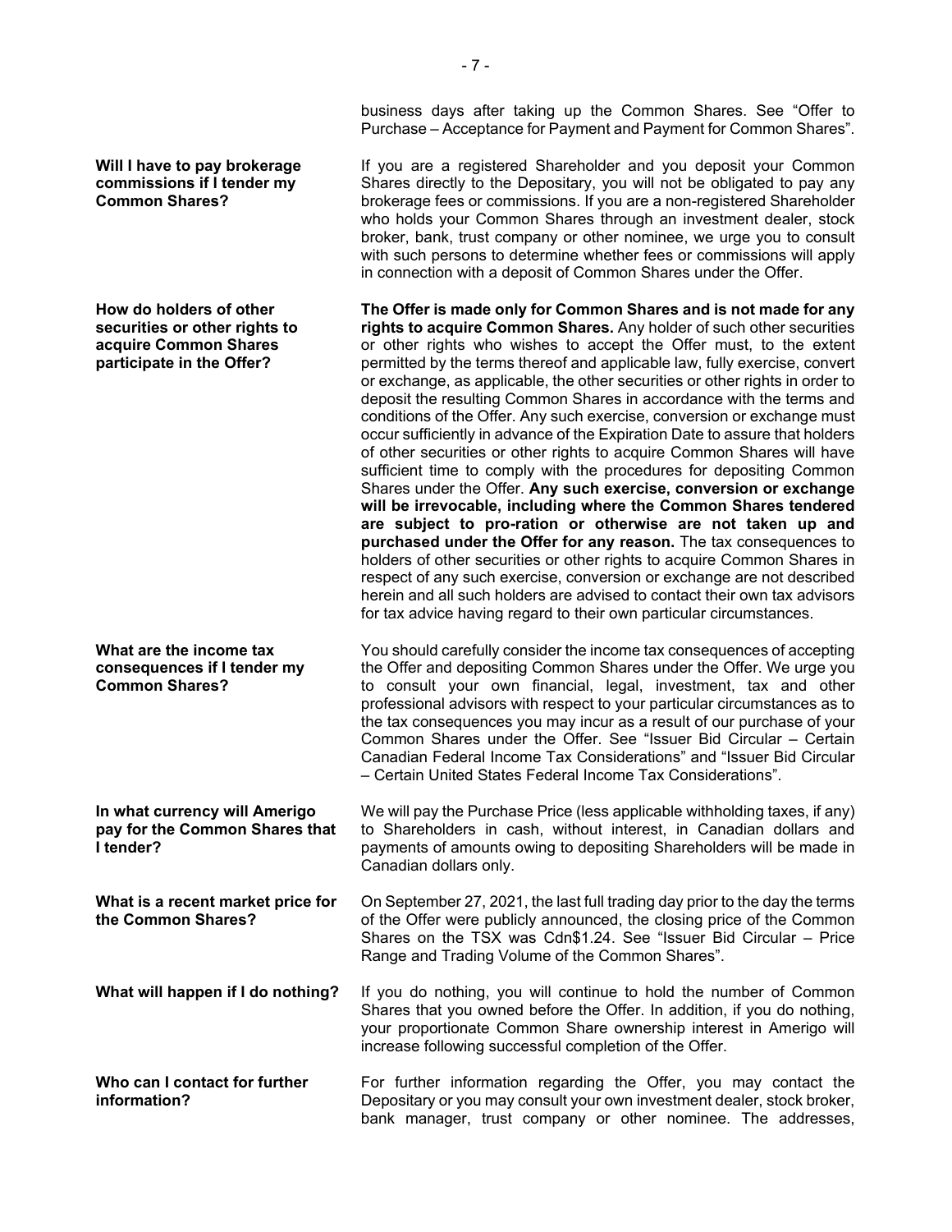business days after taking up the Common Shares. See "Offer to Purchase – Acceptance for Payment and Payment for Common Shares".

**Will I have to pay brokerage commissions if I tender my Common Shares?**

If you are a registered Shareholder and you deposit your Common Shares directly to the Depositary, you will not be obligated to pay any brokerage fees or commissions. If you are a non-registered Shareholder who holds your Common Shares through an investment dealer, stock broker, bank, trust company or other nominee, we urge you to consult with such persons to determine whether fees or commissions will apply in connection with a deposit of Common Shares under the Offer.

**How do holders of other securities or other rights to acquire Common Shares participate in the Offer?**

**The Offer is made only for Common Shares and is not made for any rights to acquire Common Shares.** Any holder of such other securities or other rights who wishes to accept the Offer must, to the extent permitted by the terms thereof and applicable law, fully exercise, convert or exchange, as applicable, the other securities or other rights in order to deposit the resulting Common Shares in accordance with the terms and conditions of the Offer. Any such exercise, conversion or exchange must occur sufficiently in advance of the Expiration Date to assure that holders of other securities or other rights to acquire Common Shares will have sufficient time to comply with the procedures for depositing Common Shares under the Offer. **Any such exercise, conversion or exchange will be irrevocable, including where the Common Shares tendered are subject to pro-ration or otherwise are not taken up and purchased under the Offer for any reason.** The tax consequences to holders of other securities or other rights to acquire Common Shares in respect of any such exercise, conversion or exchange are not described herein and all such holders are advised to contact their own tax advisors for tax advice having regard to their own particular circumstances.

**What are the income tax consequences if I tender my Common Shares?**

You should carefully consider the income tax consequences of accepting the Offer and depositing Common Shares under the Offer. We urge you to consult your own financial, legal, investment, tax and other professional advisors with respect to your particular circumstances as to the tax consequences you may incur as a result of our purchase of your Common Shares under the Offer. See "Issuer Bid Circular – Certain Canadian Federal Income Tax Considerations" and "Issuer Bid Circular – Certain United States Federal Income Tax Considerations".

**In what currency will Amerigo pay for the Common Shares that I tender?**

We will pay the Purchase Price (less applicable withholding taxes, if any) to Shareholders in cash, without interest, in Canadian dollars and payments of amounts owing to depositing Shareholders will be made in Canadian dollars only.

**What is a recent market price for the Common Shares?**

On September 27, 2021, the last full trading day prior to the day the terms of the Offer were publicly announced, the closing price of the Common Shares on the TSX was Cdn$1.24. See "Issuer Bid Circular – Price Range and Trading Volume of the Common Shares".

**What will happen if I do nothing?**

If you do nothing, you will continue to hold the number of Common Shares that you owned before the Offer. In addition, if you do nothing, your proportionate Common Share ownership interest in Amerigo will increase following successful completion of the Offer.

**Who can I contact for further information?**

For further information regarding the Offer, you may contact the Depositary or you may consult your own investment dealer, stock broker, bank manager, trust company or other nominee. The addresses,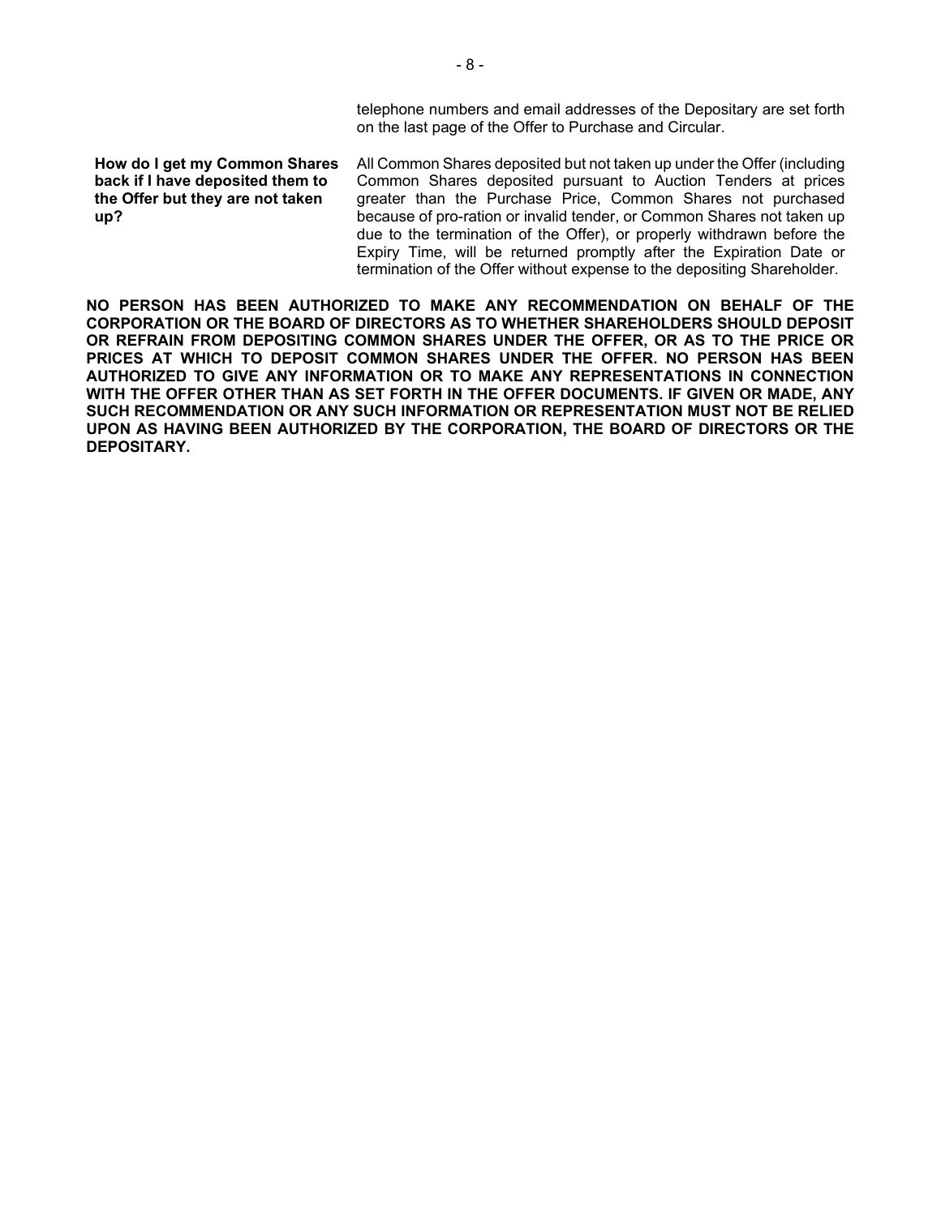telephone numbers and email addresses of the Depositary are set forth on the last page of the Offer to Purchase and Circular.

| | |
|---|---|
| **How do I get my Common Shares back if I have deposited them to the Offer but they are not taken up?** | All Common Shares deposited but not taken up under the Offer (including Common Shares deposited pursuant to Auction Tenders at prices greater than the Purchase Price, Common Shares not purchased because of pro-ration or invalid tender, or Common Shares not taken up due to the termination of the Offer), or properly withdrawn before the Expiry Time, will be returned promptly after the Expiration Date or termination of the Offer without expense to the depositing Shareholder. |

**NO PERSON HAS BEEN AUTHORIZED TO MAKE ANY RECOMMENDATION ON BEHALF OF THE CORPORATION OR THE BOARD OF DIRECTORS AS TO WHETHER SHAREHOLDERS SHOULD DEPOSIT OR REFRAIN FROM DEPOSITING COMMON SHARES UNDER THE OFFER, OR AS TO THE PRICE OR PRICES AT WHICH TO DEPOSIT COMMON SHARES UNDER THE OFFER. NO PERSON HAS BEEN AUTHORIZED TO GIVE ANY INFORMATION OR TO MAKE ANY REPRESENTATIONS IN CONNECTION WITH THE OFFER OTHER THAN AS SET FORTH IN THE OFFER DOCUMENTS. IF GIVEN OR MADE, ANY SUCH RECOMMENDATION OR ANY SUCH INFORMATION OR REPRESENTATION MUST NOT BE RELIED UPON AS HAVING BEEN AUTHORIZED BY THE CORPORATION, THE BOARD OF DIRECTORS OR THE DEPOSITARY.**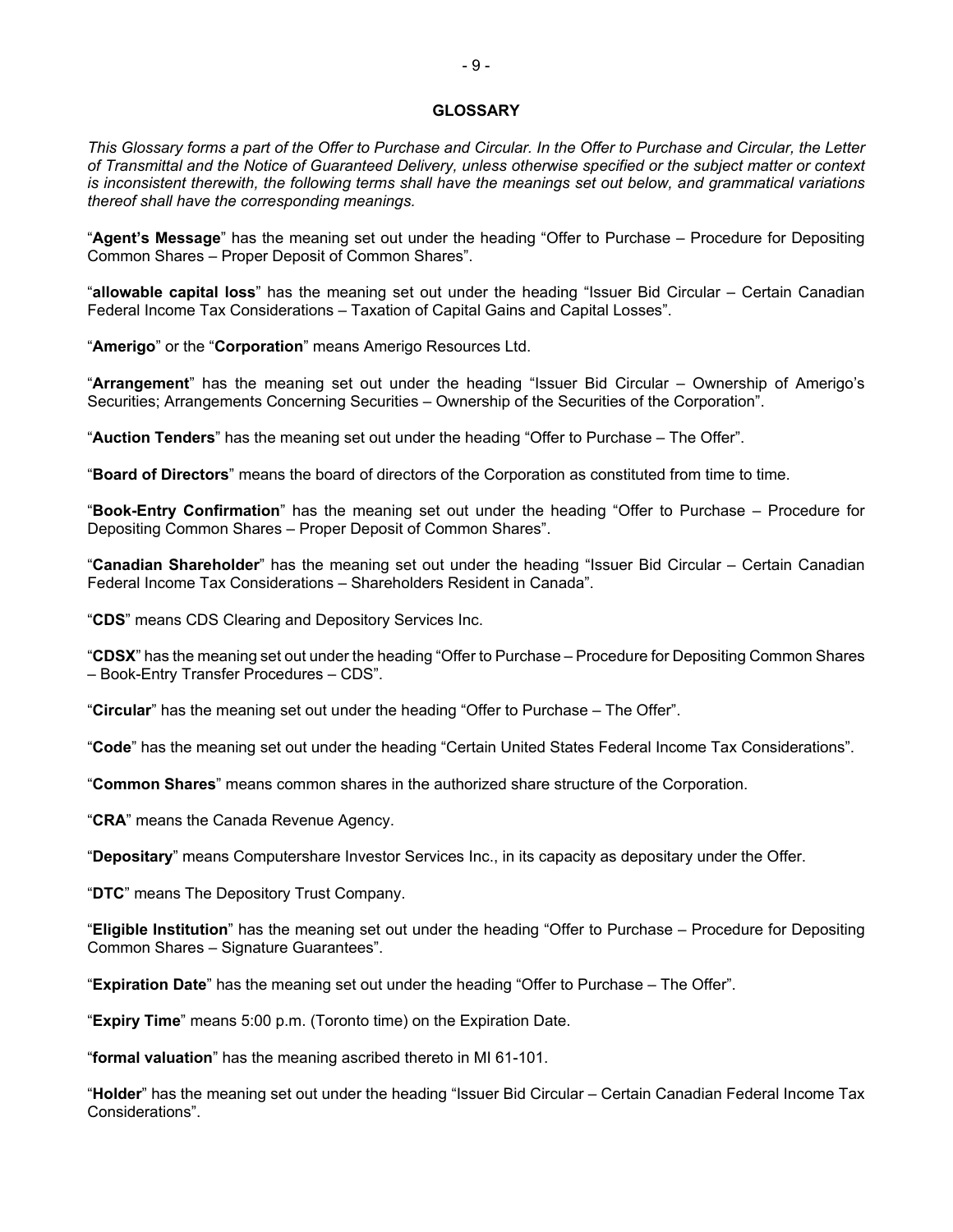## GLOSSARY

*This Glossary forms a part of the Offer to Purchase and Circular. In the Offer to Purchase and Circular, the Letter of Transmittal and the Notice of Guaranteed Delivery, unless otherwise specified or the subject matter or context is inconsistent therewith, the following terms shall have the meanings set out below, and grammatical variations thereof shall have the corresponding meanings.*

"**Agent's Message**" has the meaning set out under the heading "Offer to Purchase – Procedure for Depositing Common Shares – Proper Deposit of Common Shares".

"**allowable capital loss**" has the meaning set out under the heading "Issuer Bid Circular – Certain Canadian Federal Income Tax Considerations – Taxation of Capital Gains and Capital Losses".

"**Amerigo**" or the "**Corporation**" means Amerigo Resources Ltd.

"**Arrangement**" has the meaning set out under the heading "Issuer Bid Circular – Ownership of Amerigo's Securities; Arrangements Concerning Securities – Ownership of the Securities of the Corporation".

"**Auction Tenders**" has the meaning set out under the heading "Offer to Purchase – The Offer".

"**Board of Directors**" means the board of directors of the Corporation as constituted from time to time.

"**Book-Entry Confirmation**" has the meaning set out under the heading "Offer to Purchase – Procedure for Depositing Common Shares – Proper Deposit of Common Shares".

"**Canadian Shareholder**" has the meaning set out under the heading "Issuer Bid Circular – Certain Canadian Federal Income Tax Considerations – Shareholders Resident in Canada".

"**CDS**" means CDS Clearing and Depository Services Inc.

"**CDSX**" has the meaning set out under the heading "Offer to Purchase – Procedure for Depositing Common Shares – Book-Entry Transfer Procedures – CDS".

"**Circular**" has the meaning set out under the heading "Offer to Purchase – The Offer".

"**Code**" has the meaning set out under the heading "Certain United States Federal Income Tax Considerations".

"**Common Shares**" means common shares in the authorized share structure of the Corporation.

"**CRA**" means the Canada Revenue Agency.

"**Depositary**" means Computershare Investor Services Inc., in its capacity as depositary under the Offer.

"**DTC**" means The Depository Trust Company.

"**Eligible Institution**" has the meaning set out under the heading "Offer to Purchase – Procedure for Depositing Common Shares – Signature Guarantees".

"**Expiration Date**" has the meaning set out under the heading "Offer to Purchase – The Offer".

"**Expiry Time**" means 5:00 p.m. (Toronto time) on the Expiration Date.

"**formal valuation**" has the meaning ascribed thereto in MI 61-101.

"**Holder**" has the meaning set out under the heading "Issuer Bid Circular – Certain Canadian Federal Income Tax Considerations".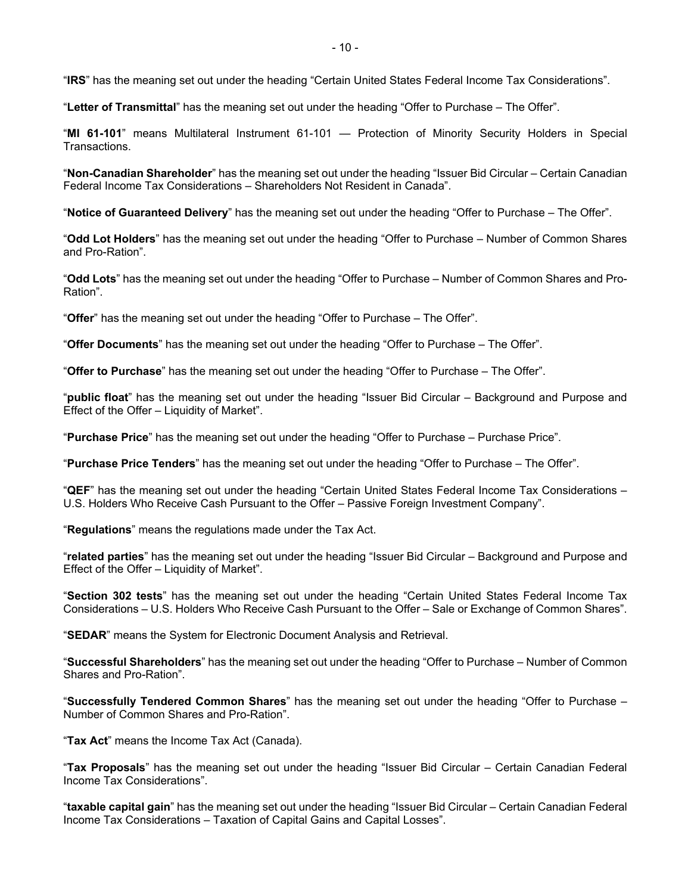"**IRS**" has the meaning set out under the heading "Certain United States Federal Income Tax Considerations".

"**Letter of Transmittal**" has the meaning set out under the heading "Offer to Purchase – The Offer".

"**MI 61-101**" means Multilateral Instrument 61-101 — Protection of Minority Security Holders in Special Transactions.

"**Non-Canadian Shareholder**" has the meaning set out under the heading "Issuer Bid Circular – Certain Canadian Federal Income Tax Considerations – Shareholders Not Resident in Canada".

"**Notice of Guaranteed Delivery**" has the meaning set out under the heading "Offer to Purchase – The Offer".

"**Odd Lot Holders**" has the meaning set out under the heading "Offer to Purchase – Number of Common Shares and Pro-Ration".

"**Odd Lots**" has the meaning set out under the heading "Offer to Purchase – Number of Common Shares and Pro-Ration".

"**Offer**" has the meaning set out under the heading "Offer to Purchase – The Offer".

"**Offer Documents**" has the meaning set out under the heading "Offer to Purchase – The Offer".

"**Offer to Purchase**" has the meaning set out under the heading "Offer to Purchase – The Offer".

"**public float**" has the meaning set out under the heading "Issuer Bid Circular – Background and Purpose and Effect of the Offer – Liquidity of Market".

"**Purchase Price**" has the meaning set out under the heading "Offer to Purchase – Purchase Price".

"**Purchase Price Tenders**" has the meaning set out under the heading "Offer to Purchase – The Offer".

"**QEF**" has the meaning set out under the heading "Certain United States Federal Income Tax Considerations – U.S. Holders Who Receive Cash Pursuant to the Offer – Passive Foreign Investment Company".

"**Regulations**" means the regulations made under the Tax Act.

"**related parties**" has the meaning set out under the heading "Issuer Bid Circular – Background and Purpose and Effect of the Offer – Liquidity of Market".

"**Section 302 tests**" has the meaning set out under the heading "Certain United States Federal Income Tax Considerations – U.S. Holders Who Receive Cash Pursuant to the Offer – Sale or Exchange of Common Shares".

"**SEDAR**" means the System for Electronic Document Analysis and Retrieval.

"**Successful Shareholders**" has the meaning set out under the heading "Offer to Purchase – Number of Common Shares and Pro-Ration".

"**Successfully Tendered Common Shares**" has the meaning set out under the heading "Offer to Purchase – Number of Common Shares and Pro-Ration".

"**Tax Act**" means the Income Tax Act (Canada).

"**Tax Proposals**" has the meaning set out under the heading "Issuer Bid Circular – Certain Canadian Federal Income Tax Considerations".

"**taxable capital gain**" has the meaning set out under the heading "Issuer Bid Circular – Certain Canadian Federal Income Tax Considerations – Taxation of Capital Gains and Capital Losses".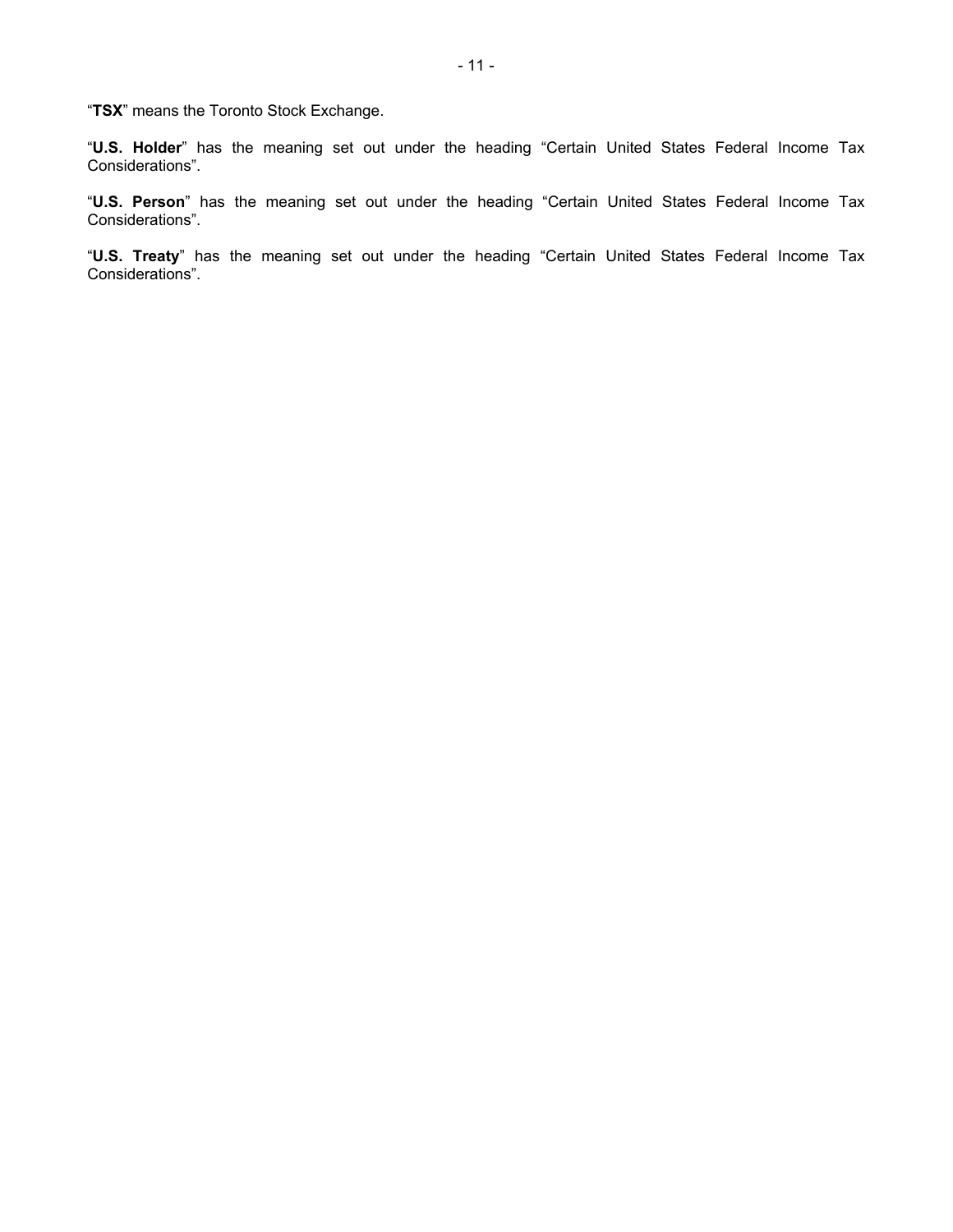"**TSX**" means the Toronto Stock Exchange.

"**U.S. Holder**" has the meaning set out under the heading "Certain United States Federal Income Tax Considerations".

"**U.S. Person**" has the meaning set out under the heading "Certain United States Federal Income Tax Considerations".

"**U.S. Treaty**" has the meaning set out under the heading "Certain United States Federal Income Tax Considerations".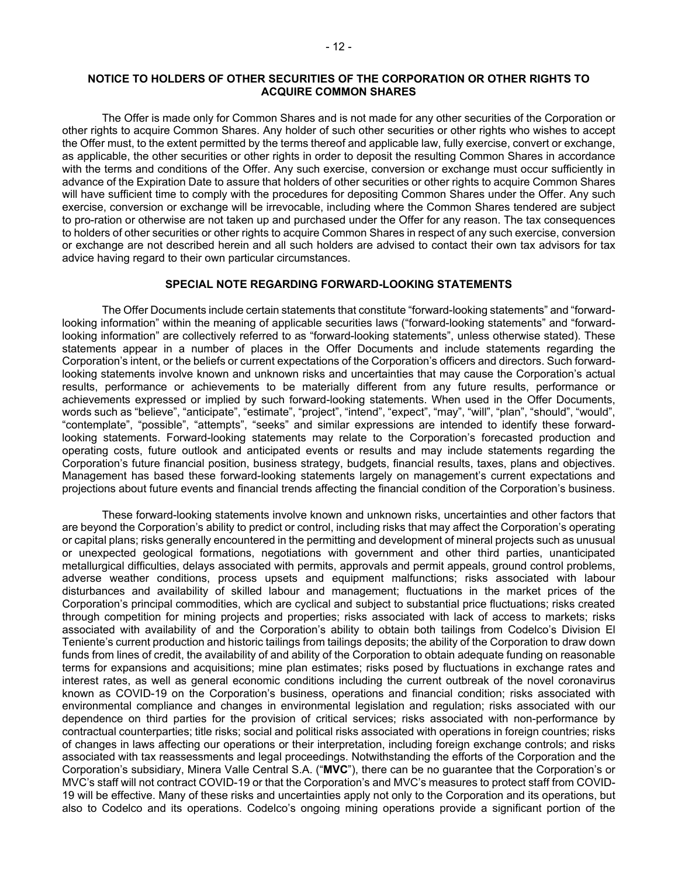## NOTICE TO HOLDERS OF OTHER SECURITIES OF THE CORPORATION OR OTHER RIGHTS TO ACQUIRE COMMON SHARES

The Offer is made only for Common Shares and is not made for any other securities of the Corporation or other rights to acquire Common Shares. Any holder of such other securities or other rights who wishes to accept the Offer must, to the extent permitted by the terms thereof and applicable law, fully exercise, convert or exchange, as applicable, the other securities or other rights in order to deposit the resulting Common Shares in accordance with the terms and conditions of the Offer. Any such exercise, conversion or exchange must occur sufficiently in advance of the Expiration Date to assure that holders of other securities or other rights to acquire Common Shares will have sufficient time to comply with the procedures for depositing Common Shares under the Offer. Any such exercise, conversion or exchange will be irrevocable, including where the Common Shares tendered are subject to pro-ration or otherwise are not taken up and purchased under the Offer for any reason. The tax consequences to holders of other securities or other rights to acquire Common Shares in respect of any such exercise, conversion or exchange are not described herein and all such holders are advised to contact their own tax advisors for tax advice having regard to their own particular circumstances.

## SPECIAL NOTE REGARDING FORWARD-LOOKING STATEMENTS

The Offer Documents include certain statements that constitute "forward-looking statements" and "forward-looking information" within the meaning of applicable securities laws ("forward-looking statements" and "forward-looking information" are collectively referred to as "forward-looking statements", unless otherwise stated). These statements appear in a number of places in the Offer Documents and include statements regarding the Corporation's intent, or the beliefs or current expectations of the Corporation's officers and directors. Such forward-looking statements involve known and unknown risks and uncertainties that may cause the Corporation's actual results, performance or achievements to be materially different from any future results, performance or achievements expressed or implied by such forward-looking statements. When used in the Offer Documents, words such as "believe", "anticipate", "estimate", "project", "intend", "expect", "may", "will", "plan", "should", "would", "contemplate", "possible", "attempts", "seeks" and similar expressions are intended to identify these forward-looking statements. Forward-looking statements may relate to the Corporation's forecasted production and operating costs, future outlook and anticipated events or results and may include statements regarding the Corporation's future financial position, business strategy, budgets, financial results, taxes, plans and objectives. Management has based these forward-looking statements largely on management's current expectations and projections about future events and financial trends affecting the financial condition of the Corporation's business.

These forward-looking statements involve known and unknown risks, uncertainties and other factors that are beyond the Corporation's ability to predict or control, including risks that may affect the Corporation's operating or capital plans; risks generally encountered in the permitting and development of mineral projects such as unusual or unexpected geological formations, negotiations with government and other third parties, unanticipated metallurgical difficulties, delays associated with permits, approvals and permit appeals, ground control problems, adverse weather conditions, process upsets and equipment malfunctions; risks associated with labour disturbances and availability of skilled labour and management; fluctuations in the market prices of the Corporation's principal commodities, which are cyclical and subject to substantial price fluctuations; risks created through competition for mining projects and properties; risks associated with lack of access to markets; risks associated with availability of and the Corporation's ability to obtain both tailings from Codelco's Division El Teniente's current production and historic tailings from tailings deposits; the ability of the Corporation to draw down funds from lines of credit, the availability of and ability of the Corporation to obtain adequate funding on reasonable terms for expansions and acquisitions; mine plan estimates; risks posed by fluctuations in exchange rates and interest rates, as well as general economic conditions including the current outbreak of the novel coronavirus known as COVID-19 on the Corporation's business, operations and financial condition; risks associated with environmental compliance and changes in environmental legislation and regulation; risks associated with our dependence on third parties for the provision of critical services; risks associated with non-performance by contractual counterparties; title risks; social and political risks associated with operations in foreign countries; risks of changes in laws affecting our operations or their interpretation, including foreign exchange controls; and risks associated with tax reassessments and legal proceedings. Notwithstanding the efforts of the Corporation and the Corporation's subsidiary, Minera Valle Central S.A. ("**MVC**"), there can be no guarantee that the Corporation's or MVC's staff will not contract COVID-19 or that the Corporation's and MVC's measures to protect staff from COVID-19 will be effective. Many of these risks and uncertainties apply not only to the Corporation and its operations, but also to Codelco and its operations. Codelco's ongoing mining operations provide a significant portion of the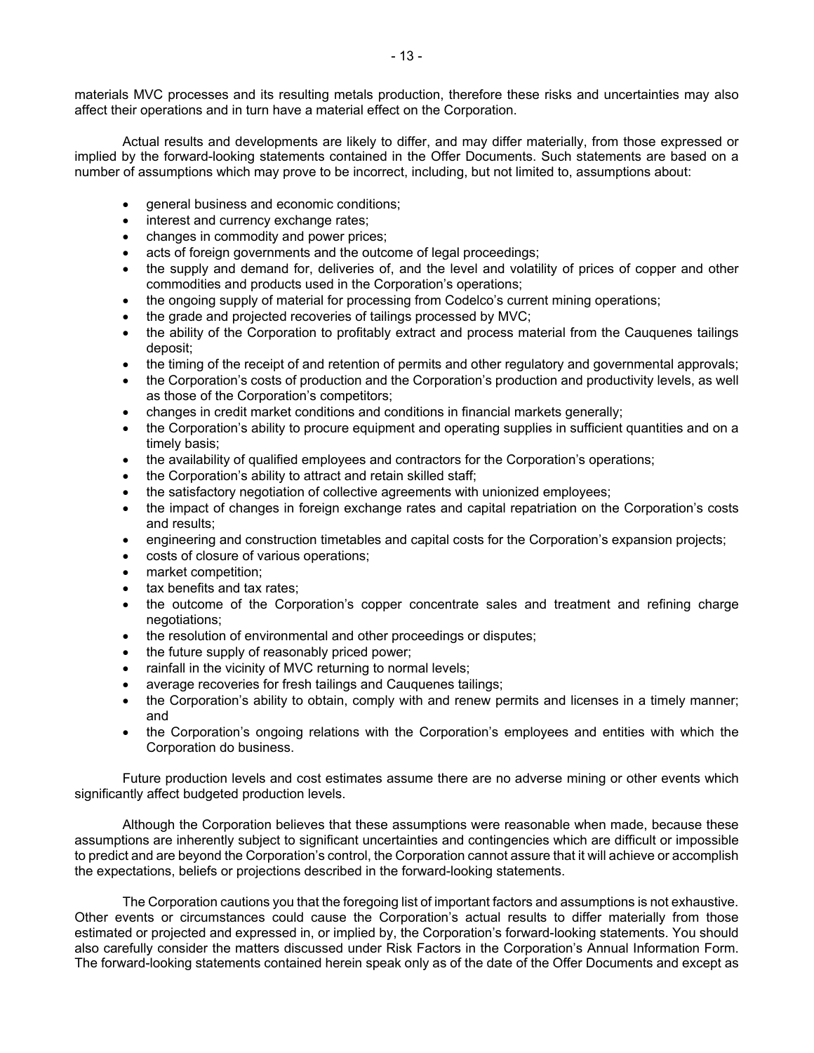materials MVC processes and its resulting metals production, therefore these risks and uncertainties may also affect their operations and in turn have a material effect on the Corporation.

Actual results and developments are likely to differ, and may differ materially, from those expressed or implied by the forward-looking statements contained in the Offer Documents. Such statements are based on a number of assumptions which may prove to be incorrect, including, but not limited to, assumptions about:

- general business and economic conditions;
- interest and currency exchange rates;
- changes in commodity and power prices;
- acts of foreign governments and the outcome of legal proceedings;
- the supply and demand for, deliveries of, and the level and volatility of prices of copper and other commodities and products used in the Corporation's operations;
- the ongoing supply of material for processing from Codelco's current mining operations;
- the grade and projected recoveries of tailings processed by MVC;
- the ability of the Corporation to profitably extract and process material from the Cauquenes tailings deposit;
- the timing of the receipt of and retention of permits and other regulatory and governmental approvals;
- the Corporation's costs of production and the Corporation's production and productivity levels, as well as those of the Corporation's competitors;
- changes in credit market conditions and conditions in financial markets generally;
- the Corporation's ability to procure equipment and operating supplies in sufficient quantities and on a timely basis;
- the availability of qualified employees and contractors for the Corporation's operations;
- the Corporation's ability to attract and retain skilled staff;
- the satisfactory negotiation of collective agreements with unionized employees;
- the impact of changes in foreign exchange rates and capital repatriation on the Corporation's costs and results;
- engineering and construction timetables and capital costs for the Corporation's expansion projects;
- costs of closure of various operations;
- market competition;
- tax benefits and tax rates;
- the outcome of the Corporation's copper concentrate sales and treatment and refining charge negotiations;
- the resolution of environmental and other proceedings or disputes;
- the future supply of reasonably priced power;
- rainfall in the vicinity of MVC returning to normal levels;
- average recoveries for fresh tailings and Cauquenes tailings;
- the Corporation's ability to obtain, comply with and renew permits and licenses in a timely manner; and
- the Corporation's ongoing relations with the Corporation's employees and entities with which the Corporation do business.

Future production levels and cost estimates assume there are no adverse mining or other events which significantly affect budgeted production levels.

Although the Corporation believes that these assumptions were reasonable when made, because these assumptions are inherently subject to significant uncertainties and contingencies which are difficult or impossible to predict and are beyond the Corporation's control, the Corporation cannot assure that it will achieve or accomplish the expectations, beliefs or projections described in the forward-looking statements.

The Corporation cautions you that the foregoing list of important factors and assumptions is not exhaustive. Other events or circumstances could cause the Corporation's actual results to differ materially from those estimated or projected and expressed in, or implied by, the Corporation's forward-looking statements. You should also carefully consider the matters discussed under Risk Factors in the Corporation's Annual Information Form. The forward-looking statements contained herein speak only as of the date of the Offer Documents and except as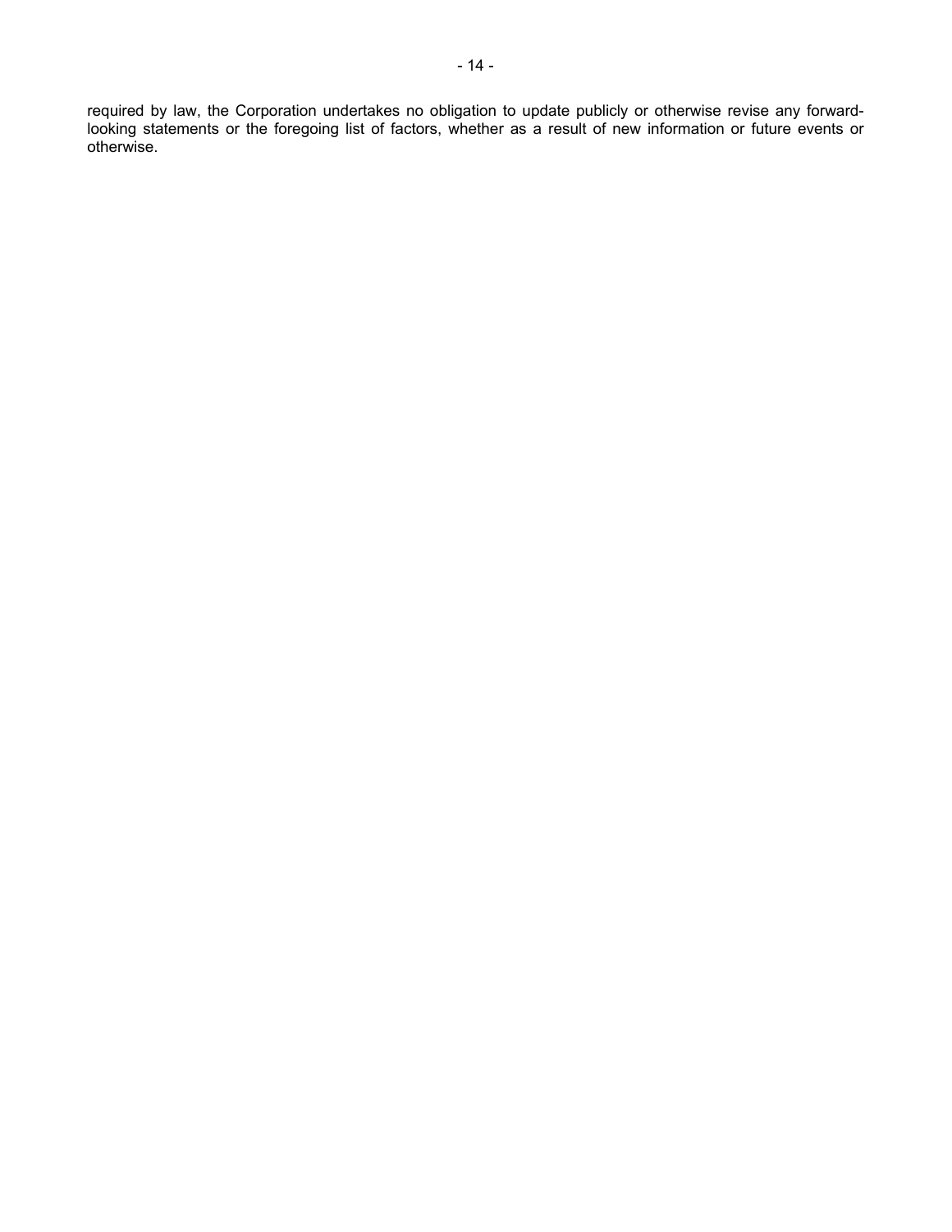required by law, the Corporation undertakes no obligation to update publicly or otherwise revise any forward-looking statements or the foregoing list of factors, whether as a result of new information or future events or otherwise.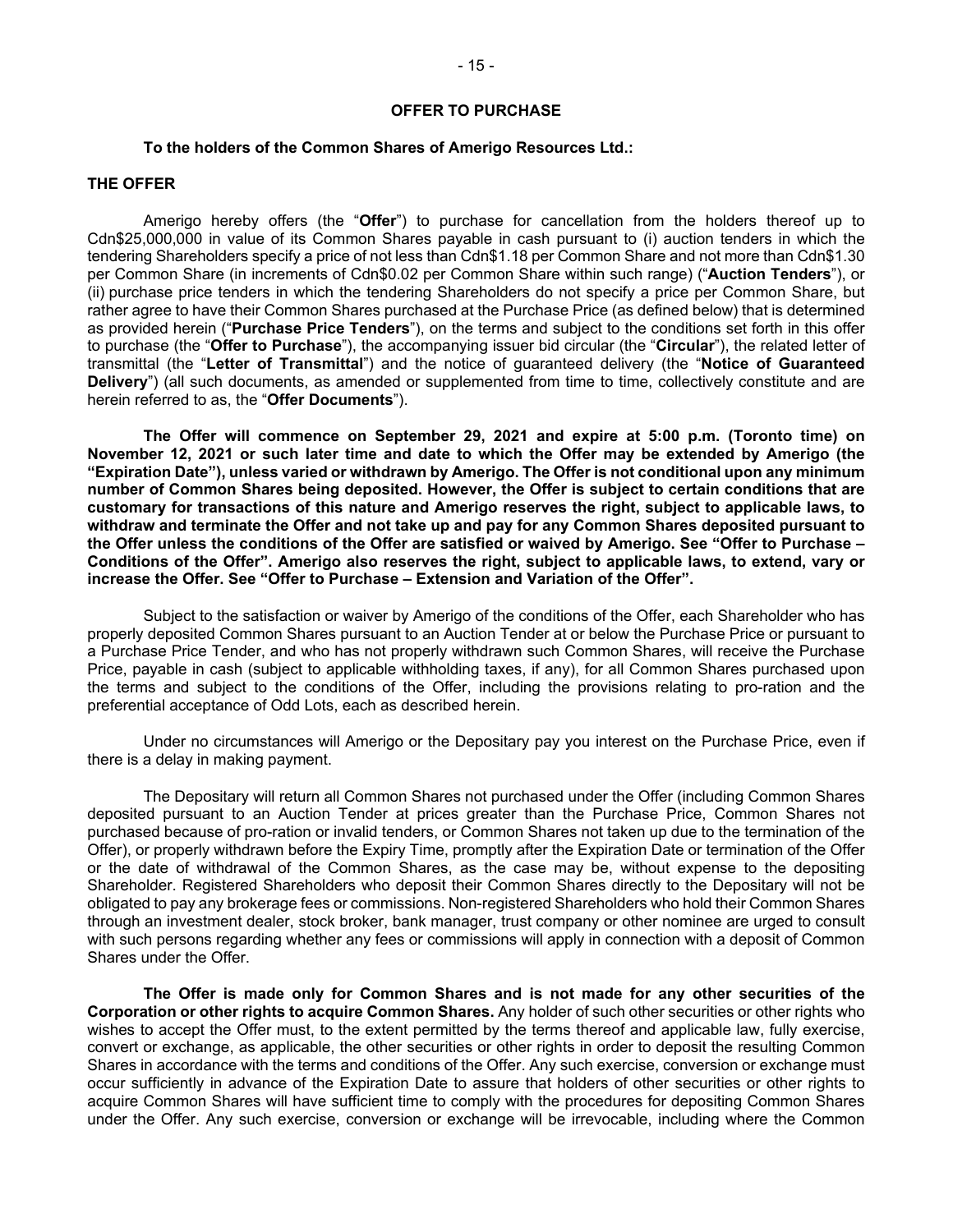## OFFER TO PURCHASE

**To the holders of the Common Shares of Amerigo Resources Ltd.:**

### THE OFFER

Amerigo hereby offers (the "**Offer**") to purchase for cancellation from the holders thereof up to Cdn$25,000,000 in value of its Common Shares payable in cash pursuant to (i) auction tenders in which the tendering Shareholders specify a price of not less than Cdn$1.18 per Common Share and not more than Cdn$1.30 per Common Share (in increments of Cdn$0.02 per Common Share within such range) ("**Auction Tenders**"), or (ii) purchase price tenders in which the tendering Shareholders do not specify a price per Common Share, but rather agree to have their Common Shares purchased at the Purchase Price (as defined below) that is determined as provided herein ("**Purchase Price Tenders**"), on the terms and subject to the conditions set forth in this offer to purchase (the "**Offer to Purchase**"), the accompanying issuer bid circular (the "**Circular**"), the related letter of transmittal (the "**Letter of Transmittal**") and the notice of guaranteed delivery (the "**Notice of Guaranteed Delivery**") (all such documents, as amended or supplemented from time to time, collectively constitute and are herein referred to as, the "**Offer Documents**").

**The Offer will commence on September 29, 2021 and expire at 5:00 p.m. (Toronto time) on November 12, 2021 or such later time and date to which the Offer may be extended by Amerigo (the "Expiration Date"), unless varied or withdrawn by Amerigo. The Offer is not conditional upon any minimum number of Common Shares being deposited. However, the Offer is subject to certain conditions that are customary for transactions of this nature and Amerigo reserves the right, subject to applicable laws, to withdraw and terminate the Offer and not take up and pay for any Common Shares deposited pursuant to the Offer unless the conditions of the Offer are satisfied or waived by Amerigo. See "Offer to Purchase – Conditions of the Offer". Amerigo also reserves the right, subject to applicable laws, to extend, vary or increase the Offer. See "Offer to Purchase – Extension and Variation of the Offer".**

Subject to the satisfaction or waiver by Amerigo of the conditions of the Offer, each Shareholder who has properly deposited Common Shares pursuant to an Auction Tender at or below the Purchase Price or pursuant to a Purchase Price Tender, and who has not properly withdrawn such Common Shares, will receive the Purchase Price, payable in cash (subject to applicable withholding taxes, if any), for all Common Shares purchased upon the terms and subject to the conditions of the Offer, including the provisions relating to pro-ration and the preferential acceptance of Odd Lots, each as described herein.

Under no circumstances will Amerigo or the Depositary pay you interest on the Purchase Price, even if there is a delay in making payment.

The Depositary will return all Common Shares not purchased under the Offer (including Common Shares deposited pursuant to an Auction Tender at prices greater than the Purchase Price, Common Shares not purchased because of pro-ration or invalid tenders, or Common Shares not taken up due to the termination of the Offer), or properly withdrawn before the Expiry Time, promptly after the Expiration Date or termination of the Offer or the date of withdrawal of the Common Shares, as the case may be, without expense to the depositing Shareholder. Registered Shareholders who deposit their Common Shares directly to the Depositary will not be obligated to pay any brokerage fees or commissions. Non-registered Shareholders who hold their Common Shares through an investment dealer, stock broker, bank manager, trust company or other nominee are urged to consult with such persons regarding whether any fees or commissions will apply in connection with a deposit of Common Shares under the Offer.

**The Offer is made only for Common Shares and is not made for any other securities of the Corporation or other rights to acquire Common Shares.** Any holder of such other securities or other rights who wishes to accept the Offer must, to the extent permitted by the terms thereof and applicable law, fully exercise, convert or exchange, as applicable, the other securities or other rights in order to deposit the resulting Common Shares in accordance with the terms and conditions of the Offer. Any such exercise, conversion or exchange must occur sufficiently in advance of the Expiration Date to assure that holders of other securities or other rights to acquire Common Shares will have sufficient time to comply with the procedures for depositing Common Shares under the Offer. Any such exercise, conversion or exchange will be irrevocable, including where the Common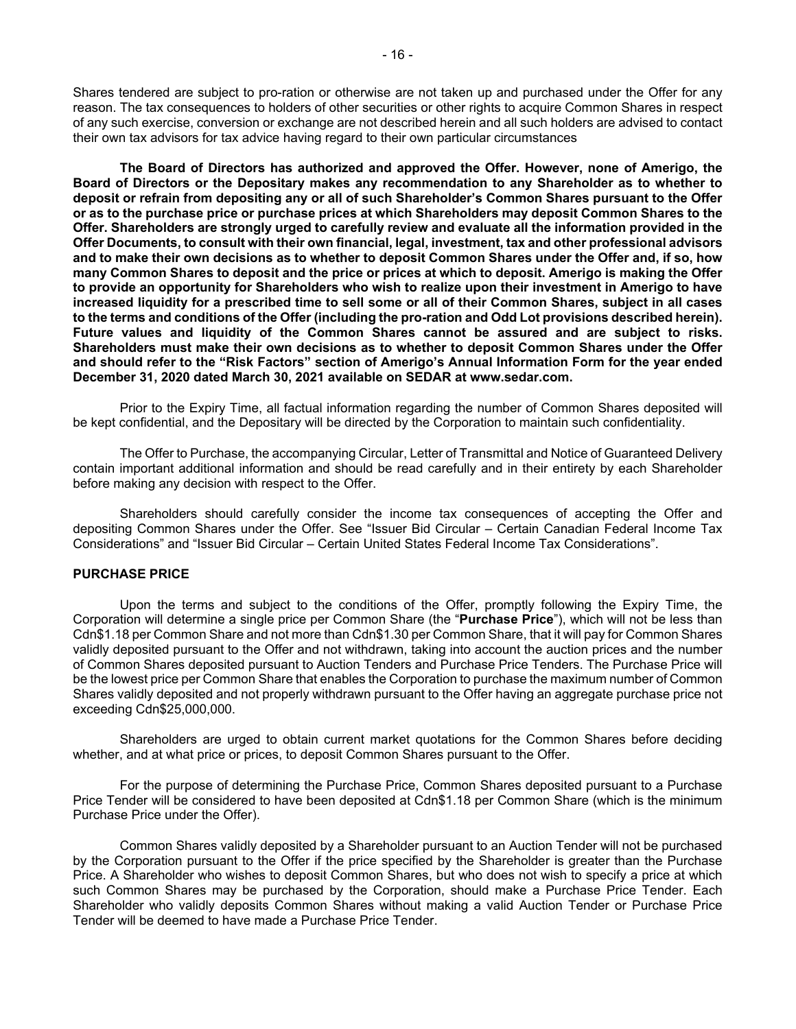Shares tendered are subject to pro-ration or otherwise are not taken up and purchased under the Offer for any reason. The tax consequences to holders of other securities or other rights to acquire Common Shares in respect of any such exercise, conversion or exchange are not described herein and all such holders are advised to contact their own tax advisors for tax advice having regard to their own particular circumstances

**The Board of Directors has authorized and approved the Offer. However, none of Amerigo, the Board of Directors or the Depositary makes any recommendation to any Shareholder as to whether to deposit or refrain from depositing any or all of such Shareholder's Common Shares pursuant to the Offer or as to the purchase price or purchase prices at which Shareholders may deposit Common Shares to the Offer. Shareholders are strongly urged to carefully review and evaluate all the information provided in the Offer Documents, to consult with their own financial, legal, investment, tax and other professional advisors and to make their own decisions as to whether to deposit Common Shares under the Offer and, if so, how many Common Shares to deposit and the price or prices at which to deposit. Amerigo is making the Offer to provide an opportunity for Shareholders who wish to realize upon their investment in Amerigo to have increased liquidity for a prescribed time to sell some or all of their Common Shares, subject in all cases to the terms and conditions of the Offer (including the pro-ration and Odd Lot provisions described herein). Future values and liquidity of the Common Shares cannot be assured and are subject to risks. Shareholders must make their own decisions as to whether to deposit Common Shares under the Offer and should refer to the "Risk Factors" section of Amerigo's Annual Information Form for the year ended December 31, 2020 dated March 30, 2021 available on SEDAR at www.sedar.com.**

Prior to the Expiry Time, all factual information regarding the number of Common Shares deposited will be kept confidential, and the Depositary will be directed by the Corporation to maintain such confidentiality.

The Offer to Purchase, the accompanying Circular, Letter of Transmittal and Notice of Guaranteed Delivery contain important additional information and should be read carefully and in their entirety by each Shareholder before making any decision with respect to the Offer.

Shareholders should carefully consider the income tax consequences of accepting the Offer and depositing Common Shares under the Offer. See "Issuer Bid Circular – Certain Canadian Federal Income Tax Considerations" and "Issuer Bid Circular – Certain United States Federal Income Tax Considerations".

## PURCHASE PRICE

Upon the terms and subject to the conditions of the Offer, promptly following the Expiry Time, the Corporation will determine a single price per Common Share (the "**Purchase Price**"), which will not be less than Cdn$1.18 per Common Share and not more than Cdn$1.30 per Common Share, that it will pay for Common Shares validly deposited pursuant to the Offer and not withdrawn, taking into account the auction prices and the number of Common Shares deposited pursuant to Auction Tenders and Purchase Price Tenders. The Purchase Price will be the lowest price per Common Share that enables the Corporation to purchase the maximum number of Common Shares validly deposited and not properly withdrawn pursuant to the Offer having an aggregate purchase price not exceeding Cdn$25,000,000.

Shareholders are urged to obtain current market quotations for the Common Shares before deciding whether, and at what price or prices, to deposit Common Shares pursuant to the Offer.

For the purpose of determining the Purchase Price, Common Shares deposited pursuant to a Purchase Price Tender will be considered to have been deposited at Cdn$1.18 per Common Share (which is the minimum Purchase Price under the Offer).

Common Shares validly deposited by a Shareholder pursuant to an Auction Tender will not be purchased by the Corporation pursuant to the Offer if the price specified by the Shareholder is greater than the Purchase Price. A Shareholder who wishes to deposit Common Shares, but who does not wish to specify a price at which such Common Shares may be purchased by the Corporation, should make a Purchase Price Tender. Each Shareholder who validly deposits Common Shares without making a valid Auction Tender or Purchase Price Tender will be deemed to have made a Purchase Price Tender.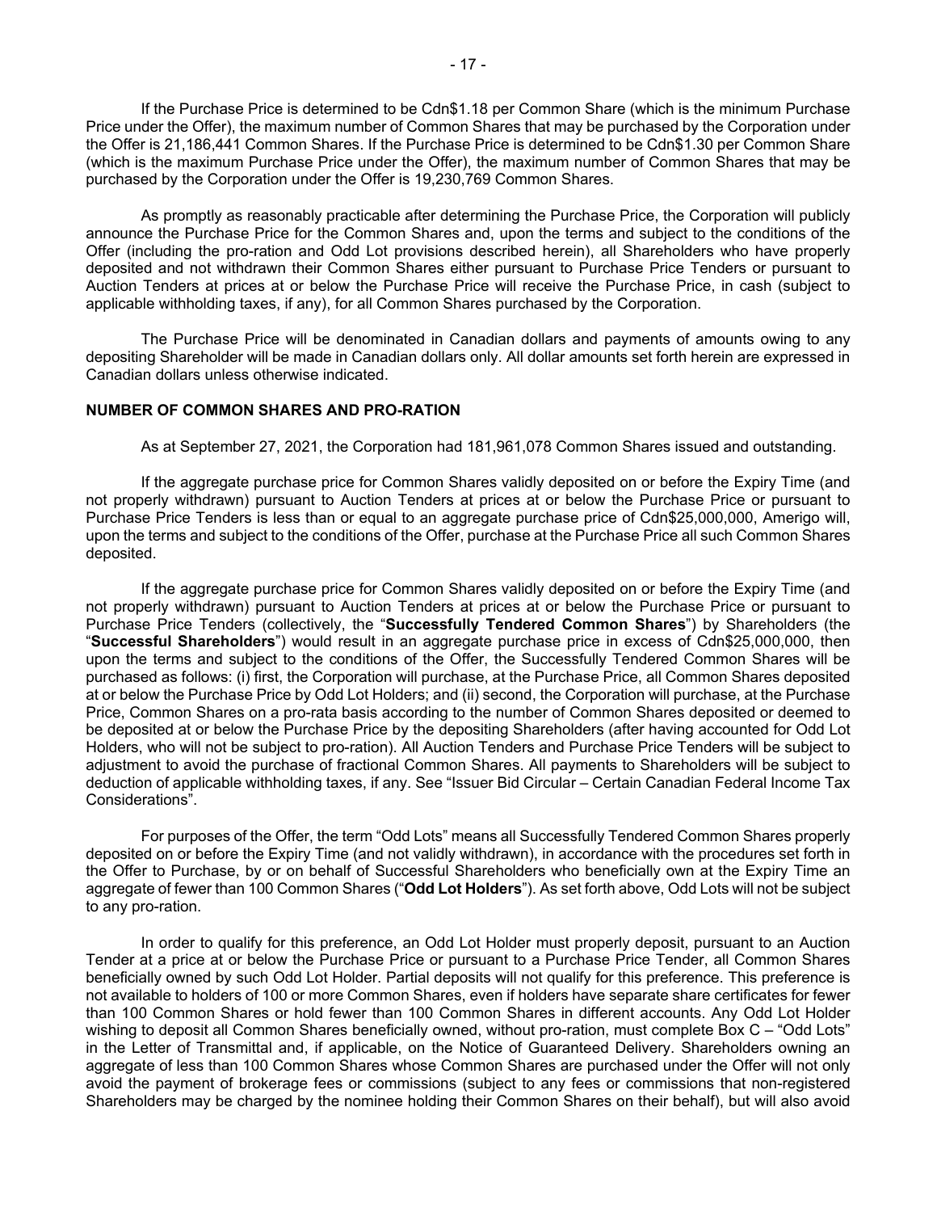If the Purchase Price is determined to be Cdn$1.18 per Common Share (which is the minimum Purchase Price under the Offer), the maximum number of Common Shares that may be purchased by the Corporation under the Offer is 21,186,441 Common Shares. If the Purchase Price is determined to be Cdn$1.30 per Common Share (which is the maximum Purchase Price under the Offer), the maximum number of Common Shares that may be purchased by the Corporation under the Offer is 19,230,769 Common Shares.

As promptly as reasonably practicable after determining the Purchase Price, the Corporation will publicly announce the Purchase Price for the Common Shares and, upon the terms and subject to the conditions of the Offer (including the pro-ration and Odd Lot provisions described herein), all Shareholders who have properly deposited and not withdrawn their Common Shares either pursuant to Purchase Price Tenders or pursuant to Auction Tenders at prices at or below the Purchase Price will receive the Purchase Price, in cash (subject to applicable withholding taxes, if any), for all Common Shares purchased by the Corporation.

The Purchase Price will be denominated in Canadian dollars and payments of amounts owing to any depositing Shareholder will be made in Canadian dollars only. All dollar amounts set forth herein are expressed in Canadian dollars unless otherwise indicated.

## NUMBER OF COMMON SHARES AND PRO-RATION

As at September 27, 2021, the Corporation had 181,961,078 Common Shares issued and outstanding.

If the aggregate purchase price for Common Shares validly deposited on or before the Expiry Time (and not properly withdrawn) pursuant to Auction Tenders at prices at or below the Purchase Price or pursuant to Purchase Price Tenders is less than or equal to an aggregate purchase price of Cdn$25,000,000, Amerigo will, upon the terms and subject to the conditions of the Offer, purchase at the Purchase Price all such Common Shares deposited.

If the aggregate purchase price for Common Shares validly deposited on or before the Expiry Time (and not properly withdrawn) pursuant to Auction Tenders at prices at or below the Purchase Price or pursuant to Purchase Price Tenders (collectively, the "**Successfully Tendered Common Shares**") by Shareholders (the "**Successful Shareholders**") would result in an aggregate purchase price in excess of Cdn$25,000,000, then upon the terms and subject to the conditions of the Offer, the Successfully Tendered Common Shares will be purchased as follows: (i) first, the Corporation will purchase, at the Purchase Price, all Common Shares deposited at or below the Purchase Price by Odd Lot Holders; and (ii) second, the Corporation will purchase, at the Purchase Price, Common Shares on a pro-rata basis according to the number of Common Shares deposited or deemed to be deposited at or below the Purchase Price by the depositing Shareholders (after having accounted for Odd Lot Holders, who will not be subject to pro-ration). All Auction Tenders and Purchase Price Tenders will be subject to adjustment to avoid the purchase of fractional Common Shares. All payments to Shareholders will be subject to deduction of applicable withholding taxes, if any. See "Issuer Bid Circular – Certain Canadian Federal Income Tax Considerations".

For purposes of the Offer, the term "Odd Lots" means all Successfully Tendered Common Shares properly deposited on or before the Expiry Time (and not validly withdrawn), in accordance with the procedures set forth in the Offer to Purchase, by or on behalf of Successful Shareholders who beneficially own at the Expiry Time an aggregate of fewer than 100 Common Shares ("**Odd Lot Holders**"). As set forth above, Odd Lots will not be subject to any pro-ration.

In order to qualify for this preference, an Odd Lot Holder must properly deposit, pursuant to an Auction Tender at a price at or below the Purchase Price or pursuant to a Purchase Price Tender, all Common Shares beneficially owned by such Odd Lot Holder. Partial deposits will not qualify for this preference. This preference is not available to holders of 100 or more Common Shares, even if holders have separate share certificates for fewer than 100 Common Shares or hold fewer than 100 Common Shares in different accounts. Any Odd Lot Holder wishing to deposit all Common Shares beneficially owned, without pro-ration, must complete Box C – "Odd Lots" in the Letter of Transmittal and, if applicable, on the Notice of Guaranteed Delivery. Shareholders owning an aggregate of less than 100 Common Shares whose Common Shares are purchased under the Offer will not only avoid the payment of brokerage fees or commissions (subject to any fees or commissions that non-registered Shareholders may be charged by the nominee holding their Common Shares on their behalf), but will also avoid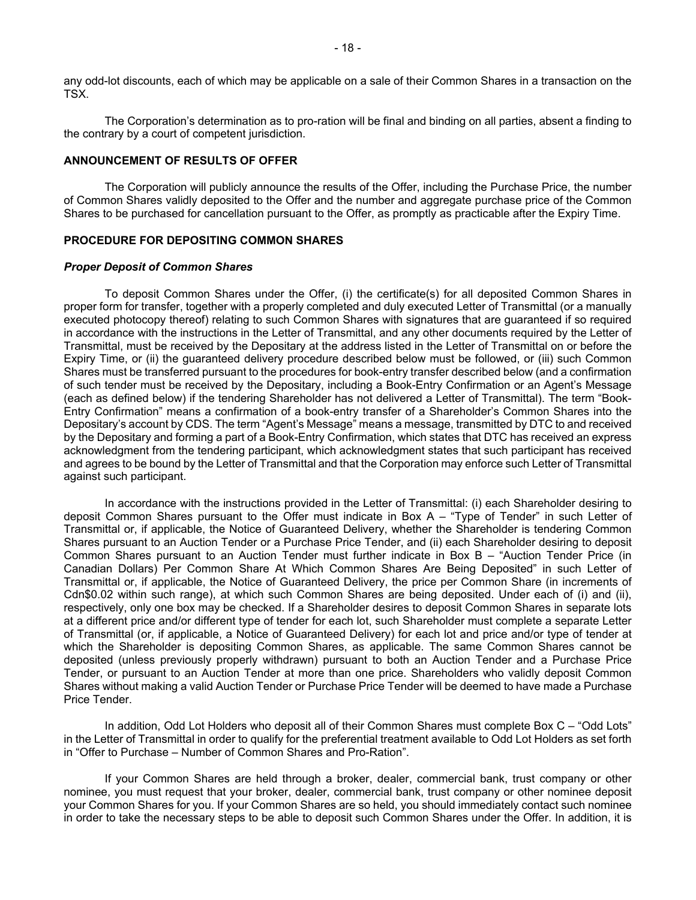any odd-lot discounts, each of which may be applicable on a sale of their Common Shares in a transaction on the TSX.

The Corporation's determination as to pro-ration will be final and binding on all parties, absent a finding to the contrary by a court of competent jurisdiction.

## ANNOUNCEMENT OF RESULTS OF OFFER

The Corporation will publicly announce the results of the Offer, including the Purchase Price, the number of Common Shares validly deposited to the Offer and the number and aggregate purchase price of the Common Shares to be purchased for cancellation pursuant to the Offer, as promptly as practicable after the Expiry Time.

## PROCEDURE FOR DEPOSITING COMMON SHARES

### *Proper Deposit of Common Shares*

To deposit Common Shares under the Offer, (i) the certificate(s) for all deposited Common Shares in proper form for transfer, together with a properly completed and duly executed Letter of Transmittal (or a manually executed photocopy thereof) relating to such Common Shares with signatures that are guaranteed if so required in accordance with the instructions in the Letter of Transmittal, and any other documents required by the Letter of Transmittal, must be received by the Depositary at the address listed in the Letter of Transmittal on or before the Expiry Time, or (ii) the guaranteed delivery procedure described below must be followed, or (iii) such Common Shares must be transferred pursuant to the procedures for book-entry transfer described below (and a confirmation of such tender must be received by the Depositary, including a Book-Entry Confirmation or an Agent's Message (each as defined below) if the tendering Shareholder has not delivered a Letter of Transmittal). The term "Book-Entry Confirmation" means a confirmation of a book-entry transfer of a Shareholder's Common Shares into the Depositary's account by CDS. The term "Agent's Message" means a message, transmitted by DTC to and received by the Depositary and forming a part of a Book-Entry Confirmation, which states that DTC has received an express acknowledgment from the tendering participant, which acknowledgment states that such participant has received and agrees to be bound by the Letter of Transmittal and that the Corporation may enforce such Letter of Transmittal against such participant.

In accordance with the instructions provided in the Letter of Transmittal: (i) each Shareholder desiring to deposit Common Shares pursuant to the Offer must indicate in Box A – "Type of Tender" in such Letter of Transmittal or, if applicable, the Notice of Guaranteed Delivery, whether the Shareholder is tendering Common Shares pursuant to an Auction Tender or a Purchase Price Tender, and (ii) each Shareholder desiring to deposit Common Shares pursuant to an Auction Tender must further indicate in Box B – "Auction Tender Price (in Canadian Dollars) Per Common Share At Which Common Shares Are Being Deposited" in such Letter of Transmittal or, if applicable, the Notice of Guaranteed Delivery, the price per Common Share (in increments of Cdn$0.02 within such range), at which such Common Shares are being deposited. Under each of (i) and (ii), respectively, only one box may be checked. If a Shareholder desires to deposit Common Shares in separate lots at a different price and/or different type of tender for each lot, such Shareholder must complete a separate Letter of Transmittal (or, if applicable, a Notice of Guaranteed Delivery) for each lot and price and/or type of tender at which the Shareholder is depositing Common Shares, as applicable. The same Common Shares cannot be deposited (unless previously properly withdrawn) pursuant to both an Auction Tender and a Purchase Price Tender, or pursuant to an Auction Tender at more than one price. Shareholders who validly deposit Common Shares without making a valid Auction Tender or Purchase Price Tender will be deemed to have made a Purchase Price Tender.

In addition, Odd Lot Holders who deposit all of their Common Shares must complete Box C – "Odd Lots" in the Letter of Transmittal in order to qualify for the preferential treatment available to Odd Lot Holders as set forth in "Offer to Purchase – Number of Common Shares and Pro-Ration".

If your Common Shares are held through a broker, dealer, commercial bank, trust company or other nominee, you must request that your broker, dealer, commercial bank, trust company or other nominee deposit your Common Shares for you. If your Common Shares are so held, you should immediately contact such nominee in order to take the necessary steps to be able to deposit such Common Shares under the Offer. In addition, it is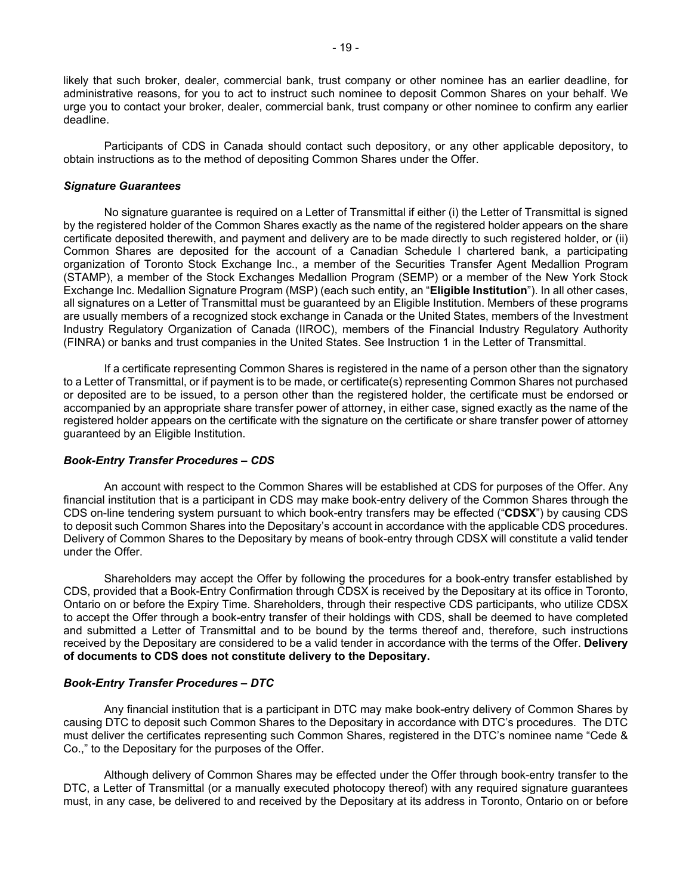likely that such broker, dealer, commercial bank, trust company or other nominee has an earlier deadline, for administrative reasons, for you to act to instruct such nominee to deposit Common Shares on your behalf. We urge you to contact your broker, dealer, commercial bank, trust company or other nominee to confirm any earlier deadline.

Participants of CDS in Canada should contact such depository, or any other applicable depository, to obtain instructions as to the method of depositing Common Shares under the Offer.

***Signature Guarantees***

No signature guarantee is required on a Letter of Transmittal if either (i) the Letter of Transmittal is signed by the registered holder of the Common Shares exactly as the name of the registered holder appears on the share certificate deposited therewith, and payment and delivery are to be made directly to such registered holder, or (ii) Common Shares are deposited for the account of a Canadian Schedule I chartered bank, a participating organization of Toronto Stock Exchange Inc., a member of the Securities Transfer Agent Medallion Program (STAMP), a member of the Stock Exchanges Medallion Program (SEMP) or a member of the New York Stock Exchange Inc. Medallion Signature Program (MSP) (each such entity, an "**Eligible Institution**"). In all other cases, all signatures on a Letter of Transmittal must be guaranteed by an Eligible Institution. Members of these programs are usually members of a recognized stock exchange in Canada or the United States, members of the Investment Industry Regulatory Organization of Canada (IIROC), members of the Financial Industry Regulatory Authority (FINRA) or banks and trust companies in the United States. See Instruction 1 in the Letter of Transmittal.

If a certificate representing Common Shares is registered in the name of a person other than the signatory to a Letter of Transmittal, or if payment is to be made, or certificate(s) representing Common Shares not purchased or deposited are to be issued, to a person other than the registered holder, the certificate must be endorsed or accompanied by an appropriate share transfer power of attorney, in either case, signed exactly as the name of the registered holder appears on the certificate with the signature on the certificate or share transfer power of attorney guaranteed by an Eligible Institution.

***Book-Entry Transfer Procedures – CDS***

An account with respect to the Common Shares will be established at CDS for purposes of the Offer. Any financial institution that is a participant in CDS may make book-entry delivery of the Common Shares through the CDS on-line tendering system pursuant to which book-entry transfers may be effected ("**CDSX**") by causing CDS to deposit such Common Shares into the Depositary's account in accordance with the applicable CDS procedures. Delivery of Common Shares to the Depositary by means of book-entry through CDSX will constitute a valid tender under the Offer.

Shareholders may accept the Offer by following the procedures for a book-entry transfer established by CDS, provided that a Book-Entry Confirmation through CDSX is received by the Depositary at its office in Toronto, Ontario on or before the Expiry Time. Shareholders, through their respective CDS participants, who utilize CDSX to accept the Offer through a book-entry transfer of their holdings with CDS, shall be deemed to have completed and submitted a Letter of Transmittal and to be bound by the terms thereof and, therefore, such instructions received by the Depositary are considered to be a valid tender in accordance with the terms of the Offer. **Delivery of documents to CDS does not constitute delivery to the Depositary.**

***Book-Entry Transfer Procedures – DTC***

Any financial institution that is a participant in DTC may make book-entry delivery of Common Shares by causing DTC to deposit such Common Shares to the Depositary in accordance with DTC's procedures. The DTC must deliver the certificates representing such Common Shares, registered in the DTC's nominee name "Cede & Co.," to the Depositary for the purposes of the Offer.

Although delivery of Common Shares may be effected under the Offer through book-entry transfer to the DTC, a Letter of Transmittal (or a manually executed photocopy thereof) with any required signature guarantees must, in any case, be delivered to and received by the Depositary at its address in Toronto, Ontario on or before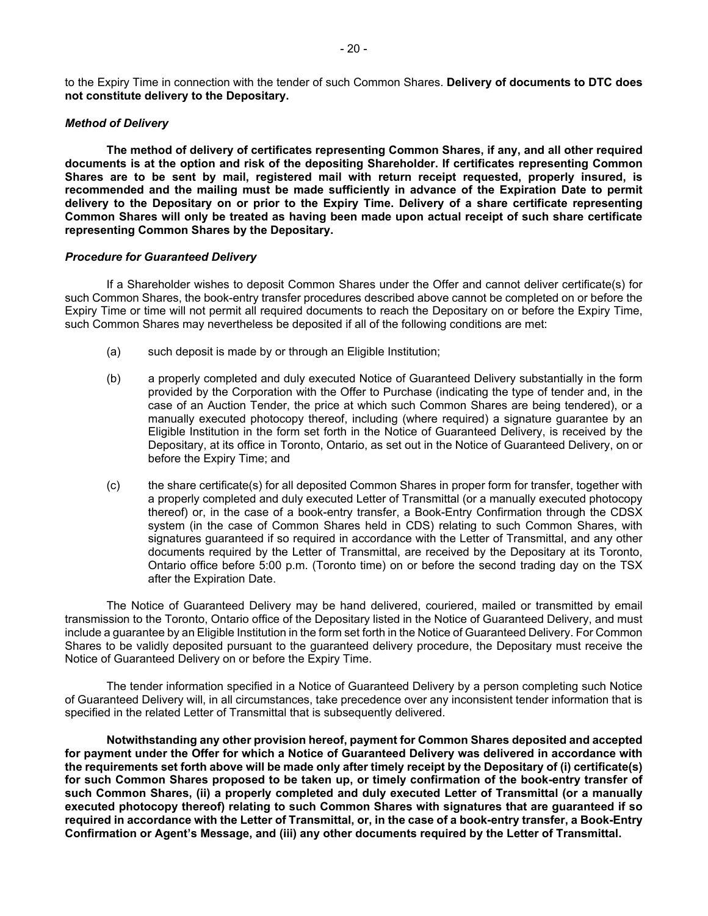to the Expiry Time in connection with the tender of such Common Shares. **Delivery of documents to DTC does not constitute delivery to the Depositary.**

***Method of Delivery***

**The method of delivery of certificates representing Common Shares, if any, and all other required documents is at the option and risk of the depositing Shareholder. If certificates representing Common Shares are to be sent by mail, registered mail with return receipt requested, properly insured, is recommended and the mailing must be made sufficiently in advance of the Expiration Date to permit delivery to the Depositary on or prior to the Expiry Time. Delivery of a share certificate representing Common Shares will only be treated as having been made upon actual receipt of such share certificate representing Common Shares by the Depositary.**

***Procedure for Guaranteed Delivery***

If a Shareholder wishes to deposit Common Shares under the Offer and cannot deliver certificate(s) for such Common Shares, the book-entry transfer procedures described above cannot be completed on or before the Expiry Time or time will not permit all required documents to reach the Depositary on or before the Expiry Time, such Common Shares may nevertheless be deposited if all of the following conditions are met:

(a) such deposit is made by or through an Eligible Institution;

(b) a properly completed and duly executed Notice of Guaranteed Delivery substantially in the form provided by the Corporation with the Offer to Purchase (indicating the type of tender and, in the case of an Auction Tender, the price at which such Common Shares are being tendered), or a manually executed photocopy thereof, including (where required) a signature guarantee by an Eligible Institution in the form set forth in the Notice of Guaranteed Delivery, is received by the Depositary, at its office in Toronto, Ontario, as set out in the Notice of Guaranteed Delivery, on or before the Expiry Time; and

(c) the share certificate(s) for all deposited Common Shares in proper form for transfer, together with a properly completed and duly executed Letter of Transmittal (or a manually executed photocopy thereof) or, in the case of a book-entry transfer, a Book-Entry Confirmation through the CDSX system (in the case of Common Shares held in CDS) relating to such Common Shares, with signatures guaranteed if so required in accordance with the Letter of Transmittal, and any other documents required by the Letter of Transmittal, are received by the Depositary at its Toronto, Ontario office before 5:00 p.m. (Toronto time) on or before the second trading day on the TSX after the Expiration Date.

The Notice of Guaranteed Delivery may be hand delivered, couriered, mailed or transmitted by email transmission to the Toronto, Ontario office of the Depositary listed in the Notice of Guaranteed Delivery, and must include a guarantee by an Eligible Institution in the form set forth in the Notice of Guaranteed Delivery. For Common Shares to be validly deposited pursuant to the guaranteed delivery procedure, the Depositary must receive the Notice of Guaranteed Delivery on or before the Expiry Time.

The tender information specified in a Notice of Guaranteed Delivery by a person completing such Notice of Guaranteed Delivery will, in all circumstances, take precedence over any inconsistent tender information that is specified in the related Letter of Transmittal that is subsequently delivered.

**Notwithstanding any other provision hereof, payment for Common Shares deposited and accepted for payment under the Offer for which a Notice of Guaranteed Delivery was delivered in accordance with the requirements set forth above will be made only after timely receipt by the Depositary of (i) certificate(s) for such Common Shares proposed to be taken up, or timely confirmation of the book-entry transfer of such Common Shares, (ii) a properly completed and duly executed Letter of Transmittal (or a manually executed photocopy thereof) relating to such Common Shares with signatures that are guaranteed if so required in accordance with the Letter of Transmittal, or, in the case of a book-entry transfer, a Book-Entry Confirmation or Agent's Message, and (iii) any other documents required by the Letter of Transmittal.**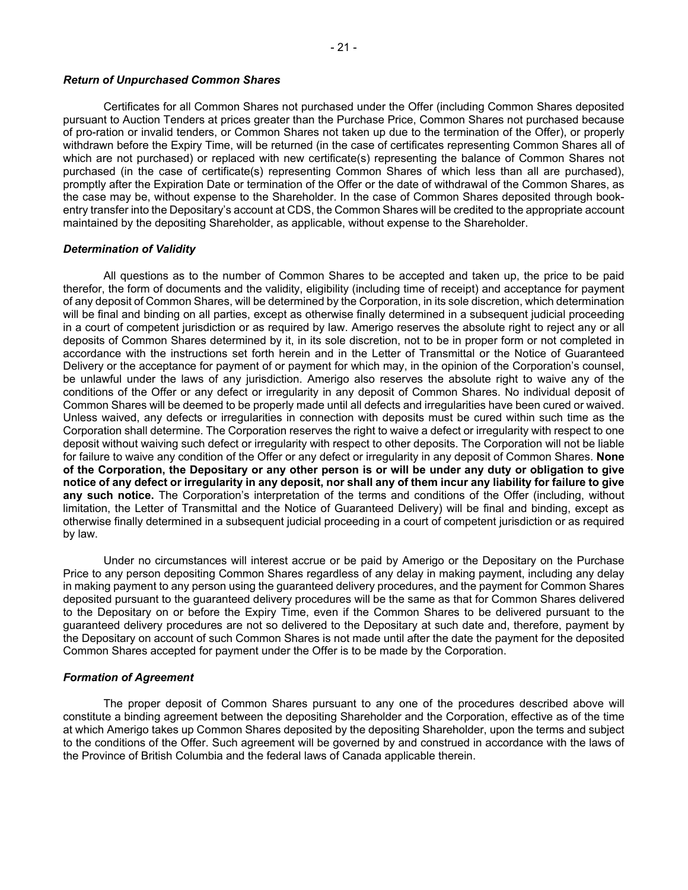### *Return of Unpurchased Common Shares*

Certificates for all Common Shares not purchased under the Offer (including Common Shares deposited pursuant to Auction Tenders at prices greater than the Purchase Price, Common Shares not purchased because of pro-ration or invalid tenders, or Common Shares not taken up due to the termination of the Offer), or properly withdrawn before the Expiry Time, will be returned (in the case of certificates representing Common Shares all of which are not purchased) or replaced with new certificate(s) representing the balance of Common Shares not purchased (in the case of certificate(s) representing Common Shares of which less than all are purchased), promptly after the Expiration Date or termination of the Offer or the date of withdrawal of the Common Shares, as the case may be, without expense to the Shareholder. In the case of Common Shares deposited through book-entry transfer into the Depositary's account at CDS, the Common Shares will be credited to the appropriate account maintained by the depositing Shareholder, as applicable, without expense to the Shareholder.

### *Determination of Validity*

All questions as to the number of Common Shares to be accepted and taken up, the price to be paid therefor, the form of documents and the validity, eligibility (including time of receipt) and acceptance for payment of any deposit of Common Shares, will be determined by the Corporation, in its sole discretion, which determination will be final and binding on all parties, except as otherwise finally determined in a subsequent judicial proceeding in a court of competent jurisdiction or as required by law. Amerigo reserves the absolute right to reject any or all deposits of Common Shares determined by it, in its sole discretion, not to be in proper form or not completed in accordance with the instructions set forth herein and in the Letter of Transmittal or the Notice of Guaranteed Delivery or the acceptance for payment of or payment for which may, in the opinion of the Corporation's counsel, be unlawful under the laws of any jurisdiction. Amerigo also reserves the absolute right to waive any of the conditions of the Offer or any defect or irregularity in any deposit of Common Shares. No individual deposit of Common Shares will be deemed to be properly made until all defects and irregularities have been cured or waived. Unless waived, any defects or irregularities in connection with deposits must be cured within such time as the Corporation shall determine. The Corporation reserves the right to waive a defect or irregularity with respect to one deposit without waiving such defect or irregularity with respect to other deposits. The Corporation will not be liable for failure to waive any condition of the Offer or any defect or irregularity in any deposit of Common Shares. **None of the Corporation, the Depositary or any other person is or will be under any duty or obligation to give notice of any defect or irregularity in any deposit, nor shall any of them incur any liability for failure to give any such notice.** The Corporation's interpretation of the terms and conditions of the Offer (including, without limitation, the Letter of Transmittal and the Notice of Guaranteed Delivery) will be final and binding, except as otherwise finally determined in a subsequent judicial proceeding in a court of competent jurisdiction or as required by law.

Under no circumstances will interest accrue or be paid by Amerigo or the Depositary on the Purchase Price to any person depositing Common Shares regardless of any delay in making payment, including any delay in making payment to any person using the guaranteed delivery procedures, and the payment for Common Shares deposited pursuant to the guaranteed delivery procedures will be the same as that for Common Shares delivered to the Depositary on or before the Expiry Time, even if the Common Shares to be delivered pursuant to the guaranteed delivery procedures are not so delivered to the Depositary at such date and, therefore, payment by the Depositary on account of such Common Shares is not made until after the date the payment for the deposited Common Shares accepted for payment under the Offer is to be made by the Corporation.

### *Formation of Agreement*

The proper deposit of Common Shares pursuant to any one of the procedures described above will constitute a binding agreement between the depositing Shareholder and the Corporation, effective as of the time at which Amerigo takes up Common Shares deposited by the depositing Shareholder, upon the terms and subject to the conditions of the Offer. Such agreement will be governed by and construed in accordance with the laws of the Province of British Columbia and the federal laws of Canada applicable therein.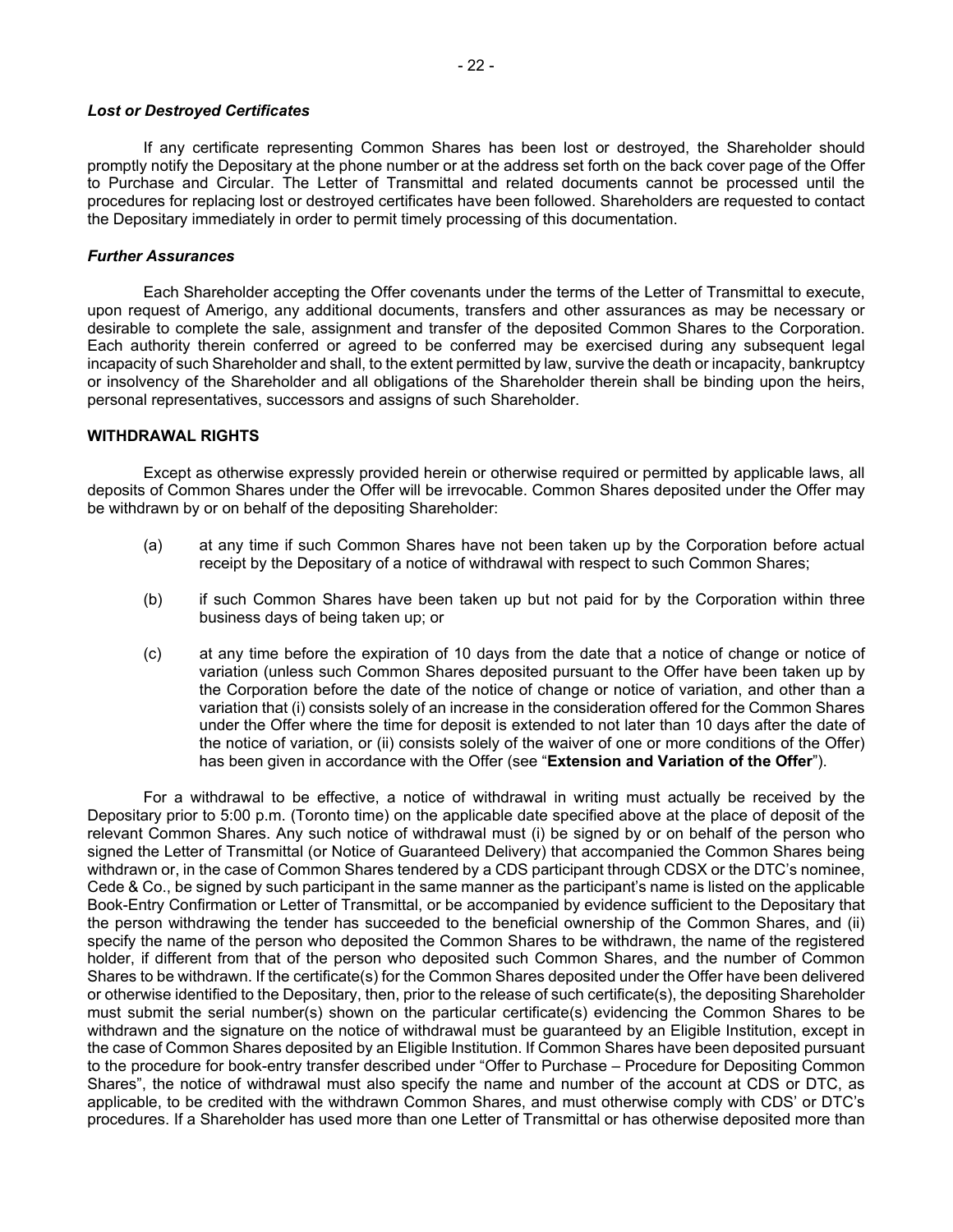### *Lost or Destroyed Certificates*

If any certificate representing Common Shares has been lost or destroyed, the Shareholder should promptly notify the Depositary at the phone number or at the address set forth on the back cover page of the Offer to Purchase and Circular. The Letter of Transmittal and related documents cannot be processed until the procedures for replacing lost or destroyed certificates have been followed. Shareholders are requested to contact the Depositary immediately in order to permit timely processing of this documentation.

### *Further Assurances*

Each Shareholder accepting the Offer covenants under the terms of the Letter of Transmittal to execute, upon request of Amerigo, any additional documents, transfers and other assurances as may be necessary or desirable to complete the sale, assignment and transfer of the deposited Common Shares to the Corporation. Each authority therein conferred or agreed to be conferred may be exercised during any subsequent legal incapacity of such Shareholder and shall, to the extent permitted by law, survive the death or incapacity, bankruptcy or insolvency of the Shareholder and all obligations of the Shareholder therein shall be binding upon the heirs, personal representatives, successors and assigns of such Shareholder.

## WITHDRAWAL RIGHTS

Except as otherwise expressly provided herein or otherwise required or permitted by applicable laws, all deposits of Common Shares under the Offer will be irrevocable. Common Shares deposited under the Offer may be withdrawn by or on behalf of the depositing Shareholder:

(a) at any time if such Common Shares have not been taken up by the Corporation before actual receipt by the Depositary of a notice of withdrawal with respect to such Common Shares;

(b) if such Common Shares have been taken up but not paid for by the Corporation within three business days of being taken up; or

(c) at any time before the expiration of 10 days from the date that a notice of change or notice of variation (unless such Common Shares deposited pursuant to the Offer have been taken up by the Corporation before the date of the notice of change or notice of variation, and other than a variation that (i) consists solely of an increase in the consideration offered for the Common Shares under the Offer where the time for deposit is extended to not later than 10 days after the date of the notice of variation, or (ii) consists solely of the waiver of one or more conditions of the Offer) has been given in accordance with the Offer (see "**Extension and Variation of the Offer**").

For a withdrawal to be effective, a notice of withdrawal in writing must actually be received by the Depositary prior to 5:00 p.m. (Toronto time) on the applicable date specified above at the place of deposit of the relevant Common Shares. Any such notice of withdrawal must (i) be signed by or on behalf of the person who signed the Letter of Transmittal (or Notice of Guaranteed Delivery) that accompanied the Common Shares being withdrawn or, in the case of Common Shares tendered by a CDS participant through CDSX or the DTC's nominee, Cede & Co., be signed by such participant in the same manner as the participant's name is listed on the applicable Book-Entry Confirmation or Letter of Transmittal, or be accompanied by evidence sufficient to the Depositary that the person withdrawing the tender has succeeded to the beneficial ownership of the Common Shares, and (ii) specify the name of the person who deposited the Common Shares to be withdrawn, the name of the registered holder, if different from that of the person who deposited such Common Shares, and the number of Common Shares to be withdrawn. If the certificate(s) for the Common Shares deposited under the Offer have been delivered or otherwise identified to the Depositary, then, prior to the release of such certificate(s), the depositing Shareholder must submit the serial number(s) shown on the particular certificate(s) evidencing the Common Shares to be withdrawn and the signature on the notice of withdrawal must be guaranteed by an Eligible Institution, except in the case of Common Shares deposited by an Eligible Institution. If Common Shares have been deposited pursuant to the procedure for book-entry transfer described under "Offer to Purchase – Procedure for Depositing Common Shares", the notice of withdrawal must also specify the name and number of the account at CDS or DTC, as applicable, to be credited with the withdrawn Common Shares, and must otherwise comply with CDS' or DTC's procedures. If a Shareholder has used more than one Letter of Transmittal or has otherwise deposited more than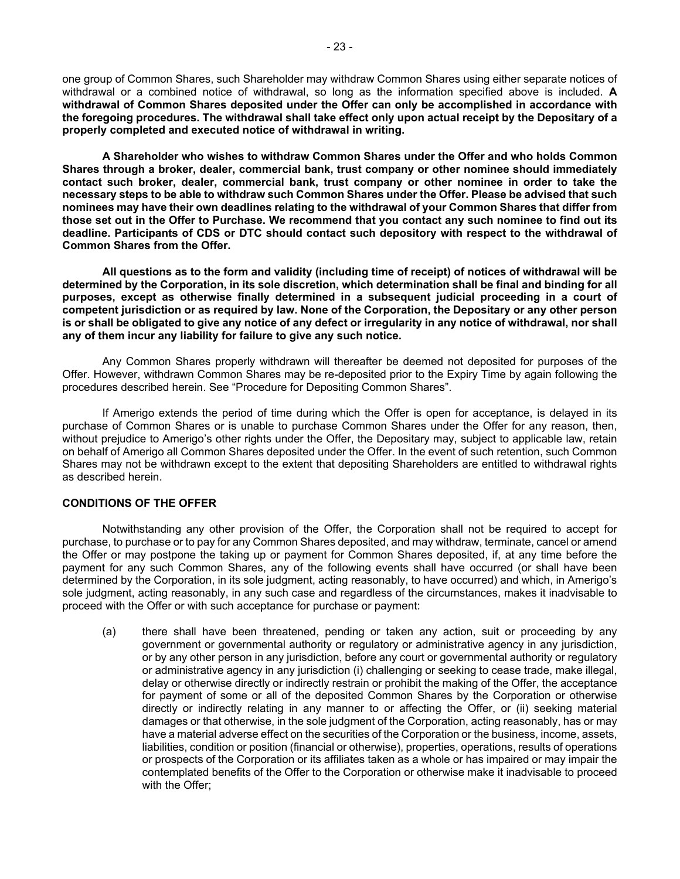one group of Common Shares, such Shareholder may withdraw Common Shares using either separate notices of withdrawal or a combined notice of withdrawal, so long as the information specified above is included. **A withdrawal of Common Shares deposited under the Offer can only be accomplished in accordance with the foregoing procedures. The withdrawal shall take effect only upon actual receipt by the Depositary of a properly completed and executed notice of withdrawal in writing.**

**A Shareholder who wishes to withdraw Common Shares under the Offer and who holds Common Shares through a broker, dealer, commercial bank, trust company or other nominee should immediately contact such broker, dealer, commercial bank, trust company or other nominee in order to take the necessary steps to be able to withdraw such Common Shares under the Offer. Please be advised that such nominees may have their own deadlines relating to the withdrawal of your Common Shares that differ from those set out in the Offer to Purchase. We recommend that you contact any such nominee to find out its deadline. Participants of CDS or DTC should contact such depository with respect to the withdrawal of Common Shares from the Offer.**

**All questions as to the form and validity (including time of receipt) of notices of withdrawal will be determined by the Corporation, in its sole discretion, which determination shall be final and binding for all purposes, except as otherwise finally determined in a subsequent judicial proceeding in a court of competent jurisdiction or as required by law. None of the Corporation, the Depositary or any other person is or shall be obligated to give any notice of any defect or irregularity in any notice of withdrawal, nor shall any of them incur any liability for failure to give any such notice.**

Any Common Shares properly withdrawn will thereafter be deemed not deposited for purposes of the Offer. However, withdrawn Common Shares may be re-deposited prior to the Expiry Time by again following the procedures described herein. See "Procedure for Depositing Common Shares".

If Amerigo extends the period of time during which the Offer is open for acceptance, is delayed in its purchase of Common Shares or is unable to purchase Common Shares under the Offer for any reason, then, without prejudice to Amerigo's other rights under the Offer, the Depositary may, subject to applicable law, retain on behalf of Amerigo all Common Shares deposited under the Offer. In the event of such retention, such Common Shares may not be withdrawn except to the extent that depositing Shareholders are entitled to withdrawal rights as described herein.

## CONDITIONS OF THE OFFER

Notwithstanding any other provision of the Offer, the Corporation shall not be required to accept for purchase, to purchase or to pay for any Common Shares deposited, and may withdraw, terminate, cancel or amend the Offer or may postpone the taking up or payment for Common Shares deposited, if, at any time before the payment for any such Common Shares, any of the following events shall have occurred (or shall have been determined by the Corporation, in its sole judgment, acting reasonably, to have occurred) and which, in Amerigo's sole judgment, acting reasonably, in any such case and regardless of the circumstances, makes it inadvisable to proceed with the Offer or with such acceptance for purchase or payment:

(a) there shall have been threatened, pending or taken any action, suit or proceeding by any government or governmental authority or regulatory or administrative agency in any jurisdiction, or by any other person in any jurisdiction, before any court or governmental authority or regulatory or administrative agency in any jurisdiction (i) challenging or seeking to cease trade, make illegal, delay or otherwise directly or indirectly restrain or prohibit the making of the Offer, the acceptance for payment of some or all of the deposited Common Shares by the Corporation or otherwise directly or indirectly relating in any manner to or affecting the Offer, or (ii) seeking material damages or that otherwise, in the sole judgment of the Corporation, acting reasonably, has or may have a material adverse effect on the securities of the Corporation or the business, income, assets, liabilities, condition or position (financial or otherwise), properties, operations, results of operations or prospects of the Corporation or its affiliates taken as a whole or has impaired or may impair the contemplated benefits of the Offer to the Corporation or otherwise make it inadvisable to proceed with the Offer;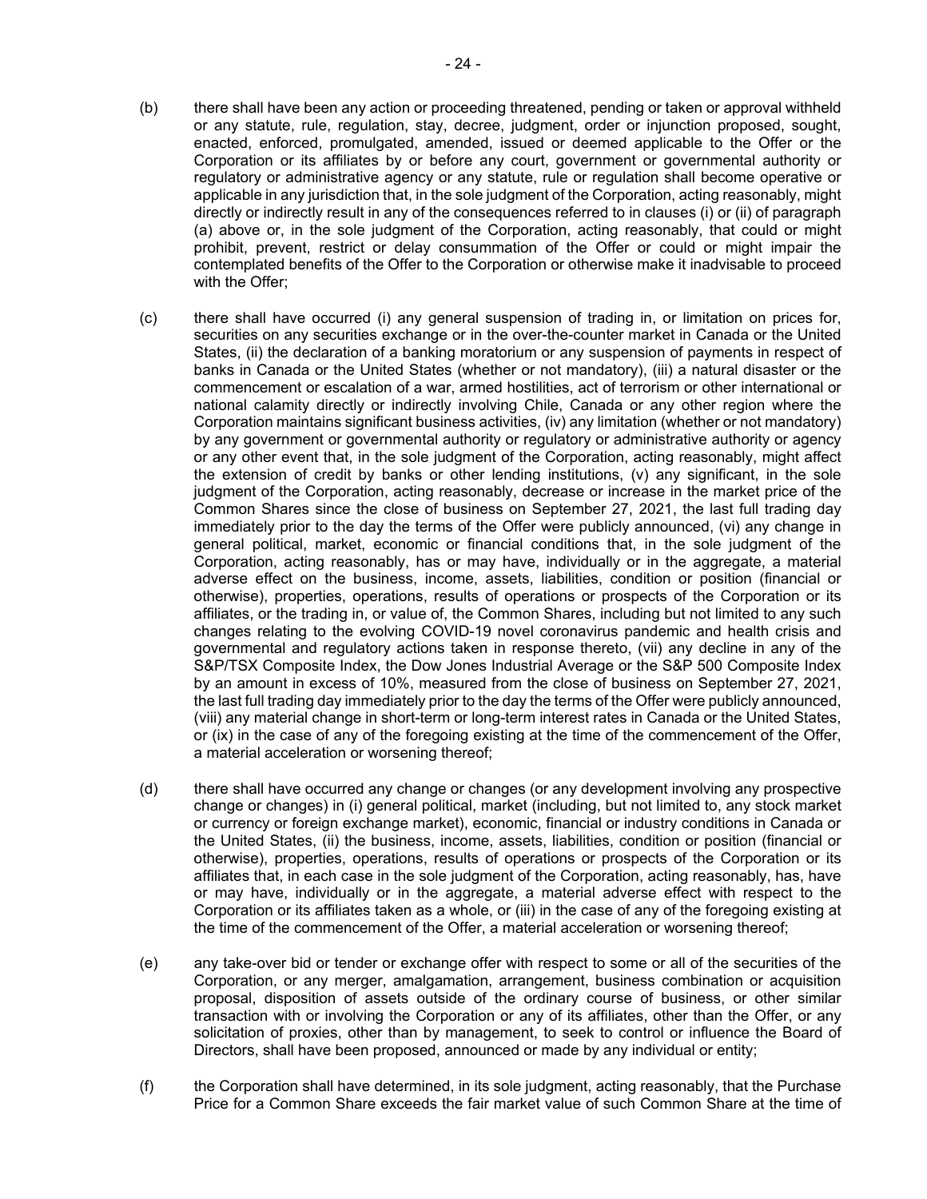(b) there shall have been any action or proceeding threatened, pending or taken or approval withheld or any statute, rule, regulation, stay, decree, judgment, order or injunction proposed, sought, enacted, enforced, promulgated, amended, issued or deemed applicable to the Offer or the Corporation or its affiliates by or before any court, government or governmental authority or regulatory or administrative agency or any statute, rule or regulation shall become operative or applicable in any jurisdiction that, in the sole judgment of the Corporation, acting reasonably, might directly or indirectly result in any of the consequences referred to in clauses (i) or (ii) of paragraph (a) above or, in the sole judgment of the Corporation, acting reasonably, that could or might prohibit, prevent, restrict or delay consummation of the Offer or could or might impair the contemplated benefits of the Offer to the Corporation or otherwise make it inadvisable to proceed with the Offer;

(c) there shall have occurred (i) any general suspension of trading in, or limitation on prices for, securities on any securities exchange or in the over-the-counter market in Canada or the United States, (ii) the declaration of a banking moratorium or any suspension of payments in respect of banks in Canada or the United States (whether or not mandatory), (iii) a natural disaster or the commencement or escalation of a war, armed hostilities, act of terrorism or other international or national calamity directly or indirectly involving Chile, Canada or any other region where the Corporation maintains significant business activities, (iv) any limitation (whether or not mandatory) by any government or governmental authority or regulatory or administrative authority or agency or any other event that, in the sole judgment of the Corporation, acting reasonably, might affect the extension of credit by banks or other lending institutions, (v) any significant, in the sole judgment of the Corporation, acting reasonably, decrease or increase in the market price of the Common Shares since the close of business on September 27, 2021, the last full trading day immediately prior to the day the terms of the Offer were publicly announced, (vi) any change in general political, market, economic or financial conditions that, in the sole judgment of the Corporation, acting reasonably, has or may have, individually or in the aggregate, a material adverse effect on the business, income, assets, liabilities, condition or position (financial or otherwise), properties, operations, results of operations or prospects of the Corporation or its affiliates, or the trading in, or value of, the Common Shares, including but not limited to any such changes relating to the evolving COVID-19 novel coronavirus pandemic and health crisis and governmental and regulatory actions taken in response thereto, (vii) any decline in any of the S&P/TSX Composite Index, the Dow Jones Industrial Average or the S&P 500 Composite Index by an amount in excess of 10%, measured from the close of business on September 27, 2021, the last full trading day immediately prior to the day the terms of the Offer were publicly announced, (viii) any material change in short-term or long-term interest rates in Canada or the United States, or (ix) in the case of any of the foregoing existing at the time of the commencement of the Offer, a material acceleration or worsening thereof;

(d) there shall have occurred any change or changes (or any development involving any prospective change or changes) in (i) general political, market (including, but not limited to, any stock market or currency or foreign exchange market), economic, financial or industry conditions in Canada or the United States, (ii) the business, income, assets, liabilities, condition or position (financial or otherwise), properties, operations, results of operations or prospects of the Corporation or its affiliates that, in each case in the sole judgment of the Corporation, acting reasonably, has, have or may have, individually or in the aggregate, a material adverse effect with respect to the Corporation or its affiliates taken as a whole, or (iii) in the case of any of the foregoing existing at the time of the commencement of the Offer, a material acceleration or worsening thereof;

(e) any take-over bid or tender or exchange offer with respect to some or all of the securities of the Corporation, or any merger, amalgamation, arrangement, business combination or acquisition proposal, disposition of assets outside of the ordinary course of business, or other similar transaction with or involving the Corporation or any of its affiliates, other than the Offer, or any solicitation of proxies, other than by management, to seek to control or influence the Board of Directors, shall have been proposed, announced or made by any individual or entity;

(f) the Corporation shall have determined, in its sole judgment, acting reasonably, that the Purchase Price for a Common Share exceeds the fair market value of such Common Share at the time of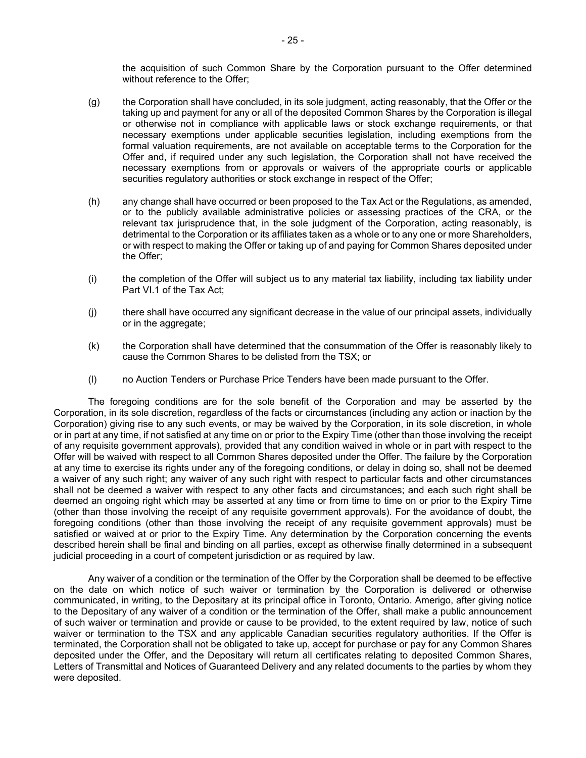the acquisition of such Common Share by the Corporation pursuant to the Offer determined without reference to the Offer;

(g) the Corporation shall have concluded, in its sole judgment, acting reasonably, that the Offer or the taking up and payment for any or all of the deposited Common Shares by the Corporation is illegal or otherwise not in compliance with applicable laws or stock exchange requirements, or that necessary exemptions under applicable securities legislation, including exemptions from the formal valuation requirements, are not available on acceptable terms to the Corporation for the Offer and, if required under any such legislation, the Corporation shall not have received the necessary exemptions from or approvals or waivers of the appropriate courts or applicable securities regulatory authorities or stock exchange in respect of the Offer;

(h) any change shall have occurred or been proposed to the Tax Act or the Regulations, as amended, or to the publicly available administrative policies or assessing practices of the CRA, or the relevant tax jurisprudence that, in the sole judgment of the Corporation, acting reasonably, is detrimental to the Corporation or its affiliates taken as a whole or to any one or more Shareholders, or with respect to making the Offer or taking up of and paying for Common Shares deposited under the Offer;

(i) the completion of the Offer will subject us to any material tax liability, including tax liability under Part VI.1 of the Tax Act;

(j) there shall have occurred any significant decrease in the value of our principal assets, individually or in the aggregate;

(k) the Corporation shall have determined that the consummation of the Offer is reasonably likely to cause the Common Shares to be delisted from the TSX; or

(l) no Auction Tenders or Purchase Price Tenders have been made pursuant to the Offer.

The foregoing conditions are for the sole benefit of the Corporation and may be asserted by the Corporation, in its sole discretion, regardless of the facts or circumstances (including any action or inaction by the Corporation) giving rise to any such events, or may be waived by the Corporation, in its sole discretion, in whole or in part at any time, if not satisfied at any time on or prior to the Expiry Time (other than those involving the receipt of any requisite government approvals), provided that any condition waived in whole or in part with respect to the Offer will be waived with respect to all Common Shares deposited under the Offer. The failure by the Corporation at any time to exercise its rights under any of the foregoing conditions, or delay in doing so, shall not be deemed a waiver of any such right; any waiver of any such right with respect to particular facts and other circumstances shall not be deemed a waiver with respect to any other facts and circumstances; and each such right shall be deemed an ongoing right which may be asserted at any time or from time to time on or prior to the Expiry Time (other than those involving the receipt of any requisite government approvals). For the avoidance of doubt, the foregoing conditions (other than those involving the receipt of any requisite government approvals) must be satisfied or waived at or prior to the Expiry Time. Any determination by the Corporation concerning the events described herein shall be final and binding on all parties, except as otherwise finally determined in a subsequent judicial proceeding in a court of competent jurisdiction or as required by law.

Any waiver of a condition or the termination of the Offer by the Corporation shall be deemed to be effective on the date on which notice of such waiver or termination by the Corporation is delivered or otherwise communicated, in writing, to the Depositary at its principal office in Toronto, Ontario. Amerigo, after giving notice to the Depositary of any waiver of a condition or the termination of the Offer, shall make a public announcement of such waiver or termination and provide or cause to be provided, to the extent required by law, notice of such waiver or termination to the TSX and any applicable Canadian securities regulatory authorities. If the Offer is terminated, the Corporation shall not be obligated to take up, accept for purchase or pay for any Common Shares deposited under the Offer, and the Depositary will return all certificates relating to deposited Common Shares, Letters of Transmittal and Notices of Guaranteed Delivery and any related documents to the parties by whom they were deposited.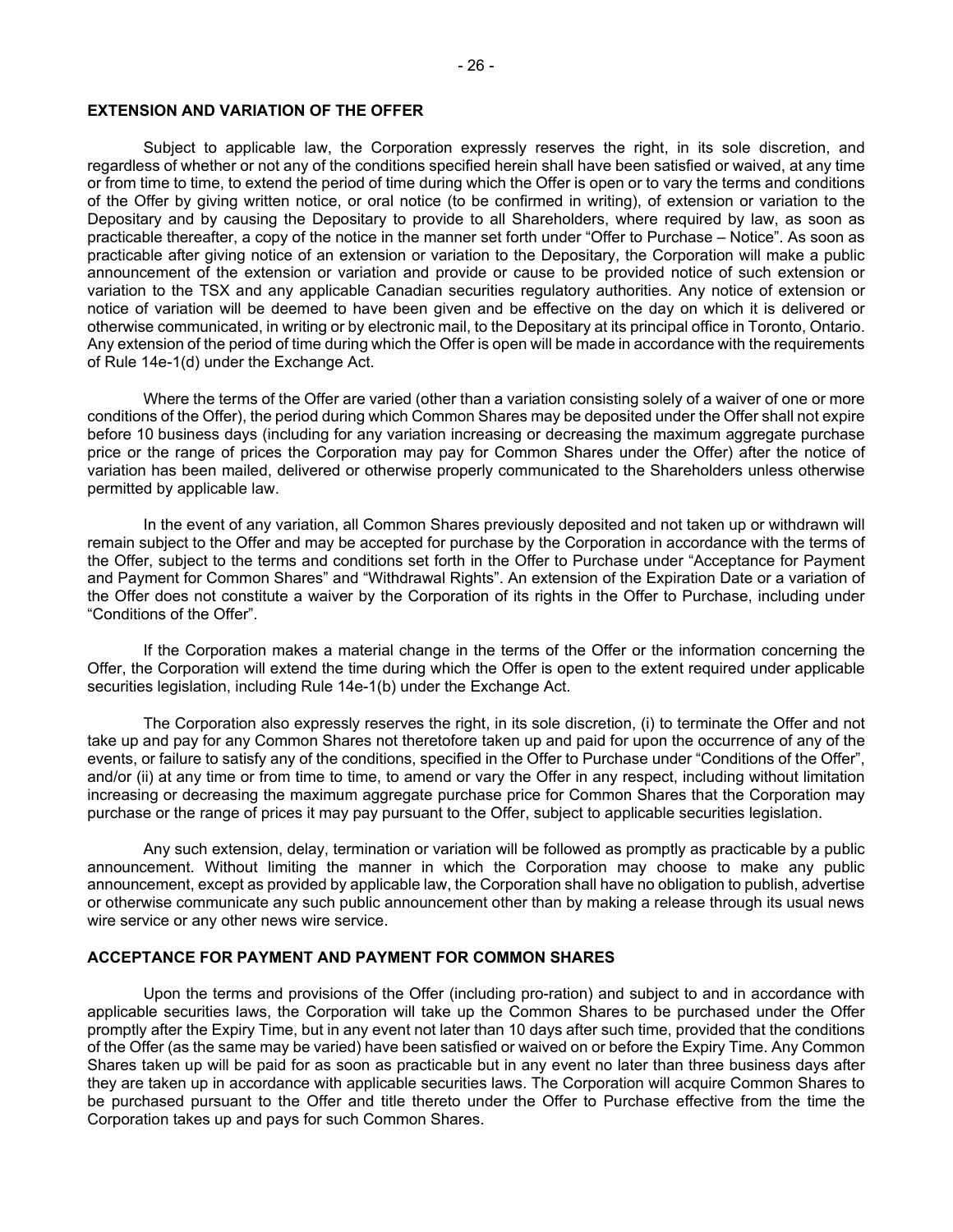## EXTENSION AND VARIATION OF THE OFFER

Subject to applicable law, the Corporation expressly reserves the right, in its sole discretion, and regardless of whether or not any of the conditions specified herein shall have been satisfied or waived, at any time or from time to time, to extend the period of time during which the Offer is open or to vary the terms and conditions of the Offer by giving written notice, or oral notice (to be confirmed in writing), of extension or variation to the Depositary and by causing the Depositary to provide to all Shareholders, where required by law, as soon as practicable thereafter, a copy of the notice in the manner set forth under "Offer to Purchase – Notice". As soon as practicable after giving notice of an extension or variation to the Depositary, the Corporation will make a public announcement of the extension or variation and provide or cause to be provided notice of such extension or variation to the TSX and any applicable Canadian securities regulatory authorities. Any notice of extension or notice of variation will be deemed to have been given and be effective on the day on which it is delivered or otherwise communicated, in writing or by electronic mail, to the Depositary at its principal office in Toronto, Ontario. Any extension of the period of time during which the Offer is open will be made in accordance with the requirements of Rule 14e-1(d) under the Exchange Act.

Where the terms of the Offer are varied (other than a variation consisting solely of a waiver of one or more conditions of the Offer), the period during which Common Shares may be deposited under the Offer shall not expire before 10 business days (including for any variation increasing or decreasing the maximum aggregate purchase price or the range of prices the Corporation may pay for Common Shares under the Offer) after the notice of variation has been mailed, delivered or otherwise properly communicated to the Shareholders unless otherwise permitted by applicable law.

In the event of any variation, all Common Shares previously deposited and not taken up or withdrawn will remain subject to the Offer and may be accepted for purchase by the Corporation in accordance with the terms of the Offer, subject to the terms and conditions set forth in the Offer to Purchase under "Acceptance for Payment and Payment for Common Shares" and "Withdrawal Rights". An extension of the Expiration Date or a variation of the Offer does not constitute a waiver by the Corporation of its rights in the Offer to Purchase, including under "Conditions of the Offer".

If the Corporation makes a material change in the terms of the Offer or the information concerning the Offer, the Corporation will extend the time during which the Offer is open to the extent required under applicable securities legislation, including Rule 14e-1(b) under the Exchange Act.

The Corporation also expressly reserves the right, in its sole discretion, (i) to terminate the Offer and not take up and pay for any Common Shares not theretofore taken up and paid for upon the occurrence of any of the events, or failure to satisfy any of the conditions, specified in the Offer to Purchase under "Conditions of the Offer", and/or (ii) at any time or from time to time, to amend or vary the Offer in any respect, including without limitation increasing or decreasing the maximum aggregate purchase price for Common Shares that the Corporation may purchase or the range of prices it may pay pursuant to the Offer, subject to applicable securities legislation.

Any such extension, delay, termination or variation will be followed as promptly as practicable by a public announcement. Without limiting the manner in which the Corporation may choose to make any public announcement, except as provided by applicable law, the Corporation shall have no obligation to publish, advertise or otherwise communicate any such public announcement other than by making a release through its usual news wire service or any other news wire service.

## ACCEPTANCE FOR PAYMENT AND PAYMENT FOR COMMON SHARES

Upon the terms and provisions of the Offer (including pro-ration) and subject to and in accordance with applicable securities laws, the Corporation will take up the Common Shares to be purchased under the Offer promptly after the Expiry Time, but in any event not later than 10 days after such time, provided that the conditions of the Offer (as the same may be varied) have been satisfied or waived on or before the Expiry Time. Any Common Shares taken up will be paid for as soon as practicable but in any event no later than three business days after they are taken up in accordance with applicable securities laws. The Corporation will acquire Common Shares to be purchased pursuant to the Offer and title thereto under the Offer to Purchase effective from the time the Corporation takes up and pays for such Common Shares.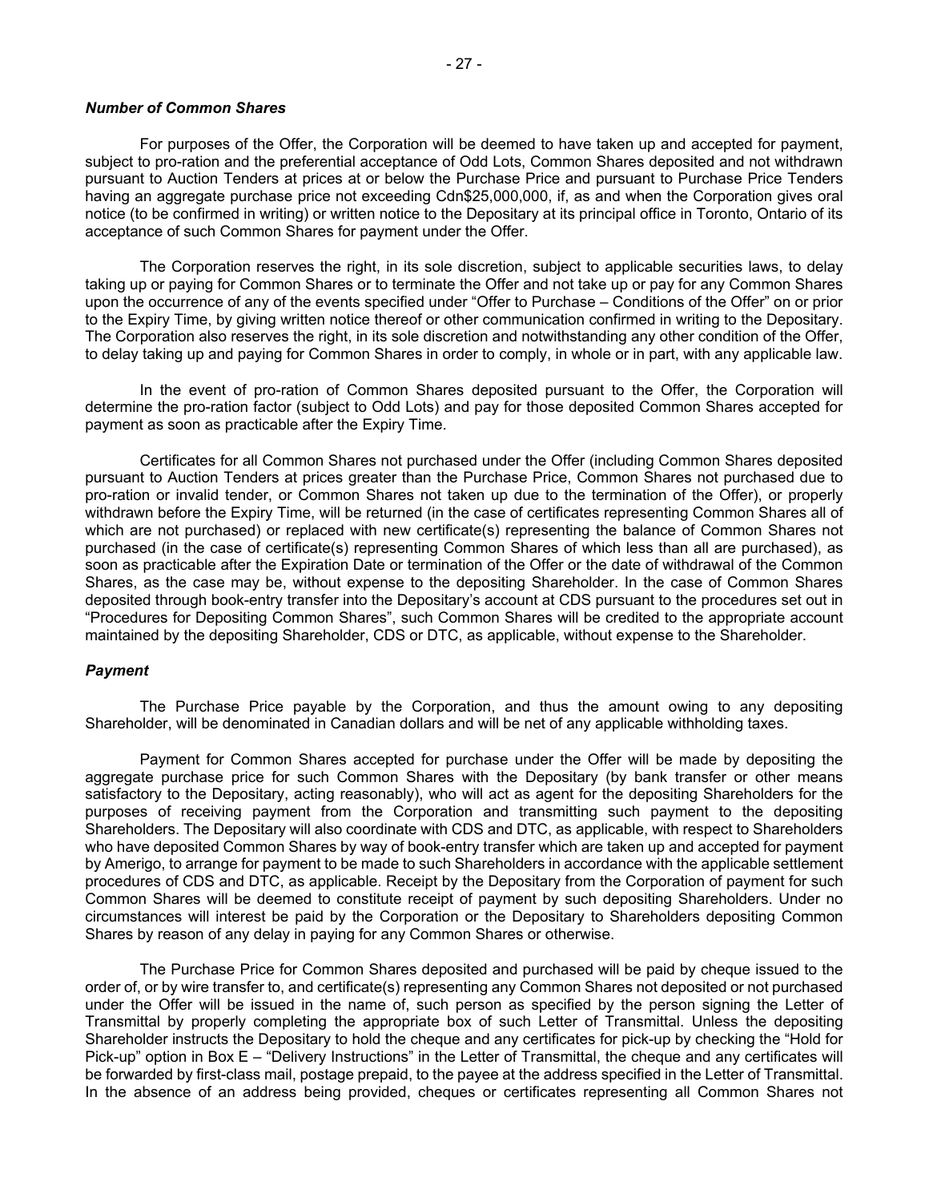*Number of Common Shares*

For purposes of the Offer, the Corporation will be deemed to have taken up and accepted for payment, subject to pro-ration and the preferential acceptance of Odd Lots, Common Shares deposited and not withdrawn pursuant to Auction Tenders at prices at or below the Purchase Price and pursuant to Purchase Price Tenders having an aggregate purchase price not exceeding Cdn$25,000,000, if, as and when the Corporation gives oral notice (to be confirmed in writing) or written notice to the Depositary at its principal office in Toronto, Ontario of its acceptance of such Common Shares for payment under the Offer.

The Corporation reserves the right, in its sole discretion, subject to applicable securities laws, to delay taking up or paying for Common Shares or to terminate the Offer and not take up or pay for any Common Shares upon the occurrence of any of the events specified under "Offer to Purchase – Conditions of the Offer" on or prior to the Expiry Time, by giving written notice thereof or other communication confirmed in writing to the Depositary. The Corporation also reserves the right, in its sole discretion and notwithstanding any other condition of the Offer, to delay taking up and paying for Common Shares in order to comply, in whole or in part, with any applicable law.

In the event of pro-ration of Common Shares deposited pursuant to the Offer, the Corporation will determine the pro-ration factor (subject to Odd Lots) and pay for those deposited Common Shares accepted for payment as soon as practicable after the Expiry Time.

Certificates for all Common Shares not purchased under the Offer (including Common Shares deposited pursuant to Auction Tenders at prices greater than the Purchase Price, Common Shares not purchased due to pro-ration or invalid tender, or Common Shares not taken up due to the termination of the Offer), or properly withdrawn before the Expiry Time, will be returned (in the case of certificates representing Common Shares all of which are not purchased) or replaced with new certificate(s) representing the balance of Common Shares not purchased (in the case of certificate(s) representing Common Shares of which less than all are purchased), as soon as practicable after the Expiration Date or termination of the Offer or the date of withdrawal of the Common Shares, as the case may be, without expense to the depositing Shareholder. In the case of Common Shares deposited through book-entry transfer into the Depositary's account at CDS pursuant to the procedures set out in "Procedures for Depositing Common Shares", such Common Shares will be credited to the appropriate account maintained by the depositing Shareholder, CDS or DTC, as applicable, without expense to the Shareholder.

*Payment*

The Purchase Price payable by the Corporation, and thus the amount owing to any depositing Shareholder, will be denominated in Canadian dollars and will be net of any applicable withholding taxes.

Payment for Common Shares accepted for purchase under the Offer will be made by depositing the aggregate purchase price for such Common Shares with the Depositary (by bank transfer or other means satisfactory to the Depositary, acting reasonably), who will act as agent for the depositing Shareholders for the purposes of receiving payment from the Corporation and transmitting such payment to the depositing Shareholders. The Depositary will also coordinate with CDS and DTC, as applicable, with respect to Shareholders who have deposited Common Shares by way of book-entry transfer which are taken up and accepted for payment by Amerigo, to arrange for payment to be made to such Shareholders in accordance with the applicable settlement procedures of CDS and DTC, as applicable. Receipt by the Depositary from the Corporation of payment for such Common Shares will be deemed to constitute receipt of payment by such depositing Shareholders. Under no circumstances will interest be paid by the Corporation or the Depositary to Shareholders depositing Common Shares by reason of any delay in paying for any Common Shares or otherwise.

The Purchase Price for Common Shares deposited and purchased will be paid by cheque issued to the order of, or by wire transfer to, and certificate(s) representing any Common Shares not deposited or not purchased under the Offer will be issued in the name of, such person as specified by the person signing the Letter of Transmittal by properly completing the appropriate box of such Letter of Transmittal. Unless the depositing Shareholder instructs the Depositary to hold the cheque and any certificates for pick-up by checking the "Hold for Pick-up" option in Box E – "Delivery Instructions" in the Letter of Transmittal, the cheque and any certificates will be forwarded by first-class mail, postage prepaid, to the payee at the address specified in the Letter of Transmittal. In the absence of an address being provided, cheques or certificates representing all Common Shares not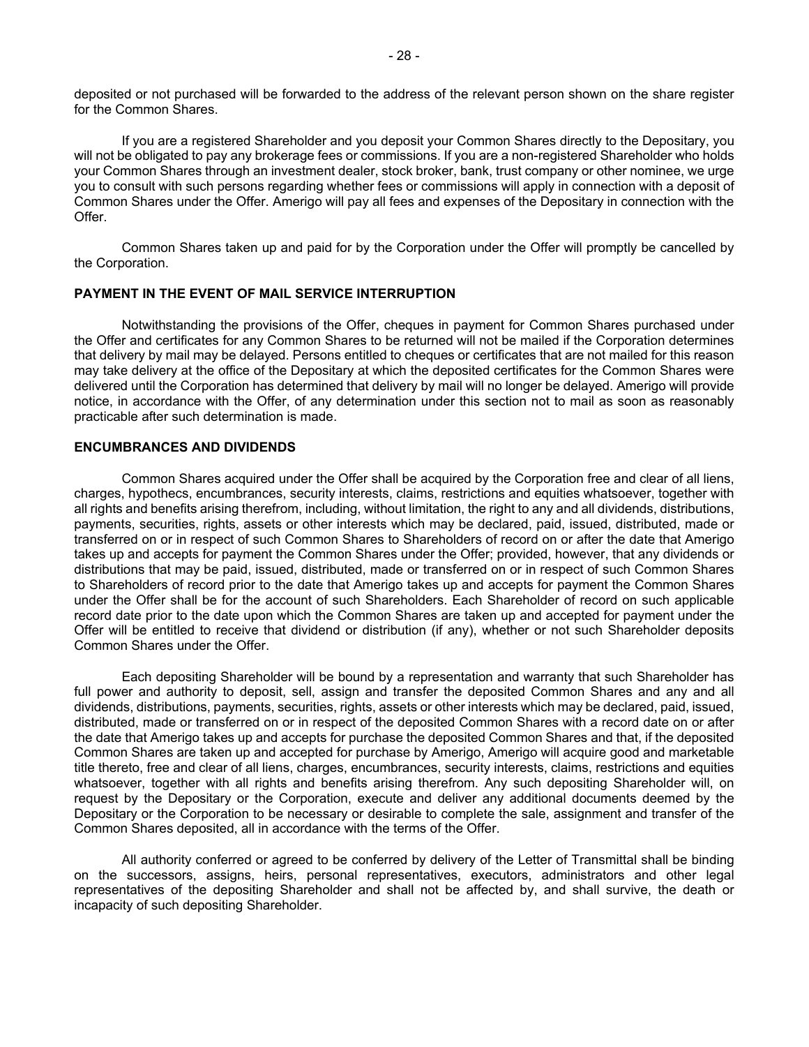deposited or not purchased will be forwarded to the address of the relevant person shown on the share register for the Common Shares.

If you are a registered Shareholder and you deposit your Common Shares directly to the Depositary, you will not be obligated to pay any brokerage fees or commissions. If you are a non-registered Shareholder who holds your Common Shares through an investment dealer, stock broker, bank, trust company or other nominee, we urge you to consult with such persons regarding whether fees or commissions will apply in connection with a deposit of Common Shares under the Offer. Amerigo will pay all fees and expenses of the Depositary in connection with the Offer.

Common Shares taken up and paid for by the Corporation under the Offer will promptly be cancelled by the Corporation.

## PAYMENT IN THE EVENT OF MAIL SERVICE INTERRUPTION

Notwithstanding the provisions of the Offer, cheques in payment for Common Shares purchased under the Offer and certificates for any Common Shares to be returned will not be mailed if the Corporation determines that delivery by mail may be delayed. Persons entitled to cheques or certificates that are not mailed for this reason may take delivery at the office of the Depositary at which the deposited certificates for the Common Shares were delivered until the Corporation has determined that delivery by mail will no longer be delayed. Amerigo will provide notice, in accordance with the Offer, of any determination under this section not to mail as soon as reasonably practicable after such determination is made.

## ENCUMBRANCES AND DIVIDENDS

Common Shares acquired under the Offer shall be acquired by the Corporation free and clear of all liens, charges, hypothecs, encumbrances, security interests, claims, restrictions and equities whatsoever, together with all rights and benefits arising therefrom, including, without limitation, the right to any and all dividends, distributions, payments, securities, rights, assets or other interests which may be declared, paid, issued, distributed, made or transferred on or in respect of such Common Shares to Shareholders of record on or after the date that Amerigo takes up and accepts for payment the Common Shares under the Offer; provided, however, that any dividends or distributions that may be paid, issued, distributed, made or transferred on or in respect of such Common Shares to Shareholders of record prior to the date that Amerigo takes up and accepts for payment the Common Shares under the Offer shall be for the account of such Shareholders. Each Shareholder of record on such applicable record date prior to the date upon which the Common Shares are taken up and accepted for payment under the Offer will be entitled to receive that dividend or distribution (if any), whether or not such Shareholder deposits Common Shares under the Offer.

Each depositing Shareholder will be bound by a representation and warranty that such Shareholder has full power and authority to deposit, sell, assign and transfer the deposited Common Shares and any and all dividends, distributions, payments, securities, rights, assets or other interests which may be declared, paid, issued, distributed, made or transferred on or in respect of the deposited Common Shares with a record date on or after the date that Amerigo takes up and accepts for purchase the deposited Common Shares and that, if the deposited Common Shares are taken up and accepted for purchase by Amerigo, Amerigo will acquire good and marketable title thereto, free and clear of all liens, charges, encumbrances, security interests, claims, restrictions and equities whatsoever, together with all rights and benefits arising therefrom. Any such depositing Shareholder will, on request by the Depositary or the Corporation, execute and deliver any additional documents deemed by the Depositary or the Corporation to be necessary or desirable to complete the sale, assignment and transfer of the Common Shares deposited, all in accordance with the terms of the Offer.

All authority conferred or agreed to be conferred by delivery of the Letter of Transmittal shall be binding on the successors, assigns, heirs, personal representatives, executors, administrators and other legal representatives of the depositing Shareholder and shall not be affected by, and shall survive, the death or incapacity of such depositing Shareholder.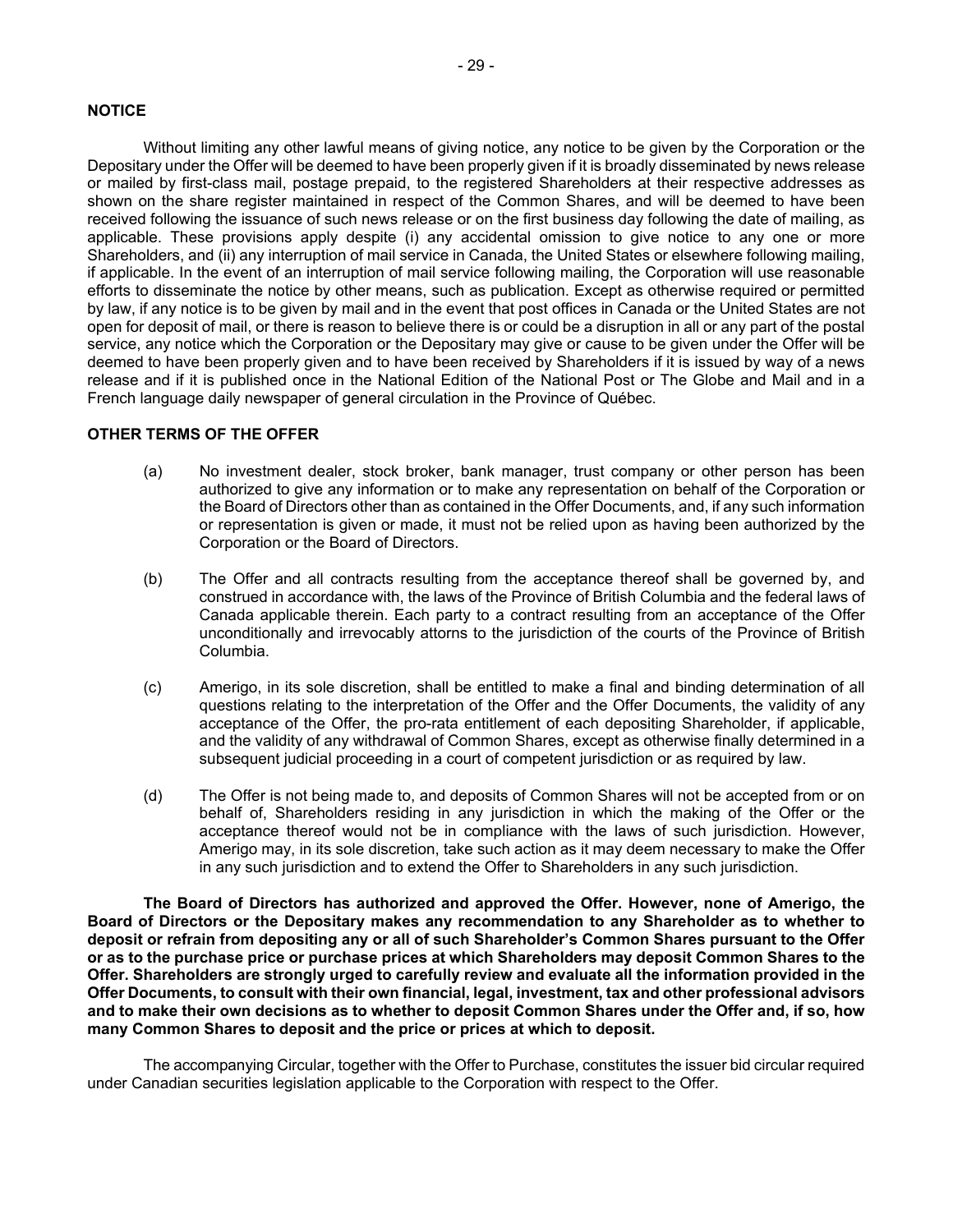## NOTICE

Without limiting any other lawful means of giving notice, any notice to be given by the Corporation or the Depositary under the Offer will be deemed to have been properly given if it is broadly disseminated by news release or mailed by first-class mail, postage prepaid, to the registered Shareholders at their respective addresses as shown on the share register maintained in respect of the Common Shares, and will be deemed to have been received following the issuance of such news release or on the first business day following the date of mailing, as applicable. These provisions apply despite (i) any accidental omission to give notice to any one or more Shareholders, and (ii) any interruption of mail service in Canada, the United States or elsewhere following mailing, if applicable. In the event of an interruption of mail service following mailing, the Corporation will use reasonable efforts to disseminate the notice by other means, such as publication. Except as otherwise required or permitted by law, if any notice is to be given by mail and in the event that post offices in Canada or the United States are not open for deposit of mail, or there is reason to believe there is or could be a disruption in all or any part of the postal service, any notice which the Corporation or the Depositary may give or cause to be given under the Offer will be deemed to have been properly given and to have been received by Shareholders if it is issued by way of a news release and if it is published once in the National Edition of the National Post or The Globe and Mail and in a French language daily newspaper of general circulation in the Province of Québec.

## OTHER TERMS OF THE OFFER

(a) No investment dealer, stock broker, bank manager, trust company or other person has been authorized to give any information or to make any representation on behalf of the Corporation or the Board of Directors other than as contained in the Offer Documents, and, if any such information or representation is given or made, it must not be relied upon as having been authorized by the Corporation or the Board of Directors.

(b) The Offer and all contracts resulting from the acceptance thereof shall be governed by, and construed in accordance with, the laws of the Province of British Columbia and the federal laws of Canada applicable therein. Each party to a contract resulting from an acceptance of the Offer unconditionally and irrevocably attorns to the jurisdiction of the courts of the Province of British Columbia.

(c) Amerigo, in its sole discretion, shall be entitled to make a final and binding determination of all questions relating to the interpretation of the Offer and the Offer Documents, the validity of any acceptance of the Offer, the pro-rata entitlement of each depositing Shareholder, if applicable, and the validity of any withdrawal of Common Shares, except as otherwise finally determined in a subsequent judicial proceeding in a court of competent jurisdiction or as required by law.

(d) The Offer is not being made to, and deposits of Common Shares will not be accepted from or on behalf of, Shareholders residing in any jurisdiction in which the making of the Offer or the acceptance thereof would not be in compliance with the laws of such jurisdiction. However, Amerigo may, in its sole discretion, take such action as it may deem necessary to make the Offer in any such jurisdiction and to extend the Offer to Shareholders in any such jurisdiction.

**The Board of Directors has authorized and approved the Offer. However, none of Amerigo, the Board of Directors or the Depositary makes any recommendation to any Shareholder as to whether to deposit or refrain from depositing any or all of such Shareholder's Common Shares pursuant to the Offer or as to the purchase price or purchase prices at which Shareholders may deposit Common Shares to the Offer. Shareholders are strongly urged to carefully review and evaluate all the information provided in the Offer Documents, to consult with their own financial, legal, investment, tax and other professional advisors and to make their own decisions as to whether to deposit Common Shares under the Offer and, if so, how many Common Shares to deposit and the price or prices at which to deposit.**

The accompanying Circular, together with the Offer to Purchase, constitutes the issuer bid circular required under Canadian securities legislation applicable to the Corporation with respect to the Offer.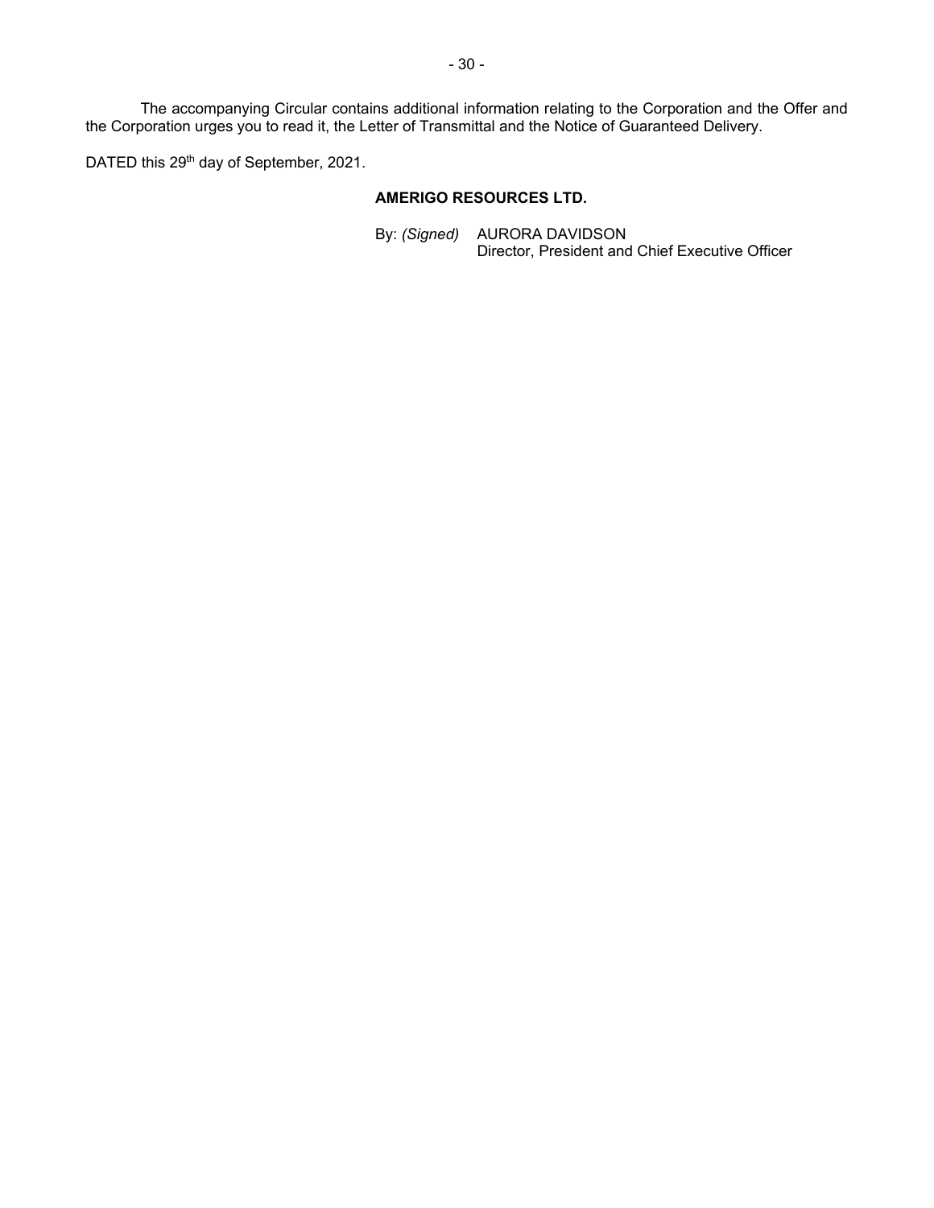The accompanying Circular contains additional information relating to the Corporation and the Offer and the Corporation urges you to read it, the Letter of Transmittal and the Notice of Guaranteed Delivery.

DATED this 29th day of September, 2021.

**AMERIGO RESOURCES LTD.**

By: *(Signed)* AURORA DAVIDSON
Director, President and Chief Executive Officer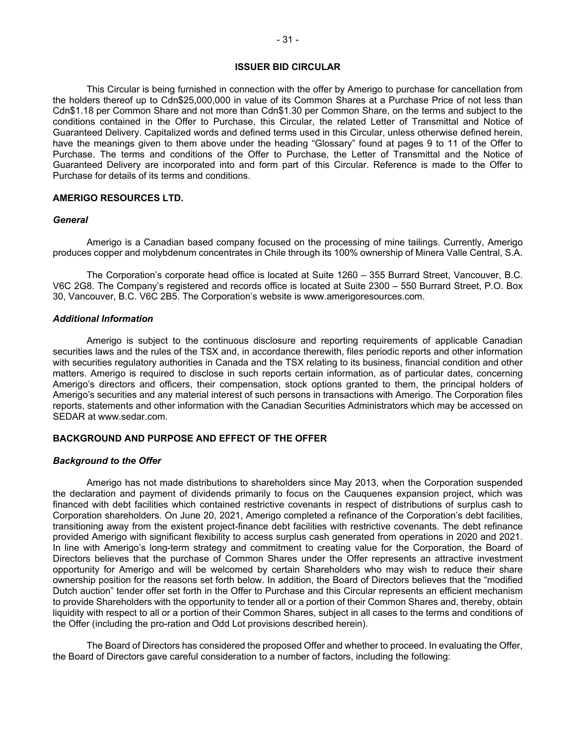## ISSUER BID CIRCULAR

This Circular is being furnished in connection with the offer by Amerigo to purchase for cancellation from the holders thereof up to Cdn$25,000,000 in value of its Common Shares at a Purchase Price of not less than Cdn$1.18 per Common Share and not more than Cdn$1.30 per Common Share, on the terms and subject to the conditions contained in the Offer to Purchase, this Circular, the related Letter of Transmittal and Notice of Guaranteed Delivery. Capitalized words and defined terms used in this Circular, unless otherwise defined herein, have the meanings given to them above under the heading "Glossary" found at pages 9 to 11 of the Offer to Purchase. The terms and conditions of the Offer to Purchase, the Letter of Transmittal and the Notice of Guaranteed Delivery are incorporated into and form part of this Circular. Reference is made to the Offer to Purchase for details of its terms and conditions.

### AMERIGO RESOURCES LTD.

#### *General*

Amerigo is a Canadian based company focused on the processing of mine tailings. Currently, Amerigo produces copper and molybdenum concentrates in Chile through its 100% ownership of Minera Valle Central, S.A.

The Corporation's corporate head office is located at Suite 1260 – 355 Burrard Street, Vancouver, B.C. V6C 2G8. The Company's registered and records office is located at Suite 2300 – 550 Burrard Street, P.O. Box 30, Vancouver, B.C. V6C 2B5. The Corporation's website is www.amerigoresources.com.

#### *Additional Information*

Amerigo is subject to the continuous disclosure and reporting requirements of applicable Canadian securities laws and the rules of the TSX and, in accordance therewith, files periodic reports and other information with securities regulatory authorities in Canada and the TSX relating to its business, financial condition and other matters. Amerigo is required to disclose in such reports certain information, as of particular dates, concerning Amerigo's directors and officers, their compensation, stock options granted to them, the principal holders of Amerigo's securities and any material interest of such persons in transactions with Amerigo. The Corporation files reports, statements and other information with the Canadian Securities Administrators which may be accessed on SEDAR at www.sedar.com.

### BACKGROUND AND PURPOSE AND EFFECT OF THE OFFER

#### *Background to the Offer*

Amerigo has not made distributions to shareholders since May 2013, when the Corporation suspended the declaration and payment of dividends primarily to focus on the Cauquenes expansion project, which was financed with debt facilities which contained restrictive covenants in respect of distributions of surplus cash to Corporation shareholders. On June 20, 2021, Amerigo completed a refinance of the Corporation's debt facilities, transitioning away from the existent project-finance debt facilities with restrictive covenants. The debt refinance provided Amerigo with significant flexibility to access surplus cash generated from operations in 2020 and 2021. In line with Amerigo's long-term strategy and commitment to creating value for the Corporation, the Board of Directors believes that the purchase of Common Shares under the Offer represents an attractive investment opportunity for Amerigo and will be welcomed by certain Shareholders who may wish to reduce their share ownership position for the reasons set forth below. In addition, the Board of Directors believes that the "modified Dutch auction" tender offer set forth in the Offer to Purchase and this Circular represents an efficient mechanism to provide Shareholders with the opportunity to tender all or a portion of their Common Shares and, thereby, obtain liquidity with respect to all or a portion of their Common Shares, subject in all cases to the terms and conditions of the Offer (including the pro-ration and Odd Lot provisions described herein).

The Board of Directors has considered the proposed Offer and whether to proceed. In evaluating the Offer, the Board of Directors gave careful consideration to a number of factors, including the following: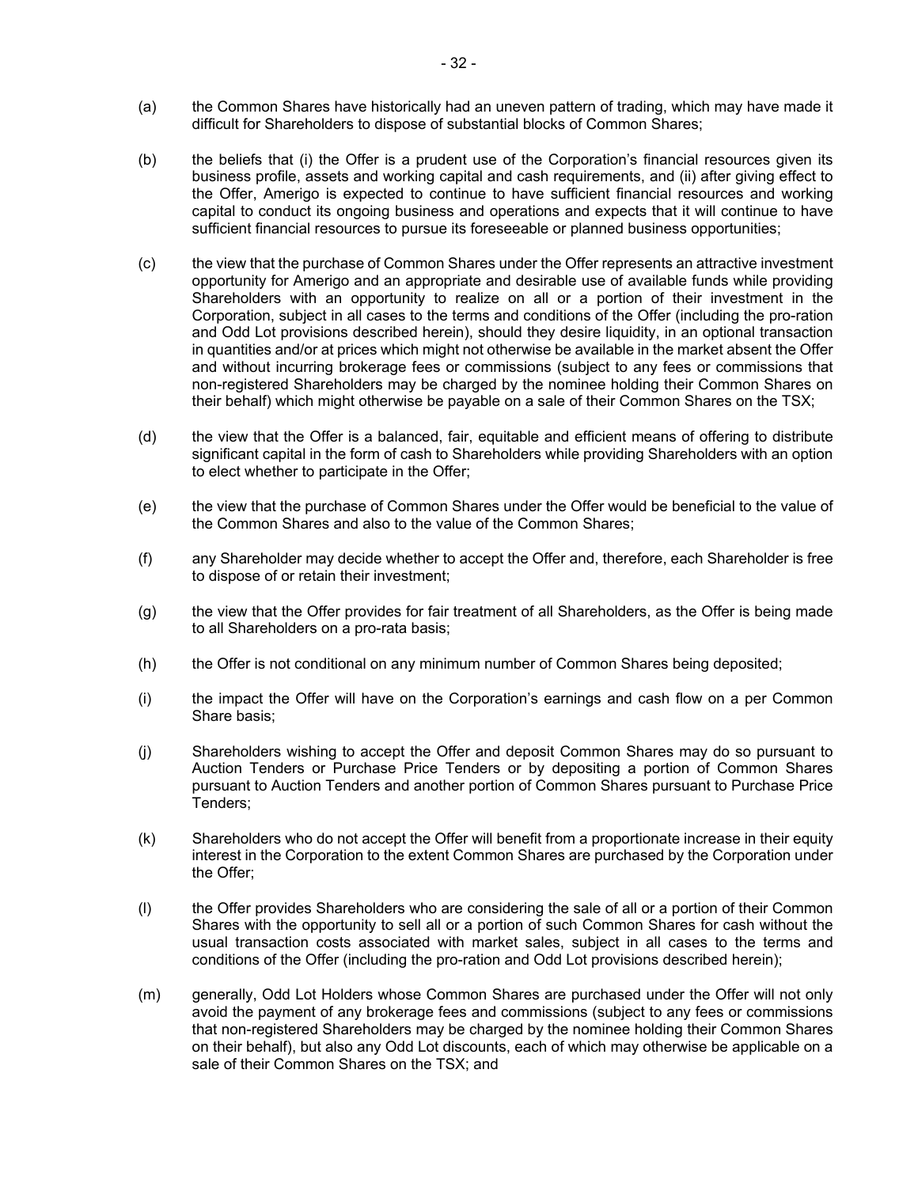(a) the Common Shares have historically had an uneven pattern of trading, which may have made it difficult for Shareholders to dispose of substantial blocks of Common Shares;

(b) the beliefs that (i) the Offer is a prudent use of the Corporation's financial resources given its business profile, assets and working capital and cash requirements, and (ii) after giving effect to the Offer, Amerigo is expected to continue to have sufficient financial resources and working capital to conduct its ongoing business and operations and expects that it will continue to have sufficient financial resources to pursue its foreseeable or planned business opportunities;

(c) the view that the purchase of Common Shares under the Offer represents an attractive investment opportunity for Amerigo and an appropriate and desirable use of available funds while providing Shareholders with an opportunity to realize on all or a portion of their investment in the Corporation, subject in all cases to the terms and conditions of the Offer (including the pro-ration and Odd Lot provisions described herein), should they desire liquidity, in an optional transaction in quantities and/or at prices which might not otherwise be available in the market absent the Offer and without incurring brokerage fees or commissions (subject to any fees or commissions that non-registered Shareholders may be charged by the nominee holding their Common Shares on their behalf) which might otherwise be payable on a sale of their Common Shares on the TSX;

(d) the view that the Offer is a balanced, fair, equitable and efficient means of offering to distribute significant capital in the form of cash to Shareholders while providing Shareholders with an option to elect whether to participate in the Offer;

(e) the view that the purchase of Common Shares under the Offer would be beneficial to the value of the Common Shares and also to the value of the Common Shares;

(f) any Shareholder may decide whether to accept the Offer and, therefore, each Shareholder is free to dispose of or retain their investment;

(g) the view that the Offer provides for fair treatment of all Shareholders, as the Offer is being made to all Shareholders on a pro-rata basis;

(h) the Offer is not conditional on any minimum number of Common Shares being deposited;

(i) the impact the Offer will have on the Corporation's earnings and cash flow on a per Common Share basis;

(j) Shareholders wishing to accept the Offer and deposit Common Shares may do so pursuant to Auction Tenders or Purchase Price Tenders or by depositing a portion of Common Shares pursuant to Auction Tenders and another portion of Common Shares pursuant to Purchase Price Tenders;

(k) Shareholders who do not accept the Offer will benefit from a proportionate increase in their equity interest in the Corporation to the extent Common Shares are purchased by the Corporation under the Offer;

(l) the Offer provides Shareholders who are considering the sale of all or a portion of their Common Shares with the opportunity to sell all or a portion of such Common Shares for cash without the usual transaction costs associated with market sales, subject in all cases to the terms and conditions of the Offer (including the pro-ration and Odd Lot provisions described herein);

(m) generally, Odd Lot Holders whose Common Shares are purchased under the Offer will not only avoid the payment of any brokerage fees and commissions (subject to any fees or commissions that non-registered Shareholders may be charged by the nominee holding their Common Shares on their behalf), but also any Odd Lot discounts, each of which may otherwise be applicable on a sale of their Common Shares on the TSX; and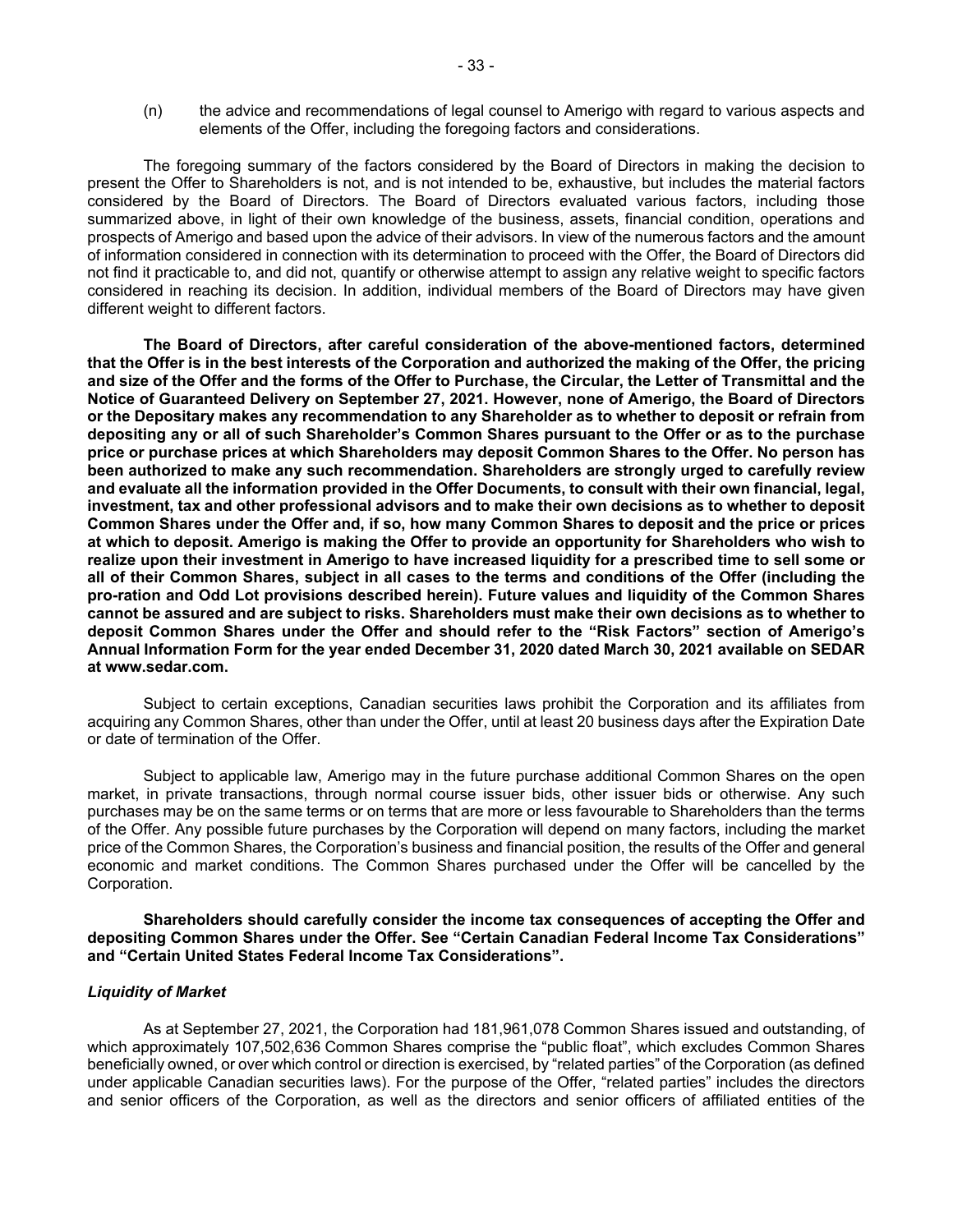(n) the advice and recommendations of legal counsel to Amerigo with regard to various aspects and elements of the Offer, including the foregoing factors and considerations.

The foregoing summary of the factors considered by the Board of Directors in making the decision to present the Offer to Shareholders is not, and is not intended to be, exhaustive, but includes the material factors considered by the Board of Directors. The Board of Directors evaluated various factors, including those summarized above, in light of their own knowledge of the business, assets, financial condition, operations and prospects of Amerigo and based upon the advice of their advisors. In view of the numerous factors and the amount of information considered in connection with its determination to proceed with the Offer, the Board of Directors did not find it practicable to, and did not, quantify or otherwise attempt to assign any relative weight to specific factors considered in reaching its decision. In addition, individual members of the Board of Directors may have given different weight to different factors.

**The Board of Directors, after careful consideration of the above-mentioned factors, determined that the Offer is in the best interests of the Corporation and authorized the making of the Offer, the pricing and size of the Offer and the forms of the Offer to Purchase, the Circular, the Letter of Transmittal and the Notice of Guaranteed Delivery on September 27, 2021. However, none of Amerigo, the Board of Directors or the Depositary makes any recommendation to any Shareholder as to whether to deposit or refrain from depositing any or all of such Shareholder's Common Shares pursuant to the Offer or as to the purchase price or purchase prices at which Shareholders may deposit Common Shares to the Offer. No person has been authorized to make any such recommendation. Shareholders are strongly urged to carefully review and evaluate all the information provided in the Offer Documents, to consult with their own financial, legal, investment, tax and other professional advisors and to make their own decisions as to whether to deposit Common Shares under the Offer and, if so, how many Common Shares to deposit and the price or prices at which to deposit. Amerigo is making the Offer to provide an opportunity for Shareholders who wish to realize upon their investment in Amerigo to have increased liquidity for a prescribed time to sell some or all of their Common Shares, subject in all cases to the terms and conditions of the Offer (including the pro-ration and Odd Lot provisions described herein). Future values and liquidity of the Common Shares cannot be assured and are subject to risks. Shareholders must make their own decisions as to whether to deposit Common Shares under the Offer and should refer to the "Risk Factors" section of Amerigo's Annual Information Form for the year ended December 31, 2020 dated March 30, 2021 available on SEDAR at www.sedar.com.**

Subject to certain exceptions, Canadian securities laws prohibit the Corporation and its affiliates from acquiring any Common Shares, other than under the Offer, until at least 20 business days after the Expiration Date or date of termination of the Offer.

Subject to applicable law, Amerigo may in the future purchase additional Common Shares on the open market, in private transactions, through normal course issuer bids, other issuer bids or otherwise. Any such purchases may be on the same terms or on terms that are more or less favourable to Shareholders than the terms of the Offer. Any possible future purchases by the Corporation will depend on many factors, including the market price of the Common Shares, the Corporation's business and financial position, the results of the Offer and general economic and market conditions. The Common Shares purchased under the Offer will be cancelled by the Corporation.

**Shareholders should carefully consider the income tax consequences of accepting the Offer and depositing Common Shares under the Offer. See "Certain Canadian Federal Income Tax Considerations" and "Certain United States Federal Income Tax Considerations".**

### *Liquidity of Market*

As at September 27, 2021, the Corporation had 181,961,078 Common Shares issued and outstanding, of which approximately 107,502,636 Common Shares comprise the "public float", which excludes Common Shares beneficially owned, or over which control or direction is exercised, by "related parties" of the Corporation (as defined under applicable Canadian securities laws). For the purpose of the Offer, "related parties" includes the directors and senior officers of the Corporation, as well as the directors and senior officers of affiliated entities of the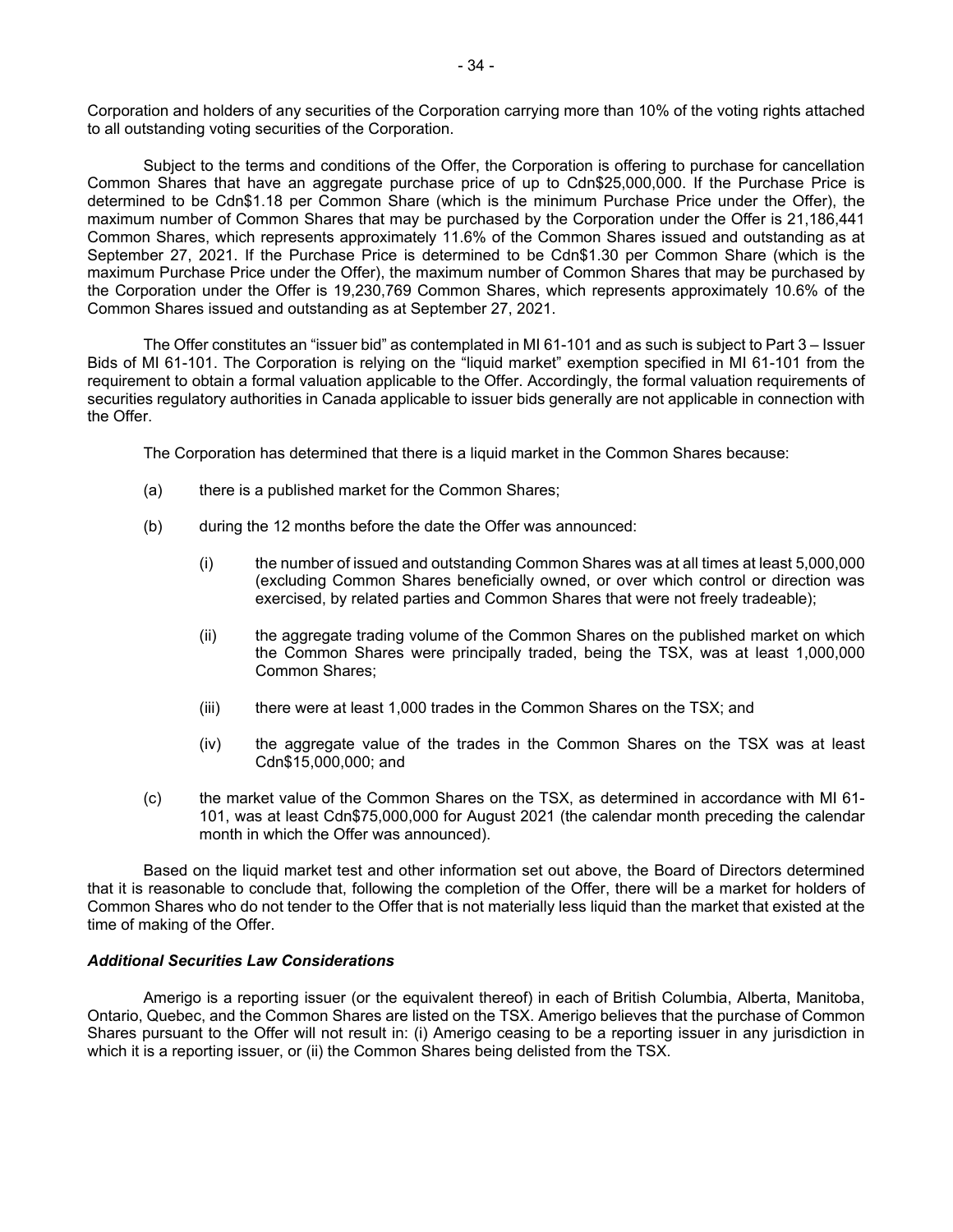Corporation and holders of any securities of the Corporation carrying more than 10% of the voting rights attached to all outstanding voting securities of the Corporation.

Subject to the terms and conditions of the Offer, the Corporation is offering to purchase for cancellation Common Shares that have an aggregate purchase price of up to Cdn$25,000,000. If the Purchase Price is determined to be Cdn$1.18 per Common Share (which is the minimum Purchase Price under the Offer), the maximum number of Common Shares that may be purchased by the Corporation under the Offer is 21,186,441 Common Shares, which represents approximately 11.6% of the Common Shares issued and outstanding as at September 27, 2021. If the Purchase Price is determined to be Cdn$1.30 per Common Share (which is the maximum Purchase Price under the Offer), the maximum number of Common Shares that may be purchased by the Corporation under the Offer is 19,230,769 Common Shares, which represents approximately 10.6% of the Common Shares issued and outstanding as at September 27, 2021.

The Offer constitutes an "issuer bid" as contemplated in MI 61-101 and as such is subject to Part 3 – Issuer Bids of MI 61-101. The Corporation is relying on the "liquid market" exemption specified in MI 61-101 from the requirement to obtain a formal valuation applicable to the Offer. Accordingly, the formal valuation requirements of securities regulatory authorities in Canada applicable to issuer bids generally are not applicable in connection with the Offer.

The Corporation has determined that there is a liquid market in the Common Shares because:

(a) there is a published market for the Common Shares;

(b) during the 12 months before the date the Offer was announced:

   (i) the number of issued and outstanding Common Shares was at all times at least 5,000,000 (excluding Common Shares beneficially owned, or over which control or direction was exercised, by related parties and Common Shares that were not freely tradeable);

   (ii) the aggregate trading volume of the Common Shares on the published market on which the Common Shares were principally traded, being the TSX, was at least 1,000,000 Common Shares;

   (iii) there were at least 1,000 trades in the Common Shares on the TSX; and

   (iv) the aggregate value of the trades in the Common Shares on the TSX was at least Cdn$15,000,000; and

(c) the market value of the Common Shares on the TSX, as determined in accordance with MI 61-101, was at least Cdn$75,000,000 for August 2021 (the calendar month preceding the calendar month in which the Offer was announced).

Based on the liquid market test and other information set out above, the Board of Directors determined that it is reasonable to conclude that, following the completion of the Offer, there will be a market for holders of Common Shares who do not tender to the Offer that is not materially less liquid than the market that existed at the time of making of the Offer.

***Additional Securities Law Considerations***

Amerigo is a reporting issuer (or the equivalent thereof) in each of British Columbia, Alberta, Manitoba, Ontario, Quebec, and the Common Shares are listed on the TSX. Amerigo believes that the purchase of Common Shares pursuant to the Offer will not result in: (i) Amerigo ceasing to be a reporting issuer in any jurisdiction in which it is a reporting issuer, or (ii) the Common Shares being delisted from the TSX.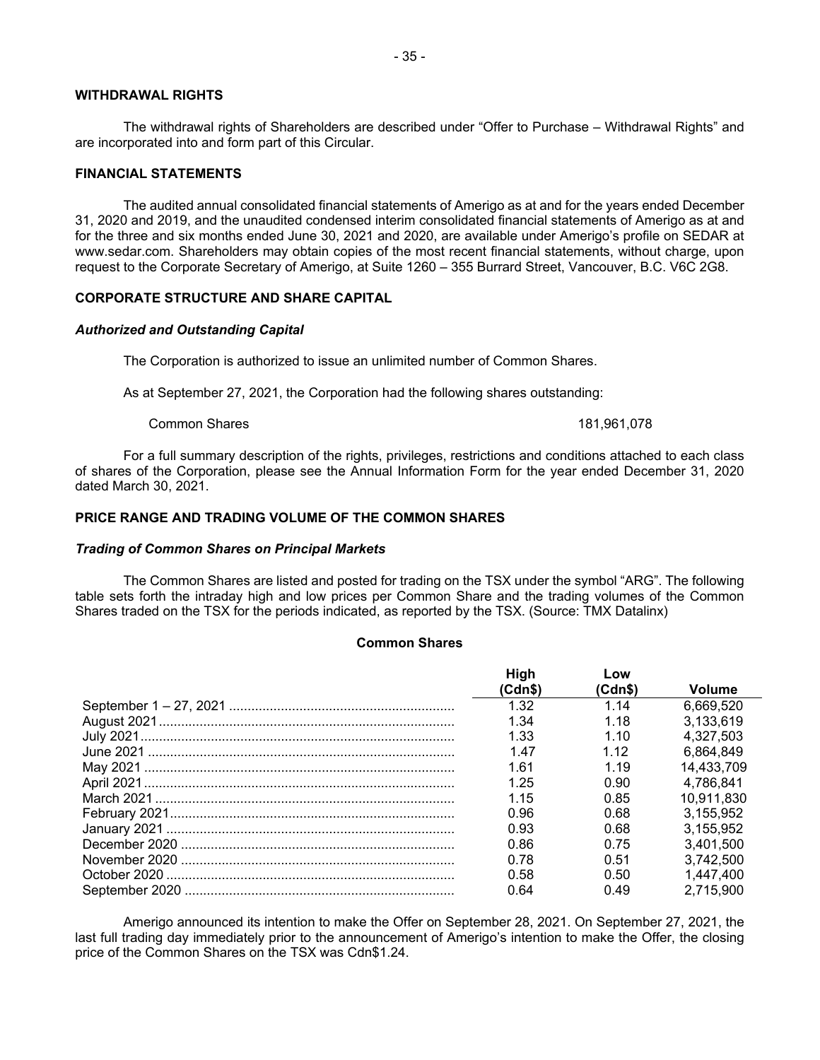## WITHDRAWAL RIGHTS

The withdrawal rights of Shareholders are described under "Offer to Purchase – Withdrawal Rights" and are incorporated into and form part of this Circular.

## FINANCIAL STATEMENTS

The audited annual consolidated financial statements of Amerigo as at and for the years ended December 31, 2020 and 2019, and the unaudited condensed interim consolidated financial statements of Amerigo as at and for the three and six months ended June 30, 2021 and 2020, are available under Amerigo's profile on SEDAR at www.sedar.com. Shareholders may obtain copies of the most recent financial statements, without charge, upon request to the Corporate Secretary of Amerigo, at Suite 1260 – 355 Burrard Street, Vancouver, B.C. V6C 2G8.

## CORPORATE STRUCTURE AND SHARE CAPITAL

### *Authorized and Outstanding Capital*

The Corporation is authorized to issue an unlimited number of Common Shares.

As at September 27, 2021, the Corporation had the following shares outstanding:

| | |
|---|---|
| Common Shares | 181,961,078 |

For a full summary description of the rights, privileges, restrictions and conditions attached to each class of shares of the Corporation, please see the Annual Information Form for the year ended December 31, 2020 dated March 30, 2021.

## PRICE RANGE AND TRADING VOLUME OF THE COMMON SHARES

### *Trading of Common Shares on Principal Markets*

The Common Shares are listed and posted for trading on the TSX under the symbol "ARG". The following table sets forth the intraday high and low prices per Common Share and the trading volumes of the Common Shares traded on the TSX for the periods indicated, as reported by the TSX. (Source: TMX Datalinx)

**Common Shares**

| | High (Cdn$) | Low (Cdn$) | Volume |
|---|---|---|---|
| September 1 – 27, 2021 | 1.32 | 1.14 | 6,669,520 |
| August 2021 | 1.34 | 1.18 | 3,133,619 |
| July 2021 | 1.33 | 1.10 | 4,327,503 |
| June 2021 | 1.47 | 1.12 | 6,864,849 |
| May 2021 | 1.61 | 1.19 | 14,433,709 |
| April 2021 | 1.25 | 0.90 | 4,786,841 |
| March 2021 | 1.15 | 0.85 | 10,911,830 |
| February 2021 | 0.96 | 0.68 | 3,155,952 |
| January 2021 | 0.93 | 0.68 | 3,155,952 |
| December 2020 | 0.86 | 0.75 | 3,401,500 |
| November 2020 | 0.78 | 0.51 | 3,742,500 |
| October 2020 | 0.58 | 0.50 | 1,447,400 |
| September 2020 | 0.64 | 0.49 | 2,715,900 |

Amerigo announced its intention to make the Offer on September 28, 2021. On September 27, 2021, the last full trading day immediately prior to the announcement of Amerigo's intention to make the Offer, the closing price of the Common Shares on the TSX was Cdn$1.24.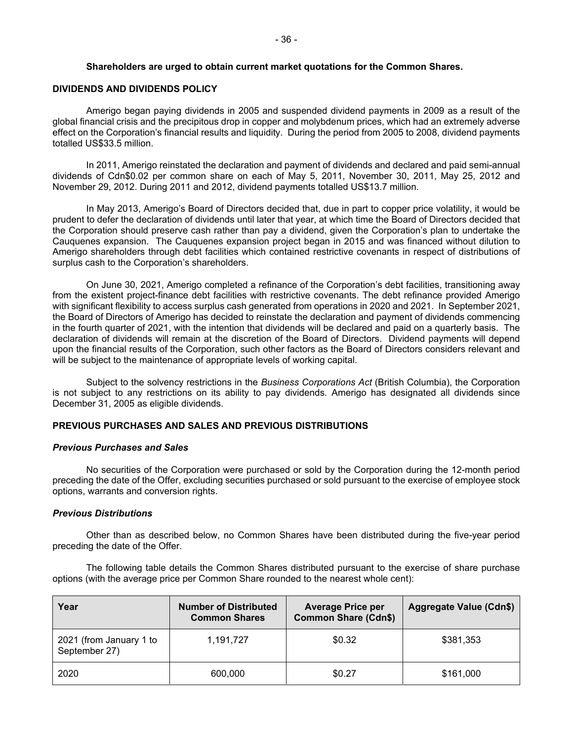**Shareholders are urged to obtain current market quotations for the Common Shares.**

## DIVIDENDS AND DIVIDENDS POLICY

Amerigo began paying dividends in 2005 and suspended dividend payments in 2009 as a result of the global financial crisis and the precipitous drop in copper and molybdenum prices, which had an extremely adverse effect on the Corporation's financial results and liquidity. During the period from 2005 to 2008, dividend payments totalled US$33.5 million.

In 2011, Amerigo reinstated the declaration and payment of dividends and declared and paid semi-annual dividends of Cdn$0.02 per common share on each of May 5, 2011, November 30, 2011, May 25, 2012 and November 29, 2012. During 2011 and 2012, dividend payments totalled US$13.7 million.

In May 2013, Amerigo's Board of Directors decided that, due in part to copper price volatility, it would be prudent to defer the declaration of dividends until later that year, at which time the Board of Directors decided that the Corporation should preserve cash rather than pay a dividend, given the Corporation's plan to undertake the Cauquenes expansion. The Cauquenes expansion project began in 2015 and was financed without dilution to Amerigo shareholders through debt facilities which contained restrictive covenants in respect of distributions of surplus cash to the Corporation's shareholders.

On June 30, 2021, Amerigo completed a refinance of the Corporation's debt facilities, transitioning away from the existent project-finance debt facilities with restrictive covenants. The debt refinance provided Amerigo with significant flexibility to access surplus cash generated from operations in 2020 and 2021. In September 2021, the Board of Directors of Amerigo has decided to reinstate the declaration and payment of dividends commencing in the fourth quarter of 2021, with the intention that dividends will be declared and paid on a quarterly basis. The declaration of dividends will remain at the discretion of the Board of Directors. Dividend payments will depend upon the financial results of the Corporation, such other factors as the Board of Directors considers relevant and will be subject to the maintenance of appropriate levels of working capital.

Subject to the solvency restrictions in the *Business Corporations Act* (British Columbia), the Corporation is not subject to any restrictions on its ability to pay dividends. Amerigo has designated all dividends since December 31, 2005 as eligible dividends.

## PREVIOUS PURCHASES AND SALES AND PREVIOUS DISTRIBUTIONS

### *Previous Purchases and Sales*

No securities of the Corporation were purchased or sold by the Corporation during the 12-month period preceding the date of the Offer, excluding securities purchased or sold pursuant to the exercise of employee stock options, warrants and conversion rights.

### *Previous Distributions*

Other than as described below, no Common Shares have been distributed during the five-year period preceding the date of the Offer.

The following table details the Common Shares distributed pursuant to the exercise of share purchase options (with the average price per Common Share rounded to the nearest whole cent):

| Year | Number of Distributed Common Shares | Average Price per Common Share (Cdn$) | Aggregate Value (Cdn$) |
|---|---|---|---|
| 2021 (from January 1 to September 27) | 1,191,727 | $0.32 | $381,353 |
| 2020 | 600,000 | $0.27 | $161,000 |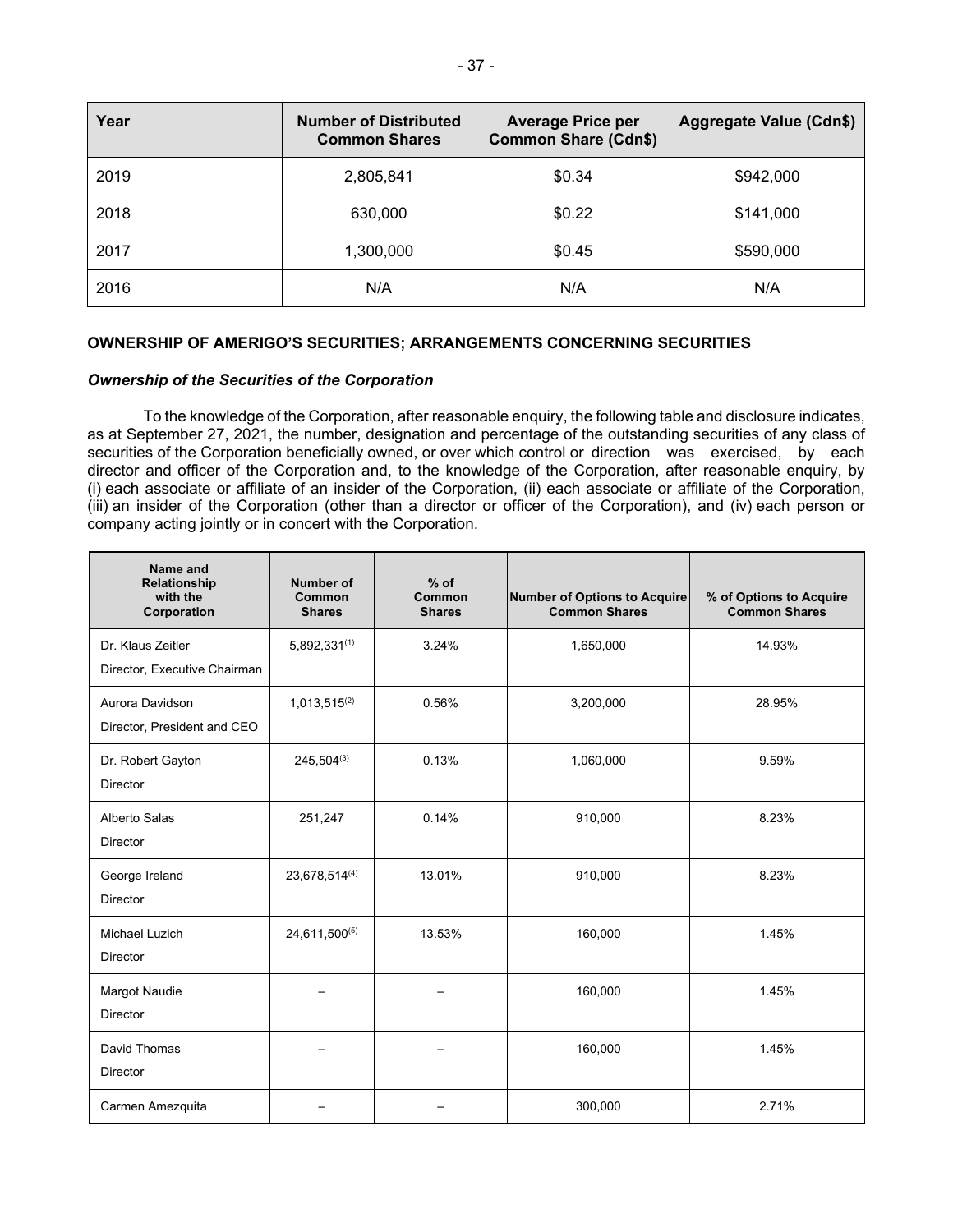| Year | Number of Distributed Common Shares | Average Price per Common Share (Cdn$) | Aggregate Value (Cdn$) |
|---|---|---|---|
| 2019 | 2,805,841 | $0.34 | $942,000 |
| 2018 | 630,000 | $0.22 | $141,000 |
| 2017 | 1,300,000 | $0.45 | $590,000 |
| 2016 | N/A | N/A | N/A |

## OWNERSHIP OF AMERIGO'S SECURITIES; ARRANGEMENTS CONCERNING SECURITIES

### *Ownership of the Securities of the Corporation*

To the knowledge of the Corporation, after reasonable enquiry, the following table and disclosure indicates, as at September 27, 2021, the number, designation and percentage of the outstanding securities of any class of securities of the Corporation beneficially owned, or over which control or direction was exercised, by each director and officer of the Corporation and, to the knowledge of the Corporation, after reasonable enquiry, by (i) each associate or affiliate of an insider of the Corporation, (ii) each associate or affiliate of the Corporation, (iii) an insider of the Corporation (other than a director or officer of the Corporation), and (iv) each person or company acting jointly or in concert with the Corporation.

| Name and Relationship with the Corporation | Number of Common Shares | % of Common Shares | Number of Options to Acquire Common Shares | % of Options to Acquire Common Shares |
|---|---|---|---|---|
| Dr. Klaus Zeitler<br>Director, Executive Chairman | 5,892,331[(1)] | 3.24% | 1,650,000 | 14.93% |
| Aurora Davidson<br>Director, President and CEO | 1,013,515[(2)] | 0.56% | 3,200,000 | 28.95% |
| Dr. Robert Gayton<br>Director | 245,504[(3)] | 0.13% | 1,060,000 | 9.59% |
| Alberto Salas<br>Director | 251,247 | 0.14% | 910,000 | 8.23% |
| George Ireland<br>Director | 23,678,514[(4)] | 13.01% | 910,000 | 8.23% |
| Michael Luzich<br>Director | 24,611,500[(5)] | 13.53% | 160,000 | 1.45% |
| Margot Naudie<br>Director | – | – | 160,000 | 1.45% |
| David Thomas<br>Director | – | – | 160,000 | 1.45% |
| Carmen Amezquita | – | – | 300,000 | 2.71% |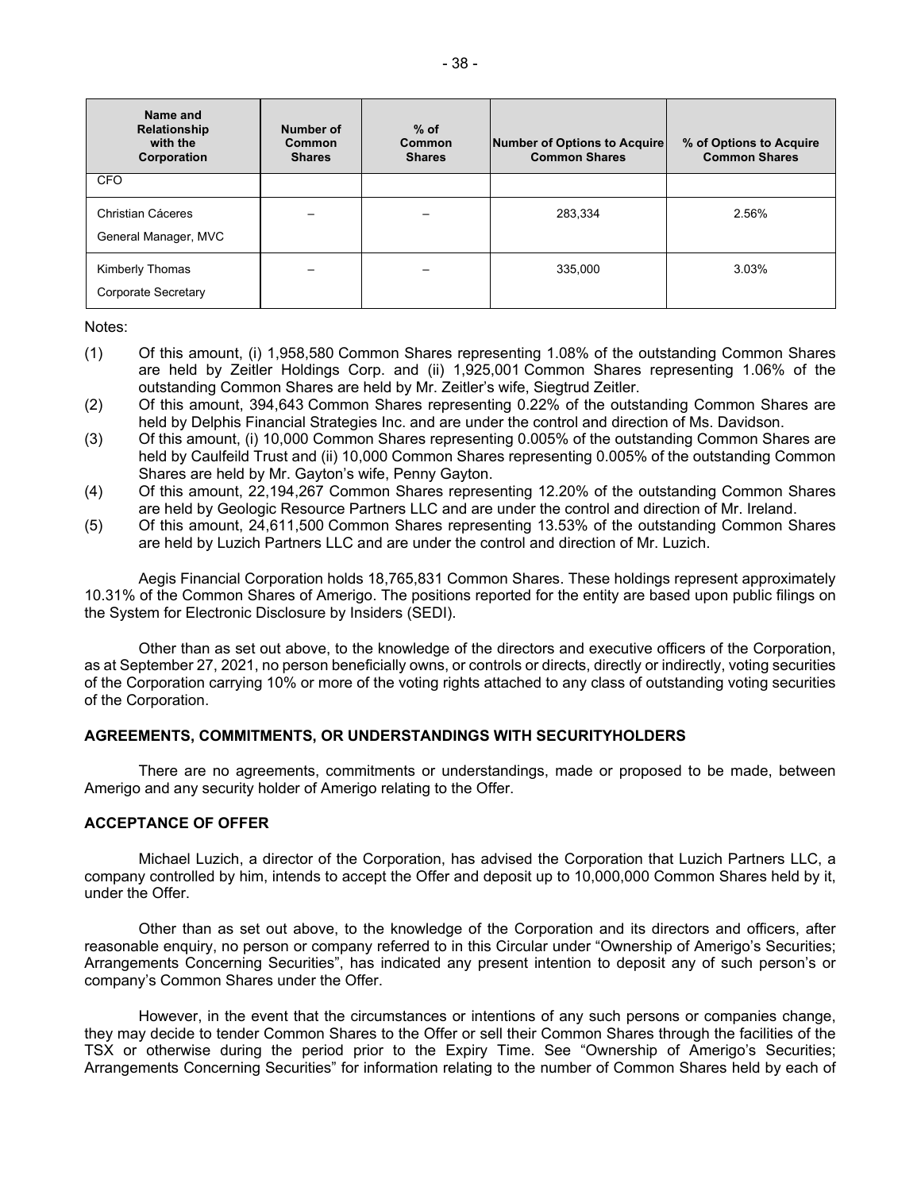| Name and Relationship with the Corporation | Number of Common Shares | % of Common Shares | Number of Options to Acquire Common Shares | % of Options to Acquire Common Shares |
|---|---|---|---|---|
| CFO | | | | |
| Christian Cáceres<br>General Manager, MVC | – | – | 283,334 | 2.56% |
| Kimberly Thomas<br>Corporate Secretary | – | – | 335,000 | 3.03% |

Notes:

(1) Of this amount, (i) 1,958,580 Common Shares representing 1.08% of the outstanding Common Shares are held by Zeitler Holdings Corp. and (ii) 1,925,001 Common Shares representing 1.06% of the outstanding Common Shares are held by Mr. Zeitler's wife, Siegtrud Zeitler.

(2) Of this amount, 394,643 Common Shares representing 0.22% of the outstanding Common Shares are held by Delphis Financial Strategies Inc. and are under the control and direction of Ms. Davidson.

(3) Of this amount, (i) 10,000 Common Shares representing 0.005% of the outstanding Common Shares are held by Caulfeild Trust and (ii) 10,000 Common Shares representing 0.005% of the outstanding Common Shares are held by Mr. Gayton's wife, Penny Gayton.

(4) Of this amount, 22,194,267 Common Shares representing 12.20% of the outstanding Common Shares are held by Geologic Resource Partners LLC and are under the control and direction of Mr. Ireland.

(5) Of this amount, 24,611,500 Common Shares representing 13.53% of the outstanding Common Shares are held by Luzich Partners LLC and are under the control and direction of Mr. Luzich.

Aegis Financial Corporation holds 18,765,831 Common Shares. These holdings represent approximately 10.31% of the Common Shares of Amerigo. The positions reported for the entity are based upon public filings on the System for Electronic Disclosure by Insiders (SEDI).

Other than as set out above, to the knowledge of the directors and executive officers of the Corporation, as at September 27, 2021, no person beneficially owns, or controls or directs, directly or indirectly, voting securities of the Corporation carrying 10% or more of the voting rights attached to any class of outstanding voting securities of the Corporation.

## AGREEMENTS, COMMITMENTS, OR UNDERSTANDINGS WITH SECURITYHOLDERS

There are no agreements, commitments or understandings, made or proposed to be made, between Amerigo and any security holder of Amerigo relating to the Offer.

## ACCEPTANCE OF OFFER

Michael Luzich, a director of the Corporation, has advised the Corporation that Luzich Partners LLC, a company controlled by him, intends to accept the Offer and deposit up to 10,000,000 Common Shares held by it, under the Offer.

Other than as set out above, to the knowledge of the Corporation and its directors and officers, after reasonable enquiry, no person or company referred to in this Circular under "Ownership of Amerigo's Securities; Arrangements Concerning Securities", has indicated any present intention to deposit any of such person's or company's Common Shares under the Offer.

However, in the event that the circumstances or intentions of any such persons or companies change, they may decide to tender Common Shares to the Offer or sell their Common Shares through the facilities of the TSX or otherwise during the period prior to the Expiry Time. See "Ownership of Amerigo's Securities; Arrangements Concerning Securities" for information relating to the number of Common Shares held by each of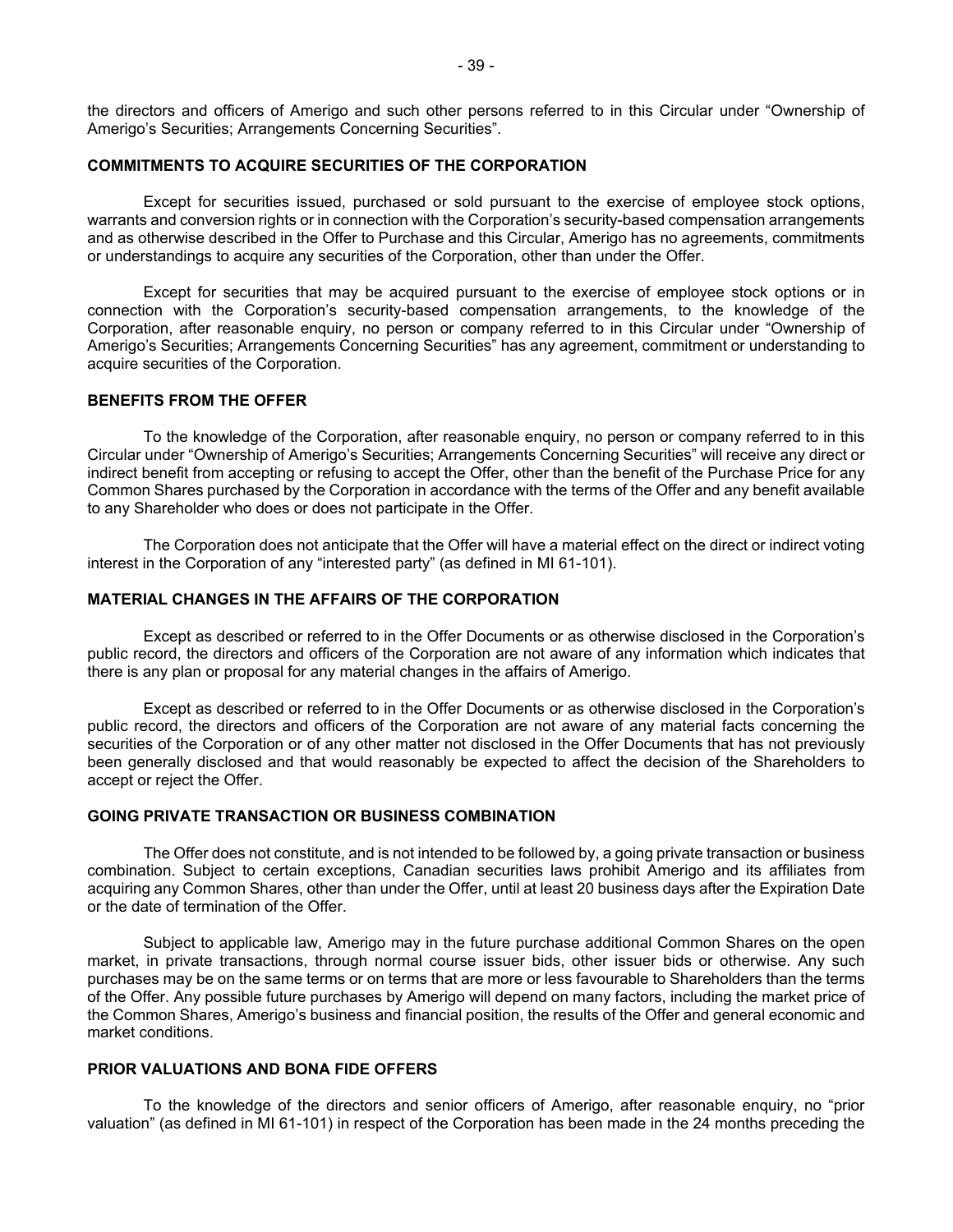the directors and officers of Amerigo and such other persons referred to in this Circular under "Ownership of Amerigo's Securities; Arrangements Concerning Securities".

## COMMITMENTS TO ACQUIRE SECURITIES OF THE CORPORATION

Except for securities issued, purchased or sold pursuant to the exercise of employee stock options, warrants and conversion rights or in connection with the Corporation's security-based compensation arrangements and as otherwise described in the Offer to Purchase and this Circular, Amerigo has no agreements, commitments or understandings to acquire any securities of the Corporation, other than under the Offer.

Except for securities that may be acquired pursuant to the exercise of employee stock options or in connection with the Corporation's security-based compensation arrangements, to the knowledge of the Corporation, after reasonable enquiry, no person or company referred to in this Circular under "Ownership of Amerigo's Securities; Arrangements Concerning Securities" has any agreement, commitment or understanding to acquire securities of the Corporation.

## BENEFITS FROM THE OFFER

To the knowledge of the Corporation, after reasonable enquiry, no person or company referred to in this Circular under "Ownership of Amerigo's Securities; Arrangements Concerning Securities" will receive any direct or indirect benefit from accepting or refusing to accept the Offer, other than the benefit of the Purchase Price for any Common Shares purchased by the Corporation in accordance with the terms of the Offer and any benefit available to any Shareholder who does or does not participate in the Offer.

The Corporation does not anticipate that the Offer will have a material effect on the direct or indirect voting interest in the Corporation of any "interested party" (as defined in MI 61-101).

## MATERIAL CHANGES IN THE AFFAIRS OF THE CORPORATION

Except as described or referred to in the Offer Documents or as otherwise disclosed in the Corporation's public record, the directors and officers of the Corporation are not aware of any information which indicates that there is any plan or proposal for any material changes in the affairs of Amerigo.

Except as described or referred to in the Offer Documents or as otherwise disclosed in the Corporation's public record, the directors and officers of the Corporation are not aware of any material facts concerning the securities of the Corporation or of any other matter not disclosed in the Offer Documents that has not previously been generally disclosed and that would reasonably be expected to affect the decision of the Shareholders to accept or reject the Offer.

## GOING PRIVATE TRANSACTION OR BUSINESS COMBINATION

The Offer does not constitute, and is not intended to be followed by, a going private transaction or business combination. Subject to certain exceptions, Canadian securities laws prohibit Amerigo and its affiliates from acquiring any Common Shares, other than under the Offer, until at least 20 business days after the Expiration Date or the date of termination of the Offer.

Subject to applicable law, Amerigo may in the future purchase additional Common Shares on the open market, in private transactions, through normal course issuer bids, other issuer bids or otherwise. Any such purchases may be on the same terms or on terms that are more or less favourable to Shareholders than the terms of the Offer. Any possible future purchases by Amerigo will depend on many factors, including the market price of the Common Shares, Amerigo's business and financial position, the results of the Offer and general economic and market conditions.

## PRIOR VALUATIONS AND BONA FIDE OFFERS

To the knowledge of the directors and senior officers of Amerigo, after reasonable enquiry, no "prior valuation" (as defined in MI 61-101) in respect of the Corporation has been made in the 24 months preceding the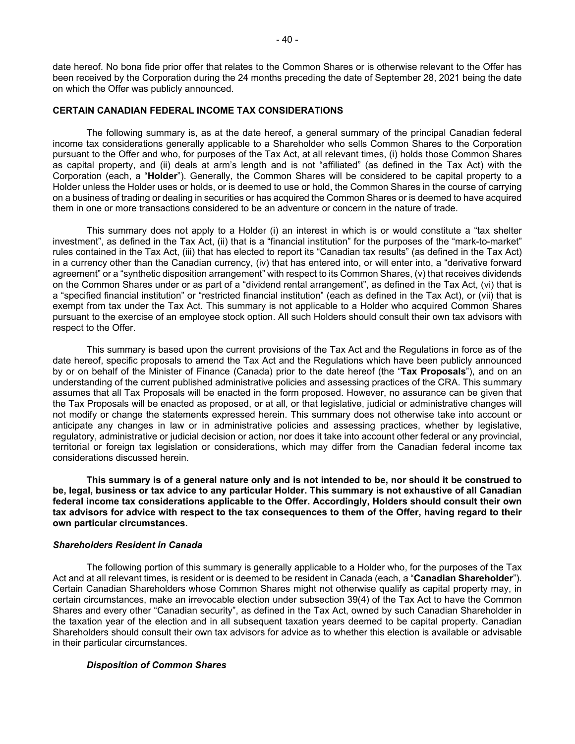date hereof. No bona fide prior offer that relates to the Common Shares or is otherwise relevant to the Offer has been received by the Corporation during the 24 months preceding the date of September 28, 2021 being the date on which the Offer was publicly announced.

## CERTAIN CANADIAN FEDERAL INCOME TAX CONSIDERATIONS

The following summary is, as at the date hereof, a general summary of the principal Canadian federal income tax considerations generally applicable to a Shareholder who sells Common Shares to the Corporation pursuant to the Offer and who, for purposes of the Tax Act, at all relevant times, (i) holds those Common Shares as capital property, and (ii) deals at arm's length and is not "affiliated" (as defined in the Tax Act) with the Corporation (each, a "**Holder**"). Generally, the Common Shares will be considered to be capital property to a Holder unless the Holder uses or holds, or is deemed to use or hold, the Common Shares in the course of carrying on a business of trading or dealing in securities or has acquired the Common Shares or is deemed to have acquired them in one or more transactions considered to be an adventure or concern in the nature of trade.

This summary does not apply to a Holder (i) an interest in which is or would constitute a "tax shelter investment", as defined in the Tax Act, (ii) that is a "financial institution" for the purposes of the "mark-to-market" rules contained in the Tax Act, (iii) that has elected to report its "Canadian tax results" (as defined in the Tax Act) in a currency other than the Canadian currency, (iv) that has entered into, or will enter into, a "derivative forward agreement" or a "synthetic disposition arrangement" with respect to its Common Shares, (v) that receives dividends on the Common Shares under or as part of a "dividend rental arrangement", as defined in the Tax Act, (vi) that is a "specified financial institution" or "restricted financial institution" (each as defined in the Tax Act), or (vii) that is exempt from tax under the Tax Act. This summary is not applicable to a Holder who acquired Common Shares pursuant to the exercise of an employee stock option. All such Holders should consult their own tax advisors with respect to the Offer.

This summary is based upon the current provisions of the Tax Act and the Regulations in force as of the date hereof, specific proposals to amend the Tax Act and the Regulations which have been publicly announced by or on behalf of the Minister of Finance (Canada) prior to the date hereof (the "**Tax Proposals**"), and on an understanding of the current published administrative policies and assessing practices of the CRA. This summary assumes that all Tax Proposals will be enacted in the form proposed. However, no assurance can be given that the Tax Proposals will be enacted as proposed, or at all, or that legislative, judicial or administrative changes will not modify or change the statements expressed herein. This summary does not otherwise take into account or anticipate any changes in law or in administrative policies and assessing practices, whether by legislative, regulatory, administrative or judicial decision or action, nor does it take into account other federal or any provincial, territorial or foreign tax legislation or considerations, which may differ from the Canadian federal income tax considerations discussed herein.

**This summary is of a general nature only and is not intended to be, nor should it be construed to be, legal, business or tax advice to any particular Holder. This summary is not exhaustive of all Canadian federal income tax considerations applicable to the Offer. Accordingly, Holders should consult their own tax advisors for advice with respect to the tax consequences to them of the Offer, having regard to their own particular circumstances.**

### *Shareholders Resident in Canada*

The following portion of this summary is generally applicable to a Holder who, for the purposes of the Tax Act and at all relevant times, is resident or is deemed to be resident in Canada (each, a "**Canadian Shareholder**"). Certain Canadian Shareholders whose Common Shares might not otherwise qualify as capital property may, in certain circumstances, make an irrevocable election under subsection 39(4) of the Tax Act to have the Common Shares and every other "Canadian security", as defined in the Tax Act, owned by such Canadian Shareholder in the taxation year of the election and in all subsequent taxation years deemed to be capital property. Canadian Shareholders should consult their own tax advisors for advice as to whether this election is available or advisable in their particular circumstances.

#### *Disposition of Common Shares*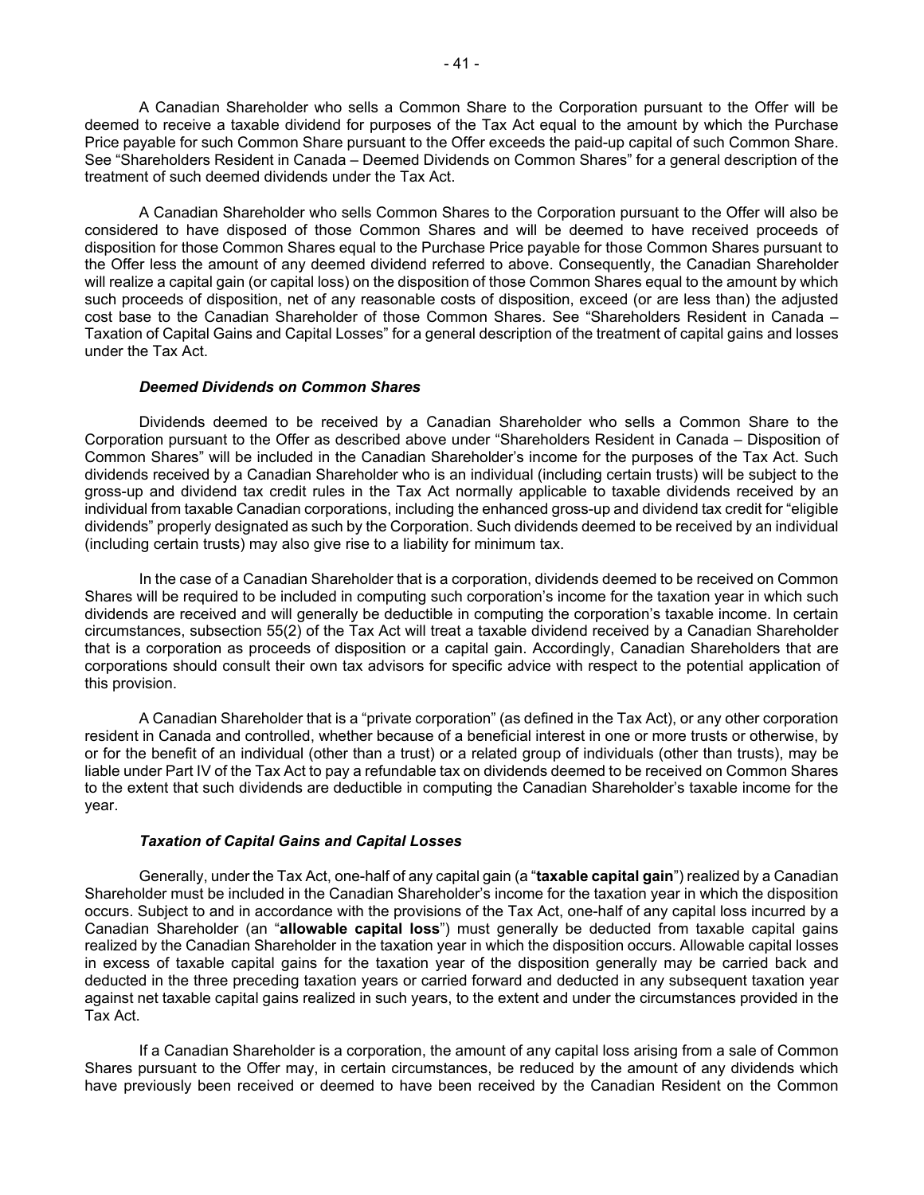A Canadian Shareholder who sells a Common Share to the Corporation pursuant to the Offer will be deemed to receive a taxable dividend for purposes of the Tax Act equal to the amount by which the Purchase Price payable for such Common Share pursuant to the Offer exceeds the paid-up capital of such Common Share. See "Shareholders Resident in Canada – Deemed Dividends on Common Shares" for a general description of the treatment of such deemed dividends under the Tax Act.

A Canadian Shareholder who sells Common Shares to the Corporation pursuant to the Offer will also be considered to have disposed of those Common Shares and will be deemed to have received proceeds of disposition for those Common Shares equal to the Purchase Price payable for those Common Shares pursuant to the Offer less the amount of any deemed dividend referred to above. Consequently, the Canadian Shareholder will realize a capital gain (or capital loss) on the disposition of those Common Shares equal to the amount by which such proceeds of disposition, net of any reasonable costs of disposition, exceed (or are less than) the adjusted cost base to the Canadian Shareholder of those Common Shares. See "Shareholders Resident in Canada – Taxation of Capital Gains and Capital Losses" for a general description of the treatment of capital gains and losses under the Tax Act.

#### *Deemed Dividends on Common Shares*

Dividends deemed to be received by a Canadian Shareholder who sells a Common Share to the Corporation pursuant to the Offer as described above under "Shareholders Resident in Canada – Disposition of Common Shares" will be included in the Canadian Shareholder's income for the purposes of the Tax Act. Such dividends received by a Canadian Shareholder who is an individual (including certain trusts) will be subject to the gross-up and dividend tax credit rules in the Tax Act normally applicable to taxable dividends received by an individual from taxable Canadian corporations, including the enhanced gross-up and dividend tax credit for "eligible dividends" properly designated as such by the Corporation. Such dividends deemed to be received by an individual (including certain trusts) may also give rise to a liability for minimum tax.

In the case of a Canadian Shareholder that is a corporation, dividends deemed to be received on Common Shares will be required to be included in computing such corporation's income for the taxation year in which such dividends are received and will generally be deductible in computing the corporation's taxable income. In certain circumstances, subsection 55(2) of the Tax Act will treat a taxable dividend received by a Canadian Shareholder that is a corporation as proceeds of disposition or a capital gain. Accordingly, Canadian Shareholders that are corporations should consult their own tax advisors for specific advice with respect to the potential application of this provision.

A Canadian Shareholder that is a "private corporation" (as defined in the Tax Act), or any other corporation resident in Canada and controlled, whether because of a beneficial interest in one or more trusts or otherwise, by or for the benefit of an individual (other than a trust) or a related group of individuals (other than trusts), may be liable under Part IV of the Tax Act to pay a refundable tax on dividends deemed to be received on Common Shares to the extent that such dividends are deductible in computing the Canadian Shareholder's taxable income for the year.

#### *Taxation of Capital Gains and Capital Losses*

Generally, under the Tax Act, one-half of any capital gain (a "**taxable capital gain**") realized by a Canadian Shareholder must be included in the Canadian Shareholder's income for the taxation year in which the disposition occurs. Subject to and in accordance with the provisions of the Tax Act, one-half of any capital loss incurred by a Canadian Shareholder (an "**allowable capital loss**") must generally be deducted from taxable capital gains realized by the Canadian Shareholder in the taxation year in which the disposition occurs. Allowable capital losses in excess of taxable capital gains for the taxation year of the disposition generally may be carried back and deducted in the three preceding taxation years or carried forward and deducted in any subsequent taxation year against net taxable capital gains realized in such years, to the extent and under the circumstances provided in the Tax Act.

If a Canadian Shareholder is a corporation, the amount of any capital loss arising from a sale of Common Shares pursuant to the Offer may, in certain circumstances, be reduced by the amount of any dividends which have previously been received or deemed to have been received by the Canadian Resident on the Common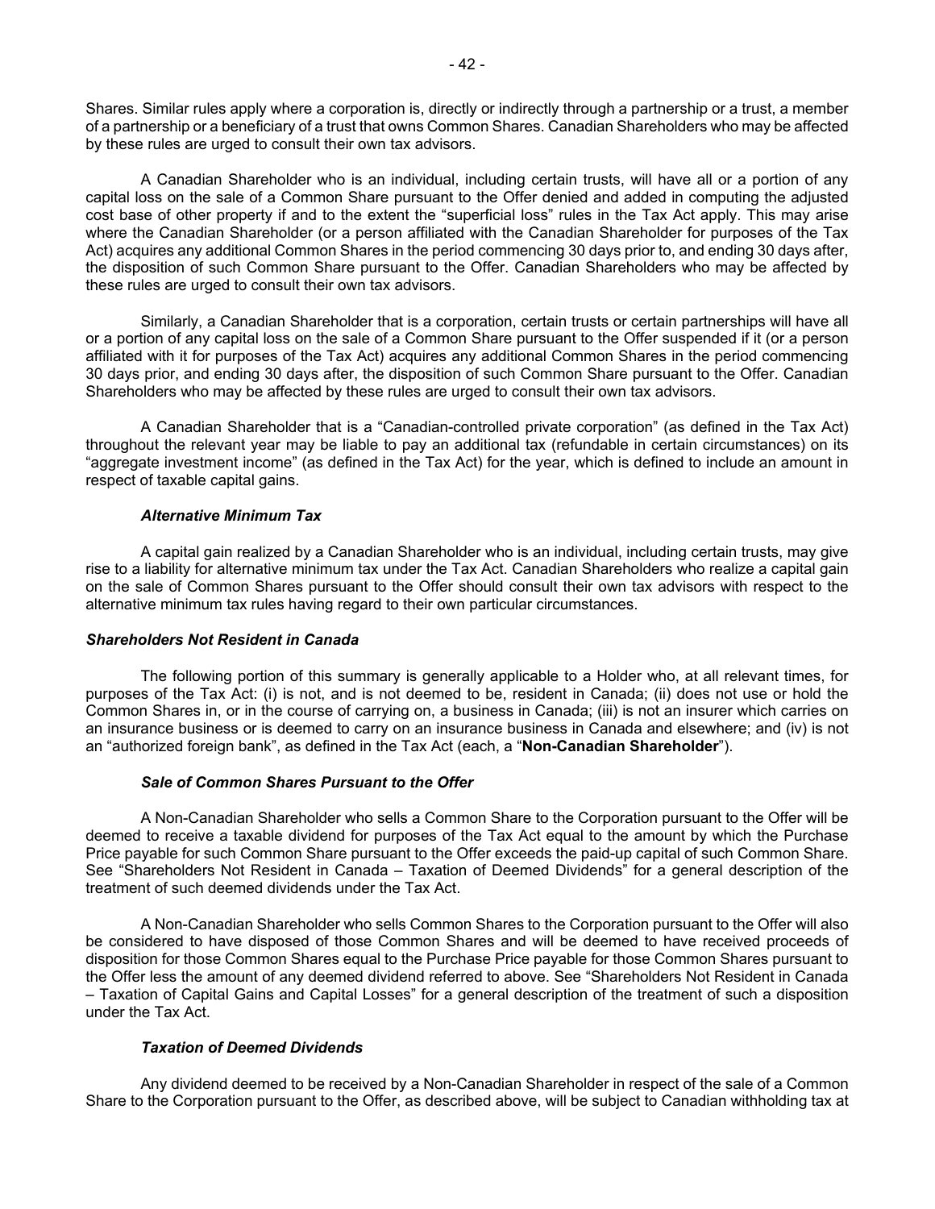Shares. Similar rules apply where a corporation is, directly or indirectly through a partnership or a trust, a member of a partnership or a beneficiary of a trust that owns Common Shares. Canadian Shareholders who may be affected by these rules are urged to consult their own tax advisors.

A Canadian Shareholder who is an individual, including certain trusts, will have all or a portion of any capital loss on the sale of a Common Share pursuant to the Offer denied and added in computing the adjusted cost base of other property if and to the extent the "superficial loss" rules in the Tax Act apply. This may arise where the Canadian Shareholder (or a person affiliated with the Canadian Shareholder for purposes of the Tax Act) acquires any additional Common Shares in the period commencing 30 days prior to, and ending 30 days after, the disposition of such Common Share pursuant to the Offer. Canadian Shareholders who may be affected by these rules are urged to consult their own tax advisors.

Similarly, a Canadian Shareholder that is a corporation, certain trusts or certain partnerships will have all or a portion of any capital loss on the sale of a Common Share pursuant to the Offer suspended if it (or a person affiliated with it for purposes of the Tax Act) acquires any additional Common Shares in the period commencing 30 days prior, and ending 30 days after, the disposition of such Common Share pursuant to the Offer. Canadian Shareholders who may be affected by these rules are urged to consult their own tax advisors.

A Canadian Shareholder that is a "Canadian-controlled private corporation" (as defined in the Tax Act) throughout the relevant year may be liable to pay an additional tax (refundable in certain circumstances) on its "aggregate investment income" (as defined in the Tax Act) for the year, which is defined to include an amount in respect of taxable capital gains.

#### *Alternative Minimum Tax*

A capital gain realized by a Canadian Shareholder who is an individual, including certain trusts, may give rise to a liability for alternative minimum tax under the Tax Act. Canadian Shareholders who realize a capital gain on the sale of Common Shares pursuant to the Offer should consult their own tax advisors with respect to the alternative minimum tax rules having regard to their own particular circumstances.

### *Shareholders Not Resident in Canada*

The following portion of this summary is generally applicable to a Holder who, at all relevant times, for purposes of the Tax Act: (i) is not, and is not deemed to be, resident in Canada; (ii) does not use or hold the Common Shares in, or in the course of carrying on, a business in Canada; (iii) is not an insurer which carries on an insurance business or is deemed to carry on an insurance business in Canada and elsewhere; and (iv) is not an "authorized foreign bank", as defined in the Tax Act (each, a "**Non-Canadian Shareholder**").

#### *Sale of Common Shares Pursuant to the Offer*

A Non-Canadian Shareholder who sells a Common Share to the Corporation pursuant to the Offer will be deemed to receive a taxable dividend for purposes of the Tax Act equal to the amount by which the Purchase Price payable for such Common Share pursuant to the Offer exceeds the paid-up capital of such Common Share. See "Shareholders Not Resident in Canada – Taxation of Deemed Dividends" for a general description of the treatment of such deemed dividends under the Tax Act.

A Non-Canadian Shareholder who sells Common Shares to the Corporation pursuant to the Offer will also be considered to have disposed of those Common Shares and will be deemed to have received proceeds of disposition for those Common Shares equal to the Purchase Price payable for those Common Shares pursuant to the Offer less the amount of any deemed dividend referred to above. See "Shareholders Not Resident in Canada – Taxation of Capital Gains and Capital Losses" for a general description of the treatment of such a disposition under the Tax Act.

#### *Taxation of Deemed Dividends*

Any dividend deemed to be received by a Non-Canadian Shareholder in respect of the sale of a Common Share to the Corporation pursuant to the Offer, as described above, will be subject to Canadian withholding tax at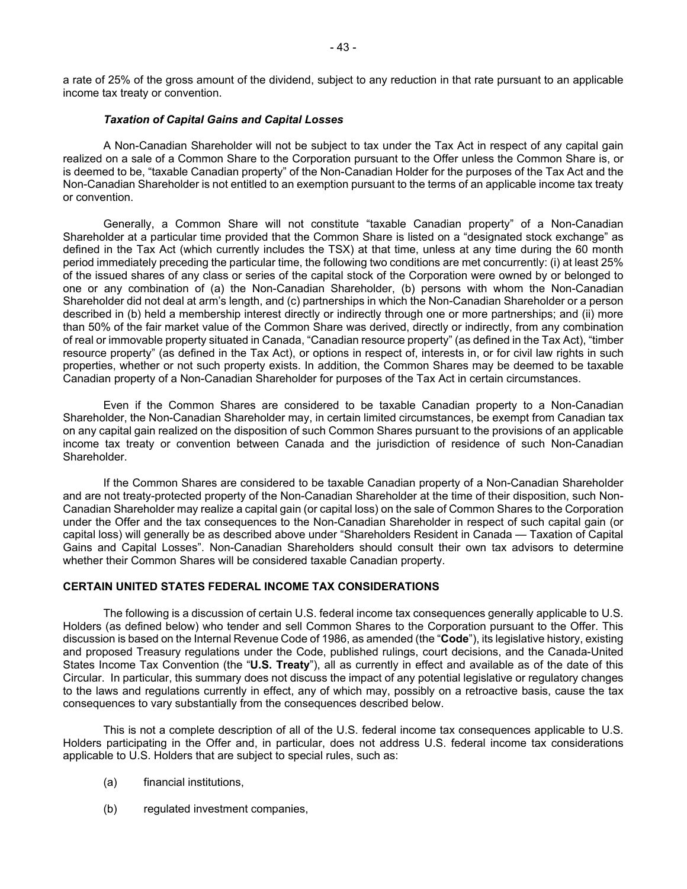a rate of 25% of the gross amount of the dividend, subject to any reduction in that rate pursuant to an applicable income tax treaty or convention.

### *Taxation of Capital Gains and Capital Losses*

A Non-Canadian Shareholder will not be subject to tax under the Tax Act in respect of any capital gain realized on a sale of a Common Share to the Corporation pursuant to the Offer unless the Common Share is, or is deemed to be, "taxable Canadian property" of the Non-Canadian Holder for the purposes of the Tax Act and the Non-Canadian Shareholder is not entitled to an exemption pursuant to the terms of an applicable income tax treaty or convention.

Generally, a Common Share will not constitute "taxable Canadian property" of a Non-Canadian Shareholder at a particular time provided that the Common Share is listed on a "designated stock exchange" as defined in the Tax Act (which currently includes the TSX) at that time, unless at any time during the 60 month period immediately preceding the particular time, the following two conditions are met concurrently: (i) at least 25% of the issued shares of any class or series of the capital stock of the Corporation were owned by or belonged to one or any combination of (a) the Non-Canadian Shareholder, (b) persons with whom the Non-Canadian Shareholder did not deal at arm's length, and (c) partnerships in which the Non-Canadian Shareholder or a person described in (b) held a membership interest directly or indirectly through one or more partnerships; and (ii) more than 50% of the fair market value of the Common Share was derived, directly or indirectly, from any combination of real or immovable property situated in Canada, "Canadian resource property" (as defined in the Tax Act), "timber resource property" (as defined in the Tax Act), or options in respect of, interests in, or for civil law rights in such properties, whether or not such property exists. In addition, the Common Shares may be deemed to be taxable Canadian property of a Non-Canadian Shareholder for purposes of the Tax Act in certain circumstances.

Even if the Common Shares are considered to be taxable Canadian property to a Non-Canadian Shareholder, the Non-Canadian Shareholder may, in certain limited circumstances, be exempt from Canadian tax on any capital gain realized on the disposition of such Common Shares pursuant to the provisions of an applicable income tax treaty or convention between Canada and the jurisdiction of residence of such Non-Canadian Shareholder.

If the Common Shares are considered to be taxable Canadian property of a Non-Canadian Shareholder and are not treaty-protected property of the Non-Canadian Shareholder at the time of their disposition, such Non-Canadian Shareholder may realize a capital gain (or capital loss) on the sale of Common Shares to the Corporation under the Offer and the tax consequences to the Non-Canadian Shareholder in respect of such capital gain (or capital loss) will generally be as described above under "Shareholders Resident in Canada — Taxation of Capital Gains and Capital Losses". Non-Canadian Shareholders should consult their own tax advisors to determine whether their Common Shares will be considered taxable Canadian property.

## CERTAIN UNITED STATES FEDERAL INCOME TAX CONSIDERATIONS

The following is a discussion of certain U.S. federal income tax consequences generally applicable to U.S. Holders (as defined below) who tender and sell Common Shares to the Corporation pursuant to the Offer. This discussion is based on the Internal Revenue Code of 1986, as amended (the "**Code**"), its legislative history, existing and proposed Treasury regulations under the Code, published rulings, court decisions, and the Canada-United States Income Tax Convention (the "**U.S. Treaty**"), all as currently in effect and available as of the date of this Circular. In particular, this summary does not discuss the impact of any potential legislative or regulatory changes to the laws and regulations currently in effect, any of which may, possibly on a retroactive basis, cause the tax consequences to vary substantially from the consequences described below.

This is not a complete description of all of the U.S. federal income tax consequences applicable to U.S. Holders participating in the Offer and, in particular, does not address U.S. federal income tax considerations applicable to U.S. Holders that are subject to special rules, such as:

(a) financial institutions,

(b) regulated investment companies,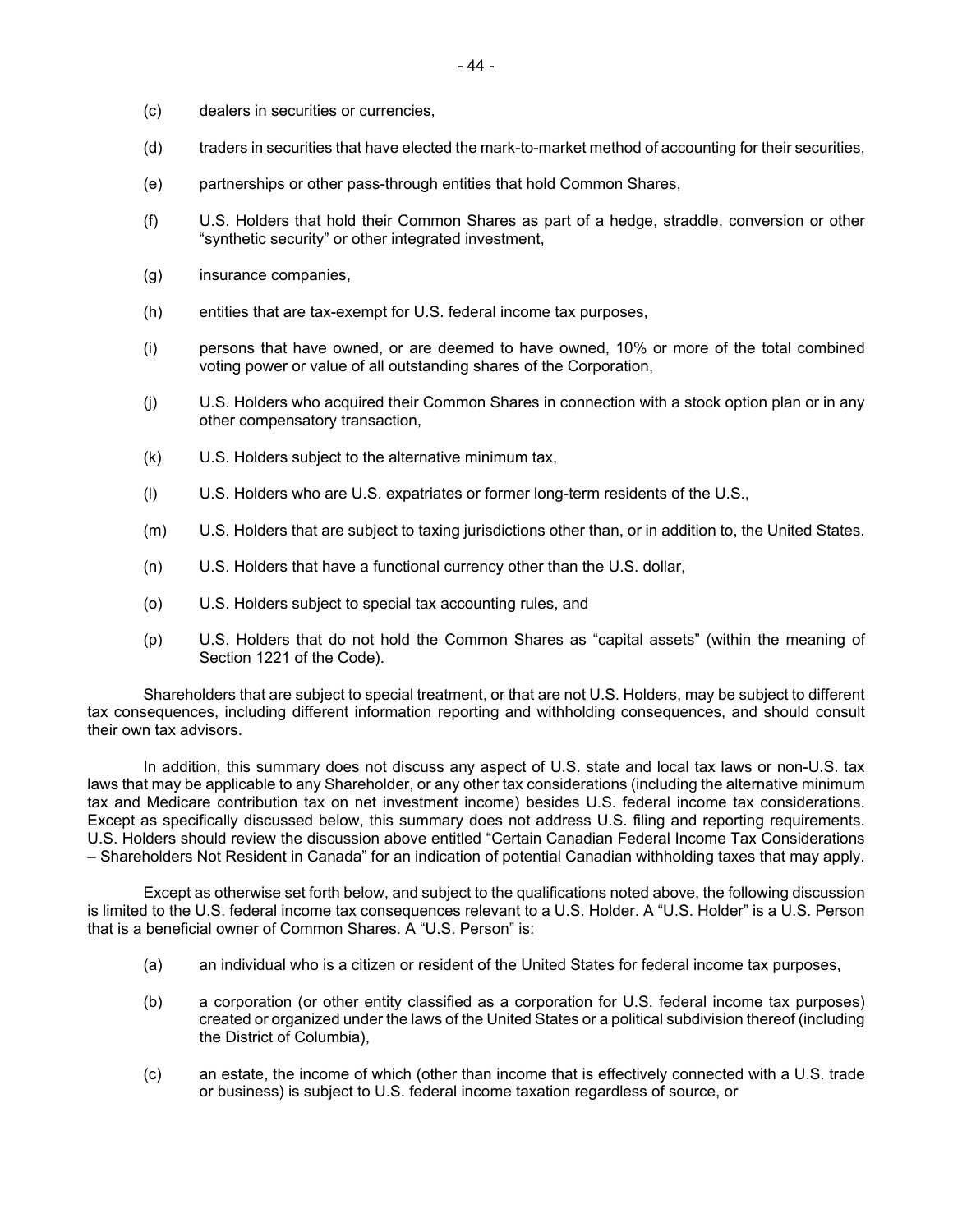(c) dealers in securities or currencies,

(d) traders in securities that have elected the mark-to-market method of accounting for their securities,

(e) partnerships or other pass-through entities that hold Common Shares,

(f) U.S. Holders that hold their Common Shares as part of a hedge, straddle, conversion or other "synthetic security" or other integrated investment,

(g) insurance companies,

(h) entities that are tax-exempt for U.S. federal income tax purposes,

(i) persons that have owned, or are deemed to have owned, 10% or more of the total combined voting power or value of all outstanding shares of the Corporation,

(j) U.S. Holders who acquired their Common Shares in connection with a stock option plan or in any other compensatory transaction,

(k) U.S. Holders subject to the alternative minimum tax,

(l) U.S. Holders who are U.S. expatriates or former long-term residents of the U.S.,

(m) U.S. Holders that are subject to taxing jurisdictions other than, or in addition to, the United States.

(n) U.S. Holders that have a functional currency other than the U.S. dollar,

(o) U.S. Holders subject to special tax accounting rules, and

(p) U.S. Holders that do not hold the Common Shares as "capital assets" (within the meaning of Section 1221 of the Code).

Shareholders that are subject to special treatment, or that are not U.S. Holders, may be subject to different tax consequences, including different information reporting and withholding consequences, and should consult their own tax advisors.

In addition, this summary does not discuss any aspect of U.S. state and local tax laws or non-U.S. tax laws that may be applicable to any Shareholder, or any other tax considerations (including the alternative minimum tax and Medicare contribution tax on net investment income) besides U.S. federal income tax considerations. Except as specifically discussed below, this summary does not address U.S. filing and reporting requirements. U.S. Holders should review the discussion above entitled "Certain Canadian Federal Income Tax Considerations – Shareholders Not Resident in Canada" for an indication of potential Canadian withholding taxes that may apply.

Except as otherwise set forth below, and subject to the qualifications noted above, the following discussion is limited to the U.S. federal income tax consequences relevant to a U.S. Holder. A "U.S. Holder" is a U.S. Person that is a beneficial owner of Common Shares. A "U.S. Person" is:

(a) an individual who is a citizen or resident of the United States for federal income tax purposes,

(b) a corporation (or other entity classified as a corporation for U.S. federal income tax purposes) created or organized under the laws of the United States or a political subdivision thereof (including the District of Columbia),

(c) an estate, the income of which (other than income that is effectively connected with a U.S. trade or business) is subject to U.S. federal income taxation regardless of source, or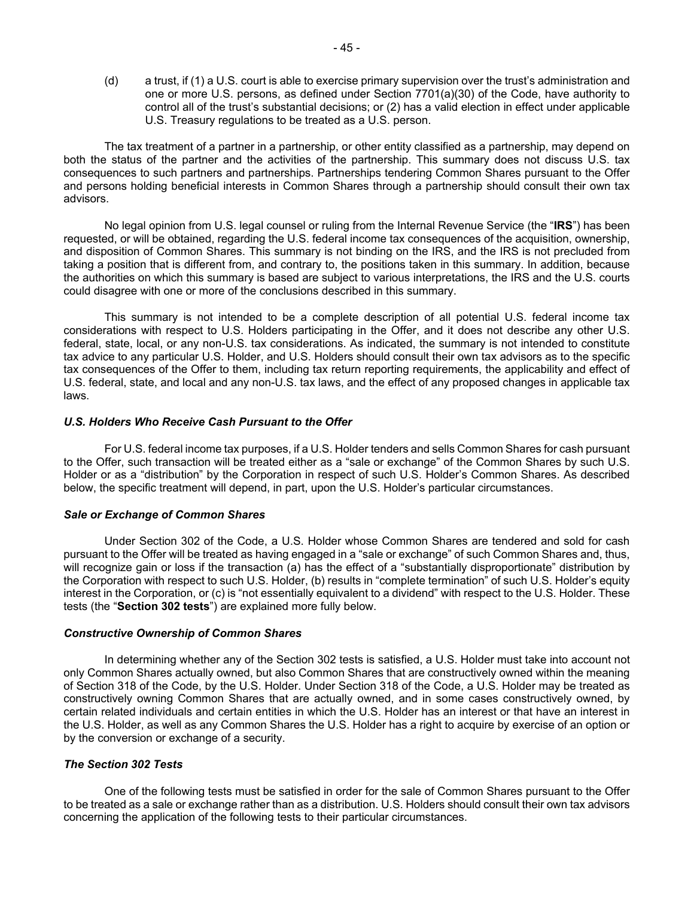(d) a trust, if (1) a U.S. court is able to exercise primary supervision over the trust's administration and one or more U.S. persons, as defined under Section 7701(a)(30) of the Code, have authority to control all of the trust's substantial decisions; or (2) has a valid election in effect under applicable U.S. Treasury regulations to be treated as a U.S. person.

The tax treatment of a partner in a partnership, or other entity classified as a partnership, may depend on both the status of the partner and the activities of the partnership. This summary does not discuss U.S. tax consequences to such partners and partnerships. Partnerships tendering Common Shares pursuant to the Offer and persons holding beneficial interests in Common Shares through a partnership should consult their own tax advisors.

No legal opinion from U.S. legal counsel or ruling from the Internal Revenue Service (the "**IRS**") has been requested, or will be obtained, regarding the U.S. federal income tax consequences of the acquisition, ownership, and disposition of Common Shares. This summary is not binding on the IRS, and the IRS is not precluded from taking a position that is different from, and contrary to, the positions taken in this summary. In addition, because the authorities on which this summary is based are subject to various interpretations, the IRS and the U.S. courts could disagree with one or more of the conclusions described in this summary.

This summary is not intended to be a complete description of all potential U.S. federal income tax considerations with respect to U.S. Holders participating in the Offer, and it does not describe any other U.S. federal, state, local, or any non-U.S. tax considerations. As indicated, the summary is not intended to constitute tax advice to any particular U.S. Holder, and U.S. Holders should consult their own tax advisors as to the specific tax consequences of the Offer to them, including tax return reporting requirements, the applicability and effect of U.S. federal, state, and local and any non-U.S. tax laws, and the effect of any proposed changes in applicable tax laws.

***U.S. Holders Who Receive Cash Pursuant to the Offer***

For U.S. federal income tax purposes, if a U.S. Holder tenders and sells Common Shares for cash pursuant to the Offer, such transaction will be treated either as a "sale or exchange" of the Common Shares by such U.S. Holder or as a "distribution" by the Corporation in respect of such U.S. Holder's Common Shares. As described below, the specific treatment will depend, in part, upon the U.S. Holder's particular circumstances.

***Sale or Exchange of Common Shares***

Under Section 302 of the Code, a U.S. Holder whose Common Shares are tendered and sold for cash pursuant to the Offer will be treated as having engaged in a "sale or exchange" of such Common Shares and, thus, will recognize gain or loss if the transaction (a) has the effect of a "substantially disproportionate" distribution by the Corporation with respect to such U.S. Holder, (b) results in "complete termination" of such U.S. Holder's equity interest in the Corporation, or (c) is "not essentially equivalent to a dividend" with respect to the U.S. Holder. These tests (the "**Section 302 tests**") are explained more fully below.

***Constructive Ownership of Common Shares***

In determining whether any of the Section 302 tests is satisfied, a U.S. Holder must take into account not only Common Shares actually owned, but also Common Shares that are constructively owned within the meaning of Section 318 of the Code, by the U.S. Holder. Under Section 318 of the Code, a U.S. Holder may be treated as constructively owning Common Shares that are actually owned, and in some cases constructively owned, by certain related individuals and certain entities in which the U.S. Holder has an interest or that have an interest in the U.S. Holder, as well as any Common Shares the U.S. Holder has a right to acquire by exercise of an option or by the conversion or exchange of a security.

***The Section 302 Tests***

One of the following tests must be satisfied in order for the sale of Common Shares pursuant to the Offer to be treated as a sale or exchange rather than as a distribution. U.S. Holders should consult their own tax advisors concerning the application of the following tests to their particular circumstances.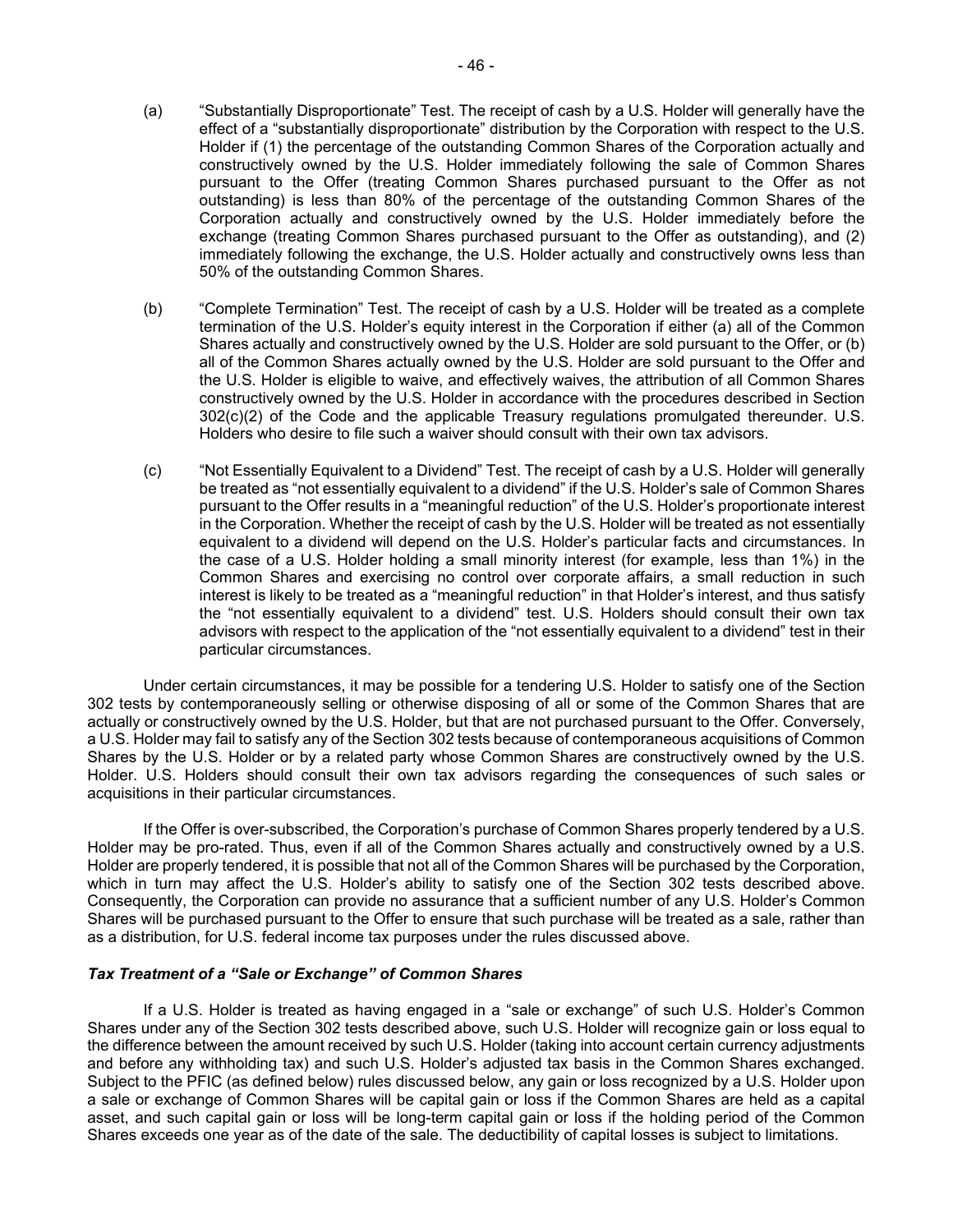(a) "Substantially Disproportionate" Test. The receipt of cash by a U.S. Holder will generally have the effect of a "substantially disproportionate" distribution by the Corporation with respect to the U.S. Holder if (1) the percentage of the outstanding Common Shares of the Corporation actually and constructively owned by the U.S. Holder immediately following the sale of Common Shares pursuant to the Offer (treating Common Shares purchased pursuant to the Offer as not outstanding) is less than 80% of the percentage of the outstanding Common Shares of the Corporation actually and constructively owned by the U.S. Holder immediately before the exchange (treating Common Shares purchased pursuant to the Offer as outstanding), and (2) immediately following the exchange, the U.S. Holder actually and constructively owns less than 50% of the outstanding Common Shares.

(b) "Complete Termination" Test. The receipt of cash by a U.S. Holder will be treated as a complete termination of the U.S. Holder's equity interest in the Corporation if either (a) all of the Common Shares actually and constructively owned by the U.S. Holder are sold pursuant to the Offer, or (b) all of the Common Shares actually owned by the U.S. Holder are sold pursuant to the Offer and the U.S. Holder is eligible to waive, and effectively waives, the attribution of all Common Shares constructively owned by the U.S. Holder in accordance with the procedures described in Section 302(c)(2) of the Code and the applicable Treasury regulations promulgated thereunder. U.S. Holders who desire to file such a waiver should consult with their own tax advisors.

(c) "Not Essentially Equivalent to a Dividend" Test. The receipt of cash by a U.S. Holder will generally be treated as "not essentially equivalent to a dividend" if the U.S. Holder's sale of Common Shares pursuant to the Offer results in a "meaningful reduction" of the U.S. Holder's proportionate interest in the Corporation. Whether the receipt of cash by the U.S. Holder will be treated as not essentially equivalent to a dividend will depend on the U.S. Holder's particular facts and circumstances. In the case of a U.S. Holder holding a small minority interest (for example, less than 1%) in the Common Shares and exercising no control over corporate affairs, a small reduction in such interest is likely to be treated as a "meaningful reduction" in that Holder's interest, and thus satisfy the "not essentially equivalent to a dividend" test. U.S. Holders should consult their own tax advisors with respect to the application of the "not essentially equivalent to a dividend" test in their particular circumstances.

Under certain circumstances, it may be possible for a tendering U.S. Holder to satisfy one of the Section 302 tests by contemporaneously selling or otherwise disposing of all or some of the Common Shares that are actually or constructively owned by the U.S. Holder, but that are not purchased pursuant to the Offer. Conversely, a U.S. Holder may fail to satisfy any of the Section 302 tests because of contemporaneous acquisitions of Common Shares by the U.S. Holder or by a related party whose Common Shares are constructively owned by the U.S. Holder. U.S. Holders should consult their own tax advisors regarding the consequences of such sales or acquisitions in their particular circumstances.

If the Offer is over-subscribed, the Corporation's purchase of Common Shares properly tendered by a U.S. Holder may be pro-rated. Thus, even if all of the Common Shares actually and constructively owned by a U.S. Holder are properly tendered, it is possible that not all of the Common Shares will be purchased by the Corporation, which in turn may affect the U.S. Holder's ability to satisfy one of the Section 302 tests described above. Consequently, the Corporation can provide no assurance that a sufficient number of any U.S. Holder's Common Shares will be purchased pursuant to the Offer to ensure that such purchase will be treated as a sale, rather than as a distribution, for U.S. federal income tax purposes under the rules discussed above.

***Tax Treatment of a "Sale or Exchange" of Common Shares***

If a U.S. Holder is treated as having engaged in a "sale or exchange" of such U.S. Holder's Common Shares under any of the Section 302 tests described above, such U.S. Holder will recognize gain or loss equal to the difference between the amount received by such U.S. Holder (taking into account certain currency adjustments and before any withholding tax) and such U.S. Holder's adjusted tax basis in the Common Shares exchanged. Subject to the PFIC (as defined below) rules discussed below, any gain or loss recognized by a U.S. Holder upon a sale or exchange of Common Shares will be capital gain or loss if the Common Shares are held as a capital asset, and such capital gain or loss will be long-term capital gain or loss if the holding period of the Common Shares exceeds one year as of the date of the sale. The deductibility of capital losses is subject to limitations.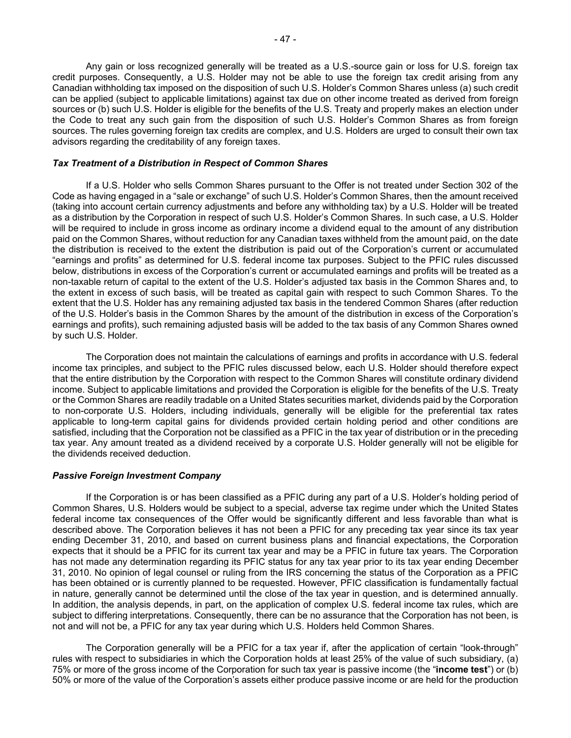Any gain or loss recognized generally will be treated as a U.S.-source gain or loss for U.S. foreign tax credit purposes. Consequently, a U.S. Holder may not be able to use the foreign tax credit arising from any Canadian withholding tax imposed on the disposition of such U.S. Holder's Common Shares unless (a) such credit can be applied (subject to applicable limitations) against tax due on other income treated as derived from foreign sources or (b) such U.S. Holder is eligible for the benefits of the U.S. Treaty and properly makes an election under the Code to treat any such gain from the disposition of such U.S. Holder's Common Shares as from foreign sources. The rules governing foreign tax credits are complex, and U.S. Holders are urged to consult their own tax advisors regarding the creditability of any foreign taxes.

***Tax Treatment of a Distribution in Respect of Common Shares***

If a U.S. Holder who sells Common Shares pursuant to the Offer is not treated under Section 302 of the Code as having engaged in a "sale or exchange" of such U.S. Holder's Common Shares, then the amount received (taking into account certain currency adjustments and before any withholding tax) by a U.S. Holder will be treated as a distribution by the Corporation in respect of such U.S. Holder's Common Shares. In such case, a U.S. Holder will be required to include in gross income as ordinary income a dividend equal to the amount of any distribution paid on the Common Shares, without reduction for any Canadian taxes withheld from the amount paid, on the date the distribution is received to the extent the distribution is paid out of the Corporation's current or accumulated "earnings and profits" as determined for U.S. federal income tax purposes. Subject to the PFIC rules discussed below, distributions in excess of the Corporation's current or accumulated earnings and profits will be treated as a non-taxable return of capital to the extent of the U.S. Holder's adjusted tax basis in the Common Shares and, to the extent in excess of such basis, will be treated as capital gain with respect to such Common Shares. To the extent that the U.S. Holder has any remaining adjusted tax basis in the tendered Common Shares (after reduction of the U.S. Holder's basis in the Common Shares by the amount of the distribution in excess of the Corporation's earnings and profits), such remaining adjusted basis will be added to the tax basis of any Common Shares owned by such U.S. Holder.

The Corporation does not maintain the calculations of earnings and profits in accordance with U.S. federal income tax principles, and subject to the PFIC rules discussed below, each U.S. Holder should therefore expect that the entire distribution by the Corporation with respect to the Common Shares will constitute ordinary dividend income. Subject to applicable limitations and provided the Corporation is eligible for the benefits of the U.S. Treaty or the Common Shares are readily tradable on a United States securities market, dividends paid by the Corporation to non-corporate U.S. Holders, including individuals, generally will be eligible for the preferential tax rates applicable to long-term capital gains for dividends provided certain holding period and other conditions are satisfied, including that the Corporation not be classified as a PFIC in the tax year of distribution or in the preceding tax year. Any amount treated as a dividend received by a corporate U.S. Holder generally will not be eligible for the dividends received deduction.

***Passive Foreign Investment Company***

If the Corporation is or has been classified as a PFIC during any part of a U.S. Holder's holding period of Common Shares, U.S. Holders would be subject to a special, adverse tax regime under which the United States federal income tax consequences of the Offer would be significantly different and less favorable than what is described above. The Corporation believes it has not been a PFIC for any preceding tax year since its tax year ending December 31, 2010, and based on current business plans and financial expectations, the Corporation expects that it should be a PFIC for its current tax year and may be a PFIC in future tax years. The Corporation has not made any determination regarding its PFIC status for any tax year prior to its tax year ending December 31, 2010. No opinion of legal counsel or ruling from the IRS concerning the status of the Corporation as a PFIC has been obtained or is currently planned to be requested. However, PFIC classification is fundamentally factual in nature, generally cannot be determined until the close of the tax year in question, and is determined annually. In addition, the analysis depends, in part, on the application of complex U.S. federal income tax rules, which are subject to differing interpretations. Consequently, there can be no assurance that the Corporation has not been, is not and will not be, a PFIC for any tax year during which U.S. Holders held Common Shares.

The Corporation generally will be a PFIC for a tax year if, after the application of certain "look-through" rules with respect to subsidiaries in which the Corporation holds at least 25% of the value of such subsidiary, (a) 75% or more of the gross income of the Corporation for such tax year is passive income (the "**income test**") or (b) 50% or more of the value of the Corporation's assets either produce passive income or are held for the production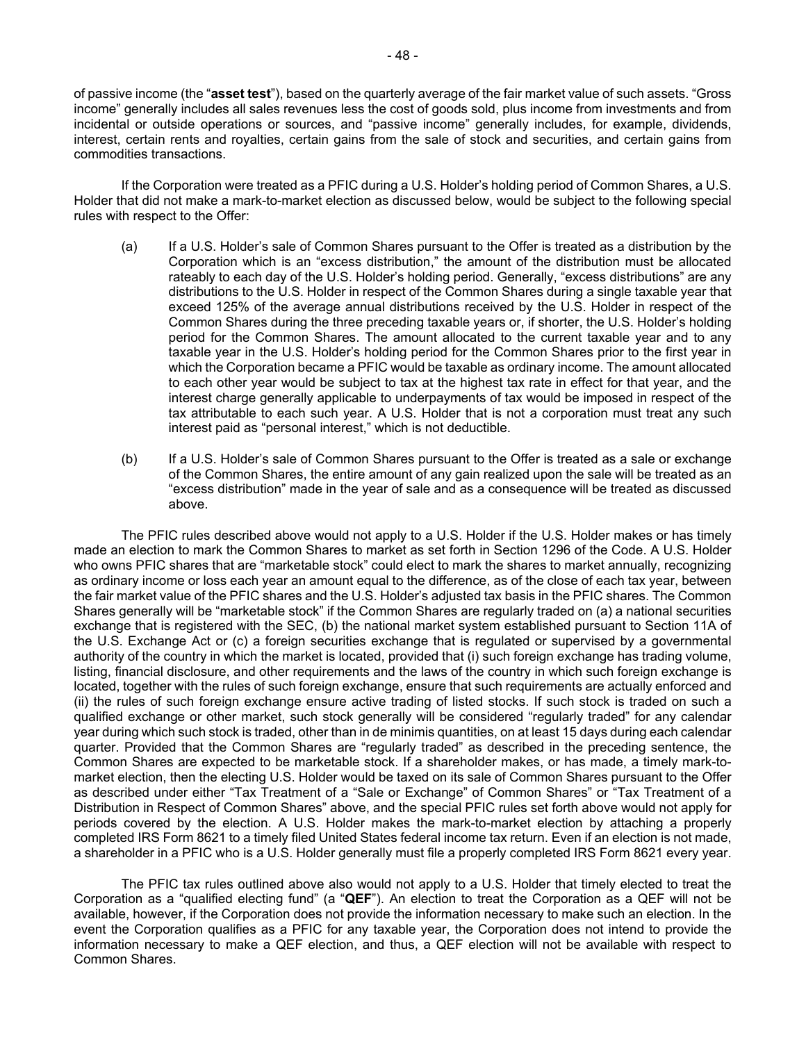of passive income (the "**asset test**"), based on the quarterly average of the fair market value of such assets. "Gross income" generally includes all sales revenues less the cost of goods sold, plus income from investments and from incidental or outside operations or sources, and "passive income" generally includes, for example, dividends, interest, certain rents and royalties, certain gains from the sale of stock and securities, and certain gains from commodities transactions.

If the Corporation were treated as a PFIC during a U.S. Holder's holding period of Common Shares, a U.S. Holder that did not make a mark-to-market election as discussed below, would be subject to the following special rules with respect to the Offer:

(a) If a U.S. Holder's sale of Common Shares pursuant to the Offer is treated as a distribution by the Corporation which is an "excess distribution," the amount of the distribution must be allocated rateably to each day of the U.S. Holder's holding period. Generally, "excess distributions" are any distributions to the U.S. Holder in respect of the Common Shares during a single taxable year that exceed 125% of the average annual distributions received by the U.S. Holder in respect of the Common Shares during the three preceding taxable years or, if shorter, the U.S. Holder's holding period for the Common Shares. The amount allocated to the current taxable year and to any taxable year in the U.S. Holder's holding period for the Common Shares prior to the first year in which the Corporation became a PFIC would be taxable as ordinary income. The amount allocated to each other year would be subject to tax at the highest tax rate in effect for that year, and the interest charge generally applicable to underpayments of tax would be imposed in respect of the tax attributable to each such year. A U.S. Holder that is not a corporation must treat any such interest paid as "personal interest," which is not deductible.

(b) If a U.S. Holder's sale of Common Shares pursuant to the Offer is treated as a sale or exchange of the Common Shares, the entire amount of any gain realized upon the sale will be treated as an "excess distribution" made in the year of sale and as a consequence will be treated as discussed above.

The PFIC rules described above would not apply to a U.S. Holder if the U.S. Holder makes or has timely made an election to mark the Common Shares to market as set forth in Section 1296 of the Code. A U.S. Holder who owns PFIC shares that are "marketable stock" could elect to mark the shares to market annually, recognizing as ordinary income or loss each year an amount equal to the difference, as of the close of each tax year, between the fair market value of the PFIC shares and the U.S. Holder's adjusted tax basis in the PFIC shares. The Common Shares generally will be "marketable stock" if the Common Shares are regularly traded on (a) a national securities exchange that is registered with the SEC, (b) the national market system established pursuant to Section 11A of the U.S. Exchange Act or (c) a foreign securities exchange that is regulated or supervised by a governmental authority of the country in which the market is located, provided that (i) such foreign exchange has trading volume, listing, financial disclosure, and other requirements and the laws of the country in which such foreign exchange is located, together with the rules of such foreign exchange, ensure that such requirements are actually enforced and (ii) the rules of such foreign exchange ensure active trading of listed stocks. If such stock is traded on such a qualified exchange or other market, such stock generally will be considered "regularly traded" for any calendar year during which such stock is traded, other than in de minimis quantities, on at least 15 days during each calendar quarter. Provided that the Common Shares are "regularly traded" as described in the preceding sentence, the Common Shares are expected to be marketable stock. If a shareholder makes, or has made, a timely mark-to-market election, then the electing U.S. Holder would be taxed on its sale of Common Shares pursuant to the Offer as described under either "Tax Treatment of a "Sale or Exchange" of Common Shares" or "Tax Treatment of a Distribution in Respect of Common Shares" above, and the special PFIC rules set forth above would not apply for periods covered by the election. A U.S. Holder makes the mark-to-market election by attaching a properly completed IRS Form 8621 to a timely filed United States federal income tax return. Even if an election is not made, a shareholder in a PFIC who is a U.S. Holder generally must file a properly completed IRS Form 8621 every year.

The PFIC tax rules outlined above also would not apply to a U.S. Holder that timely elected to treat the Corporation as a "qualified electing fund" (a "**QEF**"). An election to treat the Corporation as a QEF will not be available, however, if the Corporation does not provide the information necessary to make such an election. In the event the Corporation qualifies as a PFIC for any taxable year, the Corporation does not intend to provide the information necessary to make a QEF election, and thus, a QEF election will not be available with respect to Common Shares.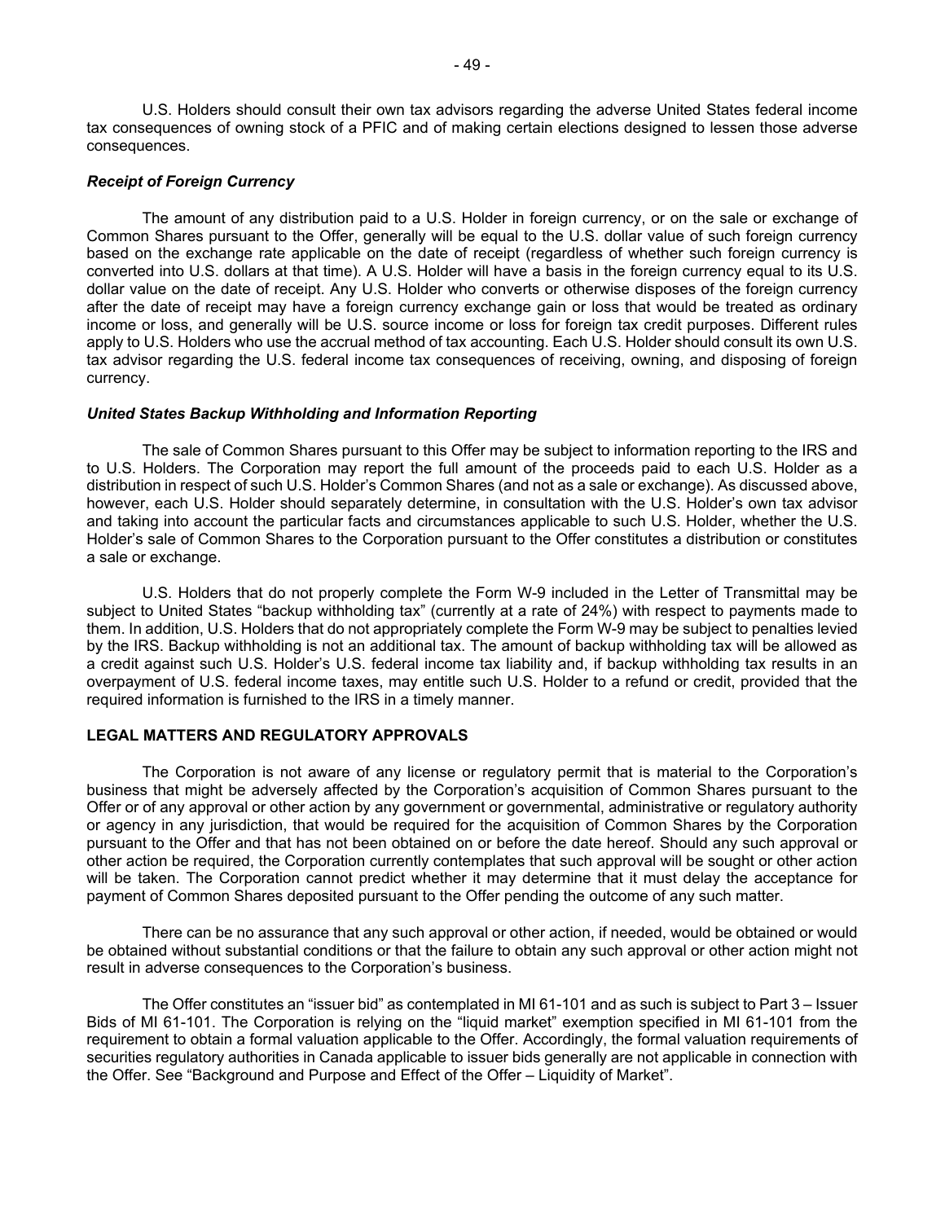U.S. Holders should consult their own tax advisors regarding the adverse United States federal income tax consequences of owning stock of a PFIC and of making certain elections designed to lessen those adverse consequences.

### *Receipt of Foreign Currency*

The amount of any distribution paid to a U.S. Holder in foreign currency, or on the sale or exchange of Common Shares pursuant to the Offer, generally will be equal to the U.S. dollar value of such foreign currency based on the exchange rate applicable on the date of receipt (regardless of whether such foreign currency is converted into U.S. dollars at that time). A U.S. Holder will have a basis in the foreign currency equal to its U.S. dollar value on the date of receipt. Any U.S. Holder who converts or otherwise disposes of the foreign currency after the date of receipt may have a foreign currency exchange gain or loss that would be treated as ordinary income or loss, and generally will be U.S. source income or loss for foreign tax credit purposes. Different rules apply to U.S. Holders who use the accrual method of tax accounting. Each U.S. Holder should consult its own U.S. tax advisor regarding the U.S. federal income tax consequences of receiving, owning, and disposing of foreign currency.

### *United States Backup Withholding and Information Reporting*

The sale of Common Shares pursuant to this Offer may be subject to information reporting to the IRS and to U.S. Holders. The Corporation may report the full amount of the proceeds paid to each U.S. Holder as a distribution in respect of such U.S. Holder's Common Shares (and not as a sale or exchange). As discussed above, however, each U.S. Holder should separately determine, in consultation with the U.S. Holder's own tax advisor and taking into account the particular facts and circumstances applicable to such U.S. Holder, whether the U.S. Holder's sale of Common Shares to the Corporation pursuant to the Offer constitutes a distribution or constitutes a sale or exchange.

U.S. Holders that do not properly complete the Form W-9 included in the Letter of Transmittal may be subject to United States "backup withholding tax" (currently at a rate of 24%) with respect to payments made to them. In addition, U.S. Holders that do not appropriately complete the Form W-9 may be subject to penalties levied by the IRS. Backup withholding is not an additional tax. The amount of backup withholding tax will be allowed as a credit against such U.S. Holder's U.S. federal income tax liability and, if backup withholding tax results in an overpayment of U.S. federal income taxes, may entitle such U.S. Holder to a refund or credit, provided that the required information is furnished to the IRS in a timely manner.

## LEGAL MATTERS AND REGULATORY APPROVALS

The Corporation is not aware of any license or regulatory permit that is material to the Corporation's business that might be adversely affected by the Corporation's acquisition of Common Shares pursuant to the Offer or of any approval or other action by any government or governmental, administrative or regulatory authority or agency in any jurisdiction, that would be required for the acquisition of Common Shares by the Corporation pursuant to the Offer and that has not been obtained on or before the date hereof. Should any such approval or other action be required, the Corporation currently contemplates that such approval will be sought or other action will be taken. The Corporation cannot predict whether it may determine that it must delay the acceptance for payment of Common Shares deposited pursuant to the Offer pending the outcome of any such matter.

There can be no assurance that any such approval or other action, if needed, would be obtained or would be obtained without substantial conditions or that the failure to obtain any such approval or other action might not result in adverse consequences to the Corporation's business.

The Offer constitutes an "issuer bid" as contemplated in MI 61-101 and as such is subject to Part 3 – Issuer Bids of MI 61-101. The Corporation is relying on the "liquid market" exemption specified in MI 61-101 from the requirement to obtain a formal valuation applicable to the Offer. Accordingly, the formal valuation requirements of securities regulatory authorities in Canada applicable to issuer bids generally are not applicable in connection with the Offer. See "Background and Purpose and Effect of the Offer – Liquidity of Market".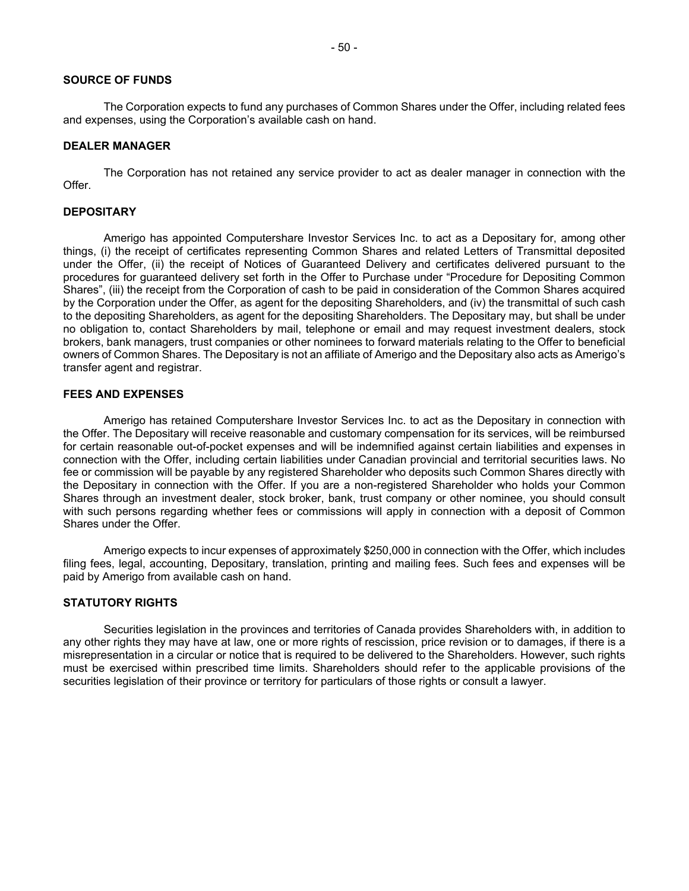## SOURCE OF FUNDS

The Corporation expects to fund any purchases of Common Shares under the Offer, including related fees and expenses, using the Corporation's available cash on hand.

## DEALER MANAGER

The Corporation has not retained any service provider to act as dealer manager in connection with the Offer.

## DEPOSITARY

Amerigo has appointed Computershare Investor Services Inc. to act as a Depositary for, among other things, (i) the receipt of certificates representing Common Shares and related Letters of Transmittal deposited under the Offer, (ii) the receipt of Notices of Guaranteed Delivery and certificates delivered pursuant to the procedures for guaranteed delivery set forth in the Offer to Purchase under "Procedure for Depositing Common Shares", (iii) the receipt from the Corporation of cash to be paid in consideration of the Common Shares acquired by the Corporation under the Offer, as agent for the depositing Shareholders, and (iv) the transmittal of such cash to the depositing Shareholders, as agent for the depositing Shareholders. The Depositary may, but shall be under no obligation to, contact Shareholders by mail, telephone or email and may request investment dealers, stock brokers, bank managers, trust companies or other nominees to forward materials relating to the Offer to beneficial owners of Common Shares. The Depositary is not an affiliate of Amerigo and the Depositary also acts as Amerigo's transfer agent and registrar.

## FEES AND EXPENSES

Amerigo has retained Computershare Investor Services Inc. to act as the Depositary in connection with the Offer. The Depositary will receive reasonable and customary compensation for its services, will be reimbursed for certain reasonable out-of-pocket expenses and will be indemnified against certain liabilities and expenses in connection with the Offer, including certain liabilities under Canadian provincial and territorial securities laws. No fee or commission will be payable by any registered Shareholder who deposits such Common Shares directly with the Depositary in connection with the Offer. If you are a non-registered Shareholder who holds your Common Shares through an investment dealer, stock broker, bank, trust company or other nominee, you should consult with such persons regarding whether fees or commissions will apply in connection with a deposit of Common Shares under the Offer.

Amerigo expects to incur expenses of approximately $250,000 in connection with the Offer, which includes filing fees, legal, accounting, Depositary, translation, printing and mailing fees. Such fees and expenses will be paid by Amerigo from available cash on hand.

## STATUTORY RIGHTS

Securities legislation in the provinces and territories of Canada provides Shareholders with, in addition to any other rights they may have at law, one or more rights of rescission, price revision or to damages, if there is a misrepresentation in a circular or notice that is required to be delivered to the Shareholders. However, such rights must be exercised within prescribed time limits. Shareholders should refer to the applicable provisions of the securities legislation of their province or territory for particulars of those rights or consult a lawyer.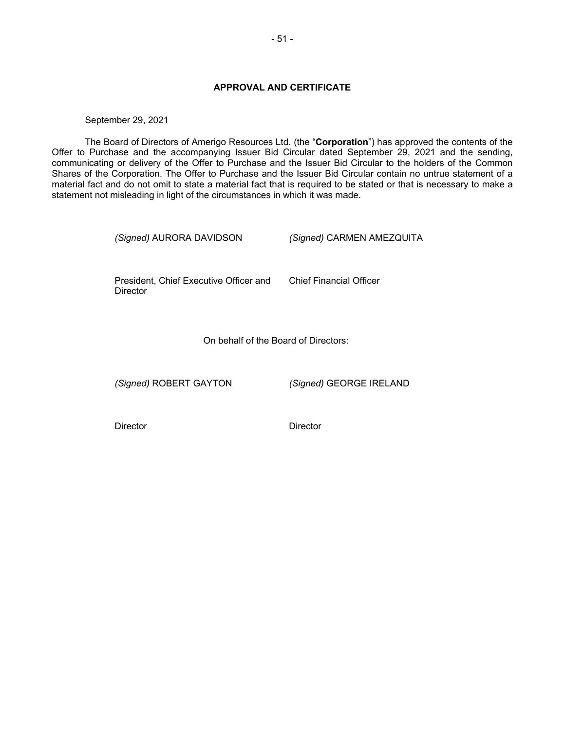## APPROVAL AND CERTIFICATE

September 29, 2021

The Board of Directors of Amerigo Resources Ltd. (the "**Corporation**") has approved the contents of the Offer to Purchase and the accompanying Issuer Bid Circular dated September 29, 2021 and the sending, communicating or delivery of the Offer to Purchase and the Issuer Bid Circular to the holders of the Common Shares of the Corporation. The Offer to Purchase and the Issuer Bid Circular contain no untrue statement of a material fact and do not omit to state a material fact that is required to be stated or that is necessary to make a statement not misleading in light of the circumstances in which it was made.

| *(Signed)* AURORA DAVIDSON | *(Signed)* CARMEN AMEZQUITA |
|---|---|
| President, Chief Executive Officer and Director | Chief Financial Officer |

On behalf of the Board of Directors:

| *(Signed)* ROBERT GAYTON | *(Signed)* GEORGE IRELAND |
|---|---|
| Director | Director |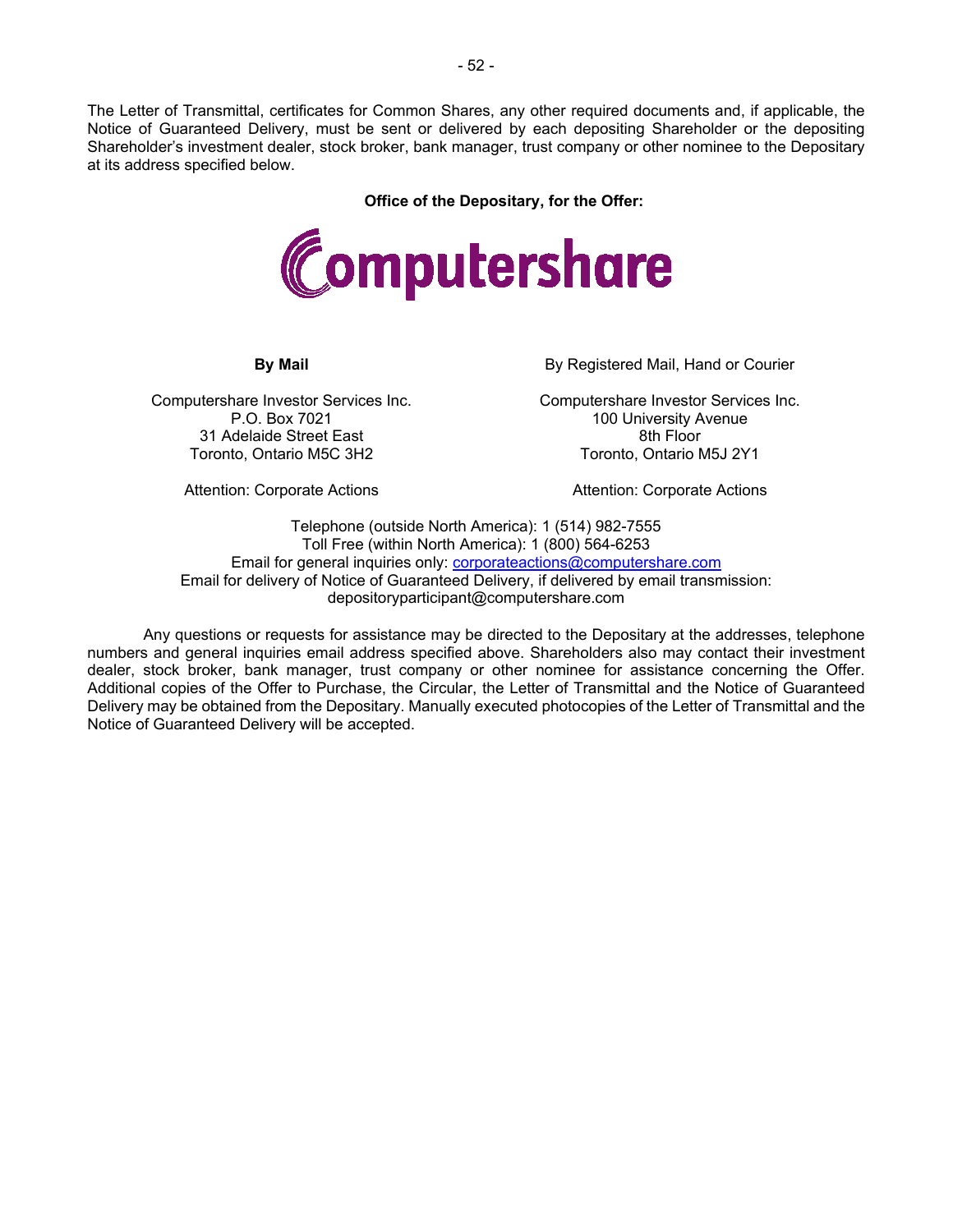The Letter of Transmittal, certificates for Common Shares, any other required documents and, if applicable, the Notice of Guaranteed Delivery, must be sent or delivered by each depositing Shareholder or the depositing Shareholder's investment dealer, stock broker, bank manager, trust company or other nominee to the Depositary at its address specified below.

**Office of the Depositary, for the Offer:**

Computershare

**By Mail**

Computershare Investor Services Inc.
P.O. Box 7021
31 Adelaide Street East
Toronto, Ontario M5C 3H2

Attention: Corporate Actions

By Registered Mail, Hand or Courier

Computershare Investor Services Inc.
100 University Avenue
8th Floor
Toronto, Ontario M5J 2Y1

Attention: Corporate Actions

Telephone (outside North America): 1 (514) 982-7555
Toll Free (within North America): 1 (800) 564-6253
Email for general inquiries only: corporateactions@computershare.com
Email for delivery of Notice of Guaranteed Delivery, if delivered by email transmission: depositoryparticipant@computershare.com

Any questions or requests for assistance may be directed to the Depositary at the addresses, telephone numbers and general inquiries email address specified above. Shareholders also may contact their investment dealer, stock broker, bank manager, trust company or other nominee for assistance concerning the Offer. Additional copies of the Offer to Purchase, the Circular, the Letter of Transmittal and the Notice of Guaranteed Delivery may be obtained from the Depositary. Manually executed photocopies of the Letter of Transmittal and the Notice of Guaranteed Delivery will be accepted.